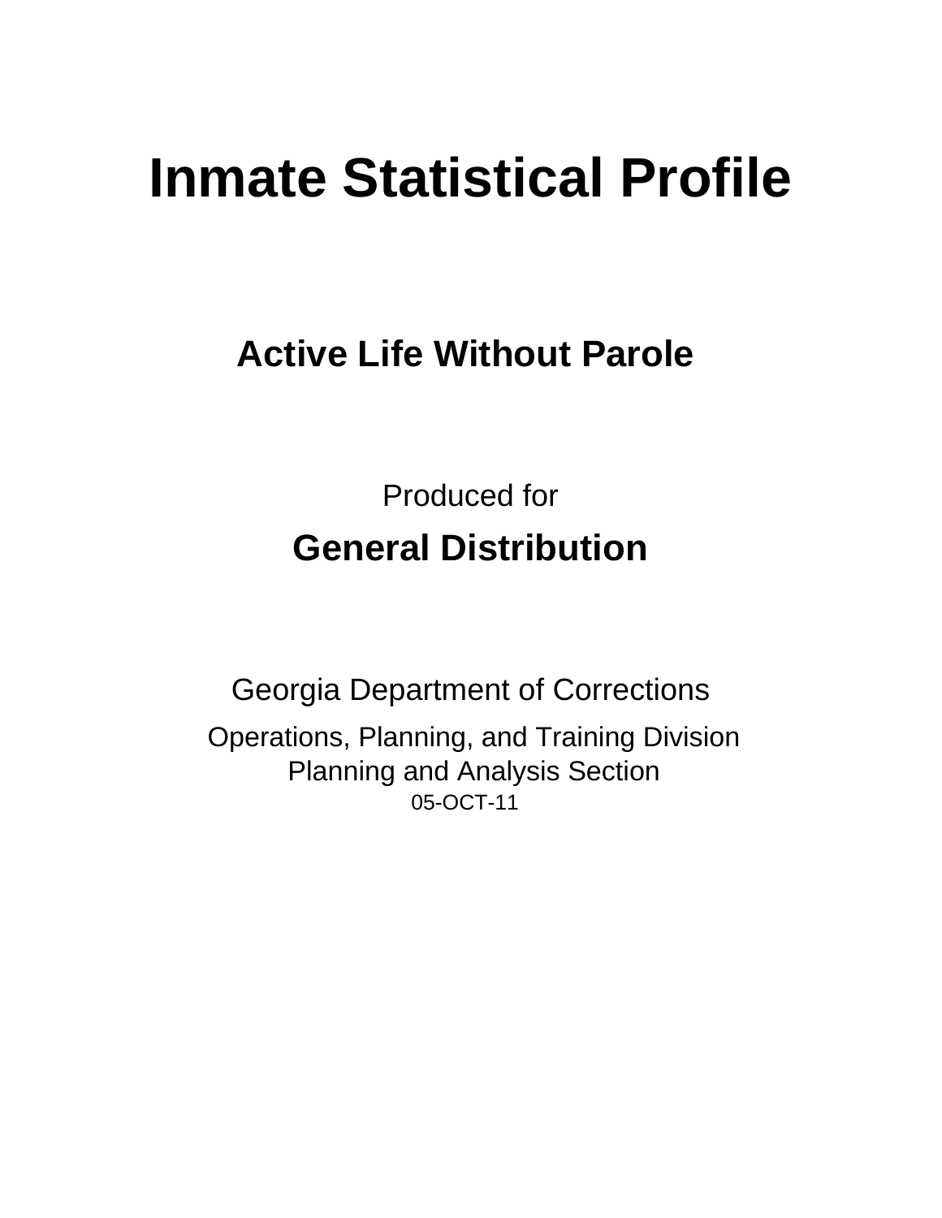# Inmate Statistical Profile

## Active Life Without Parole

Produced for

## General Distribution

Georgia Department of Corrections

Operations, Planning, and Training Division
Planning and Analysis Section
05-OCT-11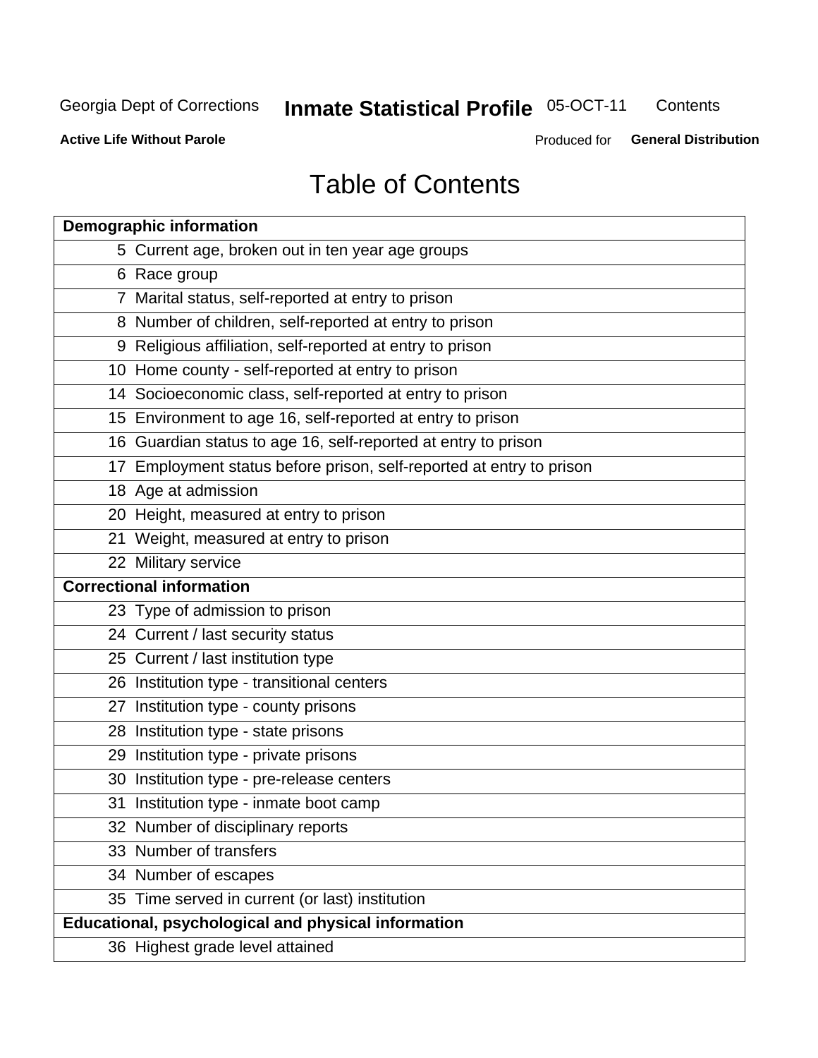# Table of Contents

| | |
|---|---|
| **Demographic information** | |
| 5 | Current age, broken out in ten year age groups |
| 6 | Race group |
| 7 | Marital status, self-reported at entry to prison |
| 8 | Number of children, self-reported at entry to prison |
| 9 | Religious affiliation, self-reported at entry to prison |
| 10 | Home county - self-reported at entry to prison |
| 14 | Socioeconomic class, self-reported at entry to prison |
| 15 | Environment to age 16, self-reported at entry to prison |
| 16 | Guardian status to age 16, self-reported at entry to prison |
| 17 | Employment status before prison, self-reported at entry to prison |
| 18 | Age at admission |
| 20 | Height, measured at entry to prison |
| 21 | Weight, measured at entry to prison |
| 22 | Military service |
| **Correctional information** | |
| 23 | Type of admission to prison |
| 24 | Current / last security status |
| 25 | Current / last institution type |
| 26 | Institution type - transitional centers |
| 27 | Institution type - county prisons |
| 28 | Institution type - state prisons |
| 29 | Institution type - private prisons |
| 30 | Institution type - pre-release centers |
| 31 | Institution type - inmate boot camp |
| 32 | Number of disciplinary reports |
| 33 | Number of transfers |
| 34 | Number of escapes |
| 35 | Time served in current (or last) institution |
| **Educational, psychological and physical information** | |
| 36 | Highest grade level attained |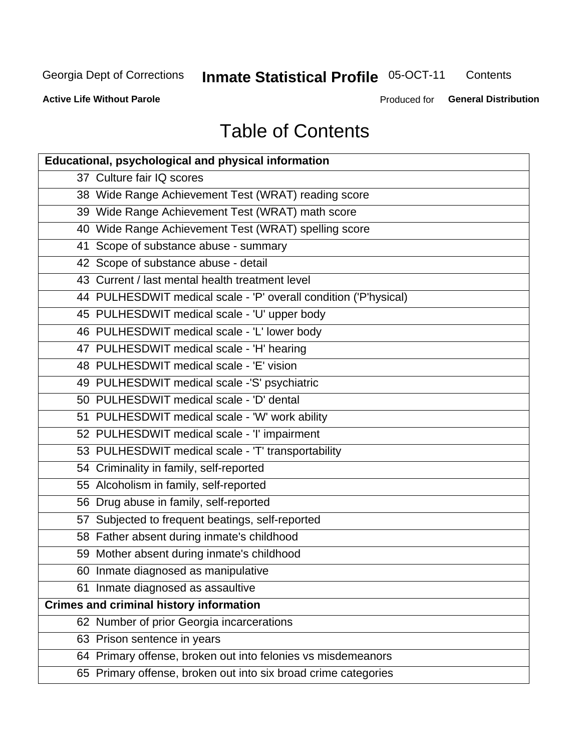Georgia Dept of Corrections **Inmate Statistical Profile** 05-OCT-11 Contents

**Active Life Without Parole** Produced for **General Distribution**

# Table of Contents

| | |
|---|---|
| **Educational, psychological and physical information** | |
| 37 | Culture fair IQ scores |
| 38 | Wide Range Achievement Test (WRAT) reading score |
| 39 | Wide Range Achievement Test (WRAT) math score |
| 40 | Wide Range Achievement Test (WRAT) spelling score |
| 41 | Scope of substance abuse - summary |
| 42 | Scope of substance abuse - detail |
| 43 | Current / last mental health treatment level |
| 44 | PULHESDWIT medical scale - 'P' overall condition ('P'hysical) |
| 45 | PULHESDWIT medical scale - 'U' upper body |
| 46 | PULHESDWIT medical scale - 'L' lower body |
| 47 | PULHESDWIT medical scale - 'H' hearing |
| 48 | PULHESDWIT medical scale - 'E' vision |
| 49 | PULHESDWIT medical scale -'S' psychiatric |
| 50 | PULHESDWIT medical scale - 'D' dental |
| 51 | PULHESDWIT medical scale - 'W' work ability |
| 52 | PULHESDWIT medical scale - 'I' impairment |
| 53 | PULHESDWIT medical scale - 'T' transportability |
| 54 | Criminality in family, self-reported |
| 55 | Alcoholism in family, self-reported |
| 56 | Drug abuse in family, self-reported |
| 57 | Subjected to frequent beatings, self-reported |
| 58 | Father absent during inmate's childhood |
| 59 | Mother absent during inmate's childhood |
| 60 | Inmate diagnosed as manipulative |
| 61 | Inmate diagnosed as assaultive |
| **Crimes and criminal history information** | |
| 62 | Number of prior Georgia incarcerations |
| 63 | Prison sentence in years |
| 64 | Primary offense, broken out into felonies vs misdemeanors |
| 65 | Primary offense, broken out into six broad crime categories |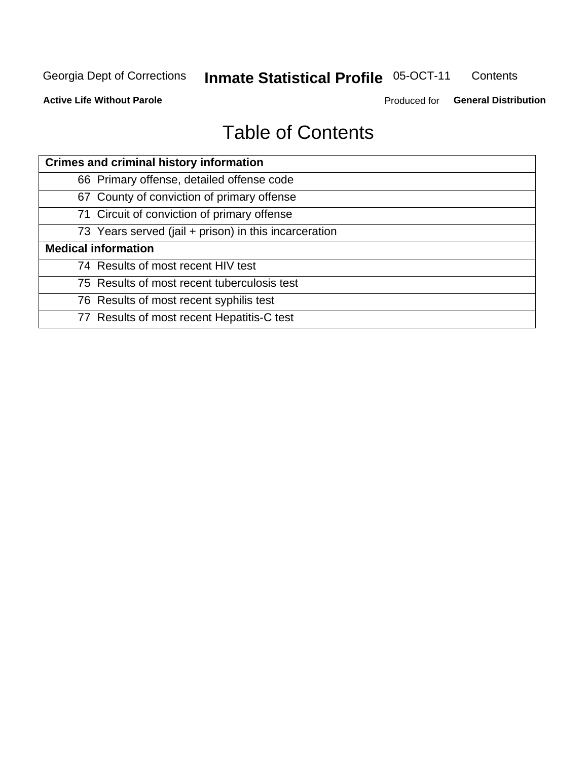# Table of Contents

| | |
|---|---|
| **Crimes and criminal history information** | |
| 66 | Primary offense, detailed offense code |
| 67 | County of conviction of primary offense |
| 71 | Circuit of conviction of primary offense |
| 73 | Years served (jail + prison) in this incarceration |
| **Medical information** | |
| 74 | Results of most recent HIV test |
| 75 | Results of most recent tuberculosis test |
| 76 | Results of most recent syphilis test |
| 77 | Results of most recent Hepatitis-C test |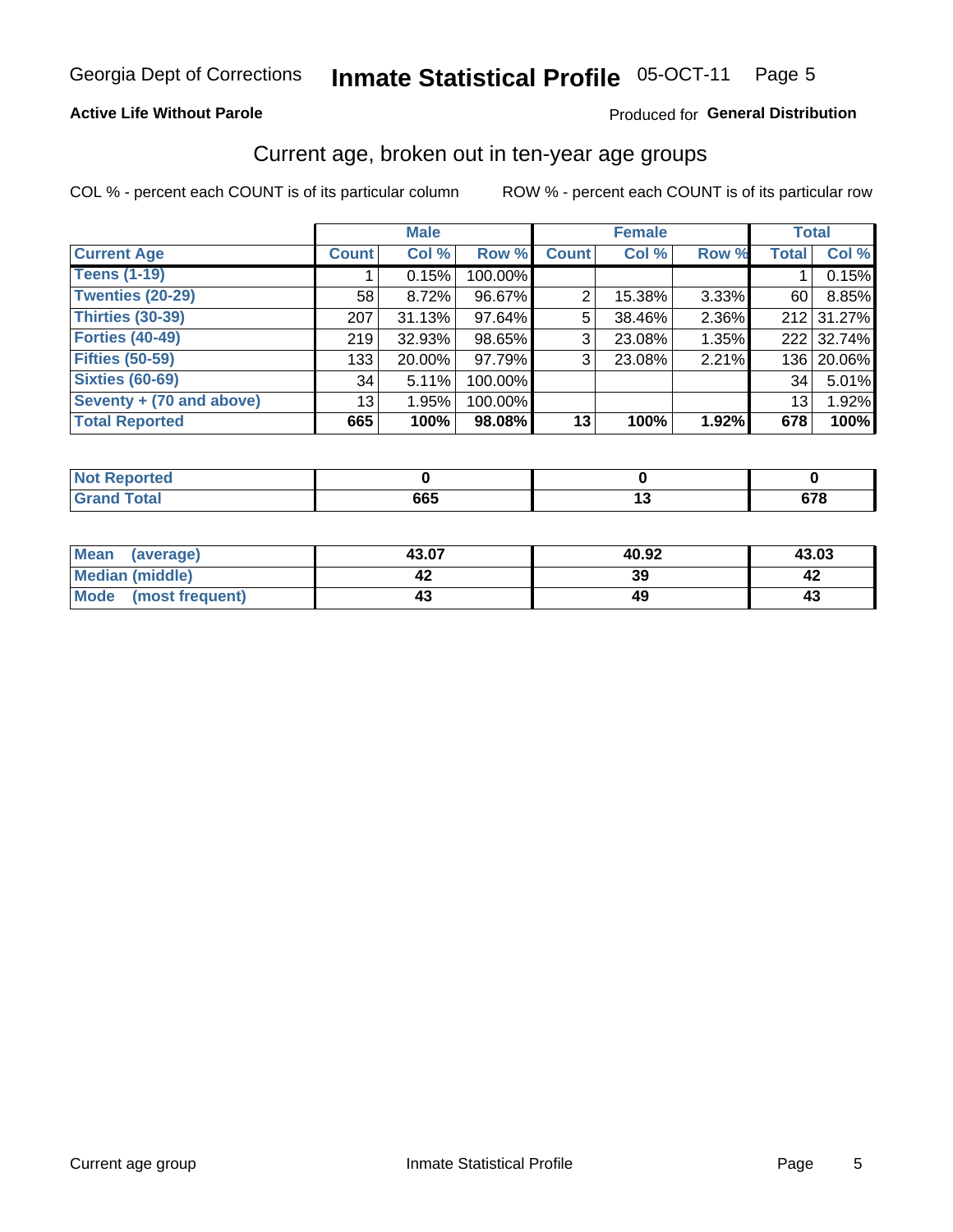Georgia Dept of Corrections **Inmate Statistical Profile** 05-OCT-11 Page 5

**Active Life Without Parole**

Produced for **General Distribution**

## Current age, broken out in ten-year age groups

COL % - percent each COUNT is of its particular column

ROW % - percent each COUNT is of its particular row

| | Male | | | Female | | | Total | |
|---|---|---|---|---|---|---|---|---|
| **Current Age** | **Count** | **Col %** | **Row %** | **Count** | **Col %** | **Row %** | **Total** | **Col %** |
| **Teens (1-19)** | 1 | 0.15% | 100.00% | | | | 1 | 0.15% |
| **Twenties (20-29)** | 58 | 8.72% | 96.67% | 2 | 15.38% | 3.33% | 60 | 8.85% |
| **Thirties (30-39)** | 207 | 31.13% | 97.64% | 5 | 38.46% | 2.36% | 212 | 31.27% |
| **Forties (40-49)** | 219 | 32.93% | 98.65% | 3 | 23.08% | 1.35% | 222 | 32.74% |
| **Fifties (50-59)** | 133 | 20.00% | 97.79% | 3 | 23.08% | 2.21% | 136 | 20.06% |
| **Sixties (60-69)** | 34 | 5.11% | 100.00% | | | | 34 | 5.01% |
| **Seventy + (70 and above)** | 13 | 1.95% | 100.00% | | | | 13 | 1.92% |
| **Total Reported** | **665** | **100%** | **98.08%** | **13** | **100%** | **1.92%** | **678** | **100%** |

| | Male | Female | Total |
|---|---|---|---|
| **Not Reported** | **0** | **0** | **0** |
| **Grand Total** | **665** | **13** | **678** |

| | Male | Female | Total |
|---|---|---|---|
| **Mean (average)** | **43.07** | **40.92** | **43.03** |
| **Median (middle)** | **42** | **39** | **42** |
| **Mode (most frequent)** | **43** | **49** | **43** |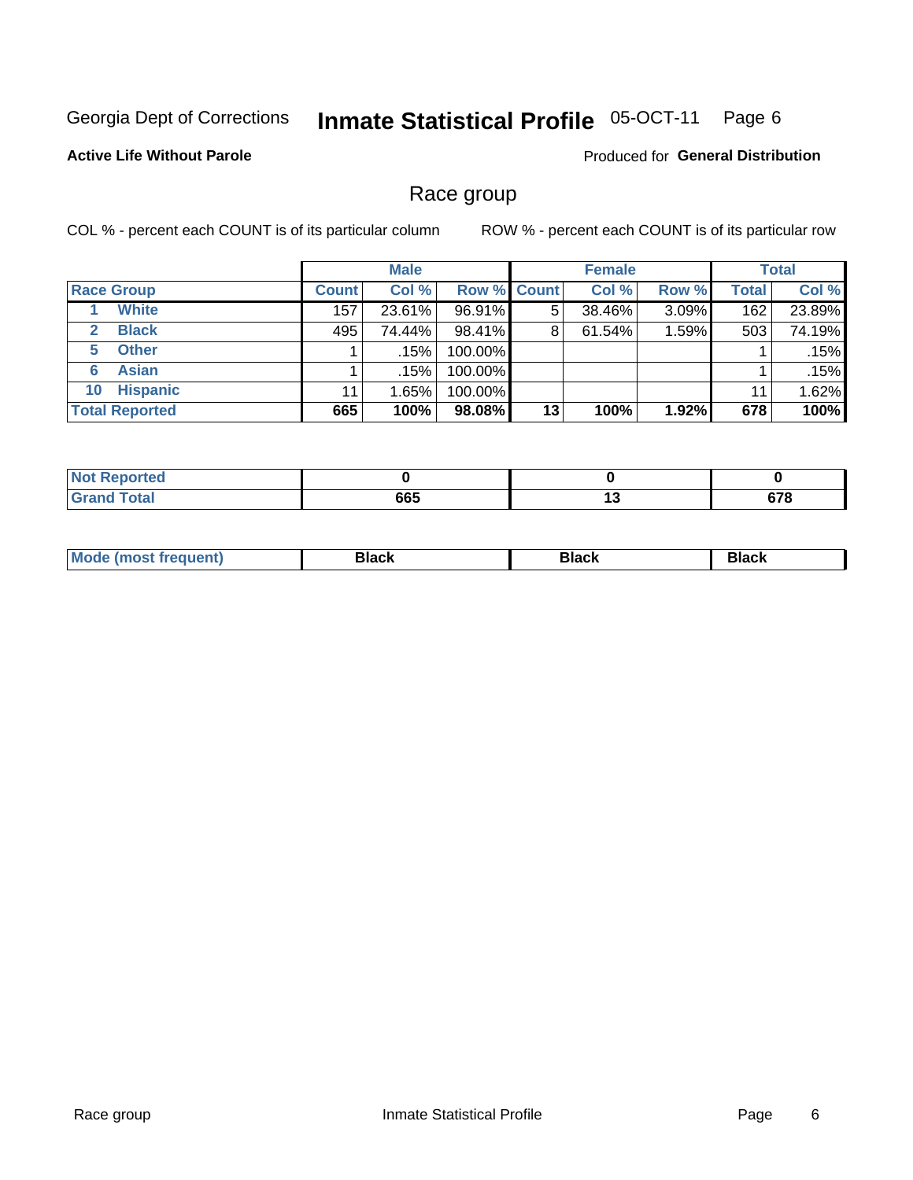Georgia Dept of Corrections **Inmate Statistical Profile** 05-OCT-11

**Active Life Without Parole**

Produced for **General Distribution**

## Race group

COL % - percent each COUNT is of its particular column

ROW % - percent each COUNT is of its particular row

| | Male | | | Female | | | Total | |
|---|---|---|---|---|---|---|---|---|
| **Race Group** | **Count** | **Col %** | **Row %** | **Count** | **Col %** | **Row %** | **Total** | **Col %** |
| 1 **White** | 157 | 23.61% | 96.91% | 5 | 38.46% | 3.09% | 162 | 23.89% |
| 2 **Black** | 495 | 74.44% | 98.41% | 8 | 61.54% | 1.59% | 503 | 74.19% |
| 5 **Other** | 1 | .15% | 100.00% | | | | 1 | .15% |
| 6 **Asian** | 1 | .15% | 100.00% | | | | 1 | .15% |
| 10 **Hispanic** | 11 | 1.65% | 100.00% | | | | 11 | 1.62% |
| **Total Reported** | **665** | **100%** | **98.08%** | **13** | **100%** | **1.92%** | **678** | **100%** |

| | Male | Female | Total |
|---|---|---|---|
| **Not Reported** | **0** | **0** | **0** |
| **Grand Total** | **665** | **13** | **678** |

| | Male | Female | Total |
|---|---|---|---|
| **Mode (most frequent)** | **Black** | **Black** | **Black** |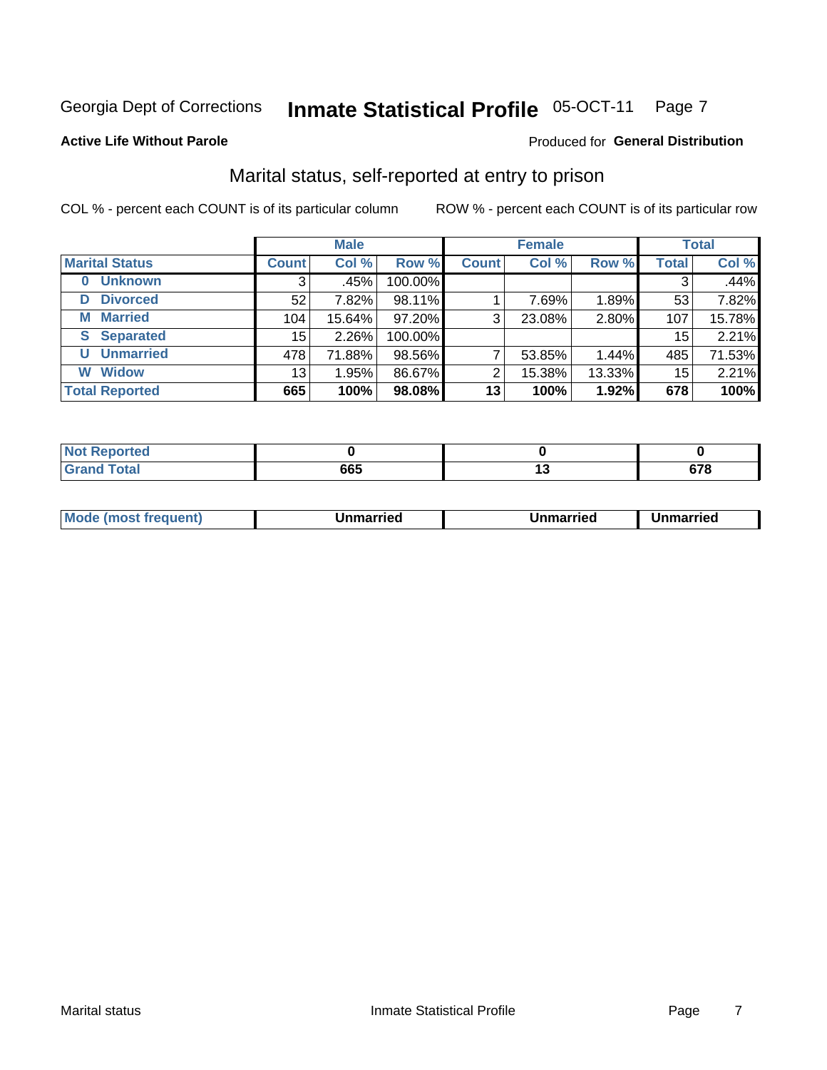Georgia Dept of Corrections **Inmate Statistical Profile** 05-OCT-11

**Active Life Without Parole**

Produced for **General Distribution**

## Marital status, self-reported at entry to prison

COL % - percent each COUNT is of its particular column

ROW % - percent each COUNT is of its particular row

| | Male | | | Female | | | Total | |
|---|---|---|---|---|---|---|---|---|
| **Marital Status** | **Count** | **Col %** | **Row %** | **Count** | **Col %** | **Row %** | **Total** | **Col %** |
| **0 Unknown** | 3 | .45% | 100.00% | | | | 3 | .44% |
| **D Divorced** | 52 | 7.82% | 98.11% | 1 | 7.69% | 1.89% | 53 | 7.82% |
| **M Married** | 104 | 15.64% | 97.20% | 3 | 23.08% | 2.80% | 107 | 15.78% |
| **S Separated** | 15 | 2.26% | 100.00% | | | | 15 | 2.21% |
| **U Unmarried** | 478 | 71.88% | 98.56% | 7 | 53.85% | 1.44% | 485 | 71.53% |
| **W Widow** | 13 | 1.95% | 86.67% | 2 | 15.38% | 13.33% | 15 | 2.21% |
| **Total Reported** | **665** | **100%** | **98.08%** | **13** | **100%** | **1.92%** | **678** | **100%** |

| | Male | Female | Total |
|---|---|---|---|
| **Not Reported** | **0** | **0** | **0** |
| **Grand Total** | **665** | **13** | **678** |

| | Male | Female | Total |
|---|---|---|---|
| **Mode (most frequent)** | **Unmarried** | **Unmarried** | **Unmarried** |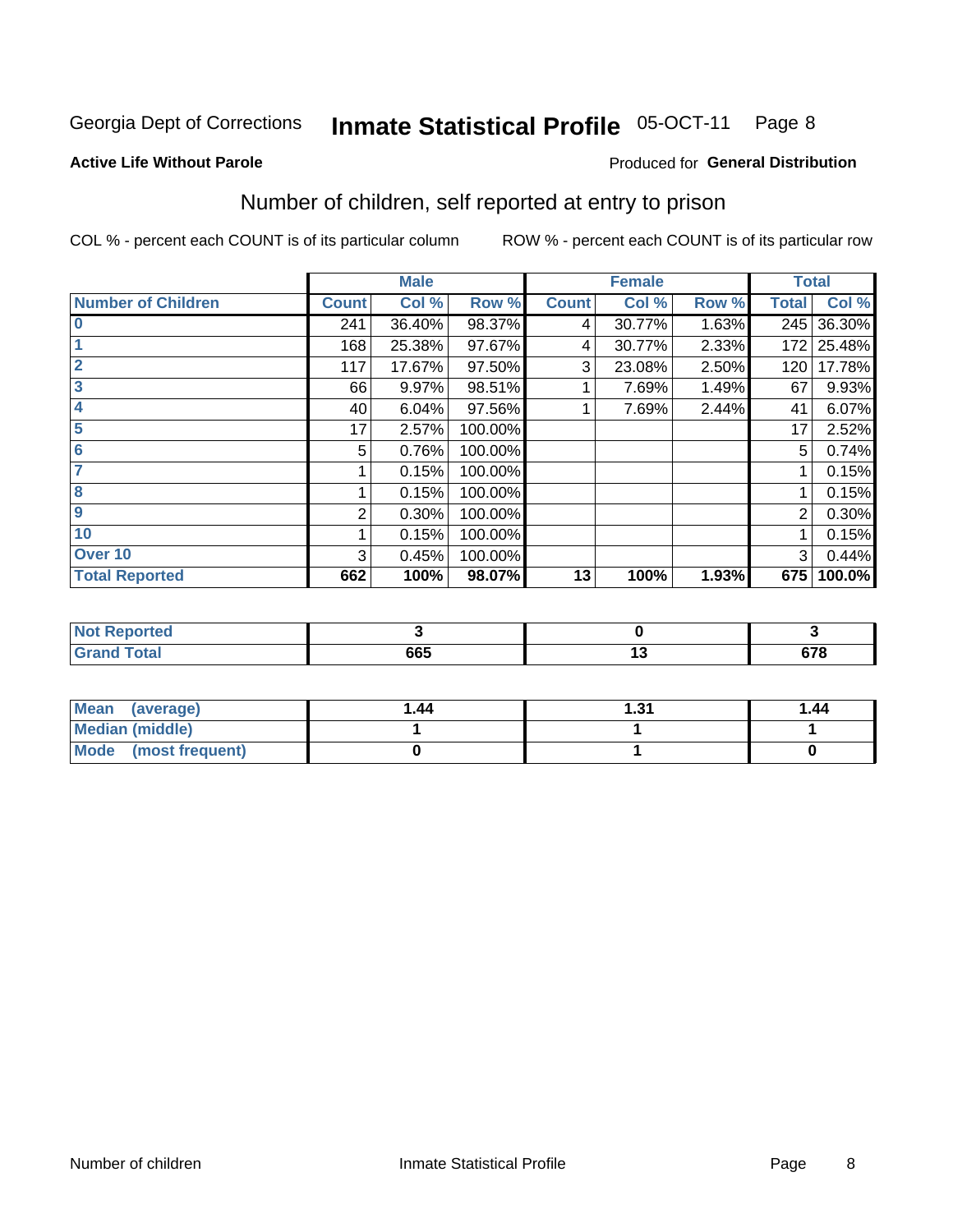Georgia Dept of Corrections **Inmate Statistical Profile** 05-OCT-11

**Active Life Without Parole**

Produced for **General Distribution**

## Number of children, self reported at entry to prison

COL % - percent each COUNT is of its particular column

ROW % - percent each COUNT is of its particular row

| | Male | | | Female | | | Total | |
|---|---|---|---|---|---|---|---|---|
| **Number of Children** | **Count** | **Col %** | **Row %** | **Count** | **Col %** | **Row %** | **Total** | **Col %** |
| **0** | 241 | 36.40% | 98.37% | 4 | 30.77% | 1.63% | 245 | 36.30% |
| **1** | 168 | 25.38% | 97.67% | 4 | 30.77% | 2.33% | 172 | 25.48% |
| **2** | 117 | 17.67% | 97.50% | 3 | 23.08% | 2.50% | 120 | 17.78% |
| **3** | 66 | 9.97% | 98.51% | 1 | 7.69% | 1.49% | 67 | 9.93% |
| **4** | 40 | 6.04% | 97.56% | 1 | 7.69% | 2.44% | 41 | 6.07% |
| **5** | 17 | 2.57% | 100.00% | | | | 17 | 2.52% |
| **6** | 5 | 0.76% | 100.00% | | | | 5 | 0.74% |
| **7** | 1 | 0.15% | 100.00% | | | | 1 | 0.15% |
| **8** | 1 | 0.15% | 100.00% | | | | 1 | 0.15% |
| **9** | 2 | 0.30% | 100.00% | | | | 2 | 0.30% |
| **10** | 1 | 0.15% | 100.00% | | | | 1 | 0.15% |
| **Over 10** | 3 | 0.45% | 100.00% | | | | 3 | 0.44% |
| **Total Reported** | **662** | **100%** | **98.07%** | **13** | **100%** | **1.93%** | **675** | **100.0%** |

| | Male | Female | Total |
|---|---|---|---|
| **Not Reported** | **3** | **0** | **3** |
| **Grand Total** | **665** | **13** | **678** |

| | Male | Female | Total |
|---|---|---|---|
| **Mean (average)** | **1.44** | **1.31** | **1.44** |
| **Median (middle)** | **1** | **1** | **1** |
| **Mode (most frequent)** | **0** | **1** | **0** |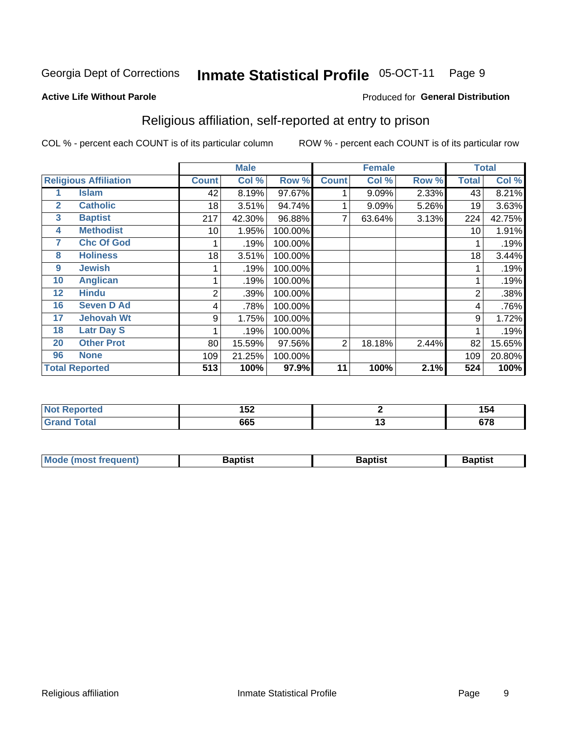Georgia Dept of Corrections **Inmate Statistical Profile** 05-OCT-11

**Active Life Without Parole**

Produced for **General Distribution**

## Religious affiliation, self-reported at entry to prison

COL % - percent each COUNT is of its particular column     ROW % - percent each COUNT is of its particular row

| | | Male | | | Female | | | Total | |
|---|---|---|---|---|---|---|---|---|---|
| **Religious Affiliation** | | **Count** | **Col %** | **Row %** | **Count** | **Col %** | **Row %** | **Total** | **Col %** |
| 1 | Islam | 42 | 8.19% | 97.67% | 1 | 9.09% | 2.33% | 43 | 8.21% |
| 2 | Catholic | 18 | 3.51% | 94.74% | 1 | 9.09% | 5.26% | 19 | 3.63% |
| 3 | Baptist | 217 | 42.30% | 96.88% | 7 | 63.64% | 3.13% | 224 | 42.75% |
| 4 | Methodist | 10 | 1.95% | 100.00% | | | | 10 | 1.91% |
| 7 | Chc Of God | 1 | .19% | 100.00% | | | | 1 | .19% |
| 8 | Holiness | 18 | 3.51% | 100.00% | | | | 18 | 3.44% |
| 9 | Jewish | 1 | .19% | 100.00% | | | | 1 | .19% |
| 10 | Anglican | 1 | .19% | 100.00% | | | | 1 | .19% |
| 12 | Hindu | 2 | .39% | 100.00% | | | | 2 | .38% |
| 16 | Seven D Ad | 4 | .78% | 100.00% | | | | 4 | .76% |
| 17 | Jehovah Wt | 9 | 1.75% | 100.00% | | | | 9 | 1.72% |
| 18 | Latr Day S | 1 | .19% | 100.00% | | | | 1 | .19% |
| 20 | Other Prot | 80 | 15.59% | 97.56% | 2 | 18.18% | 2.44% | 82 | 15.65% |
| 96 | None | 109 | 21.25% | 100.00% | | | | 109 | 20.80% |
| **Total Reported** | | **513** | **100%** | **97.9%** | **11** | **100%** | **2.1%** | **524** | **100%** |

| | Male | Female | Total |
|---|---|---|---|
| Not Reported | 152 | 2 | 154 |
| Grand Total | 665 | 13 | 678 |

| | Male | Female | Total |
|---|---|---|---|
| Mode (most frequent) | Baptist | Baptist | Baptist |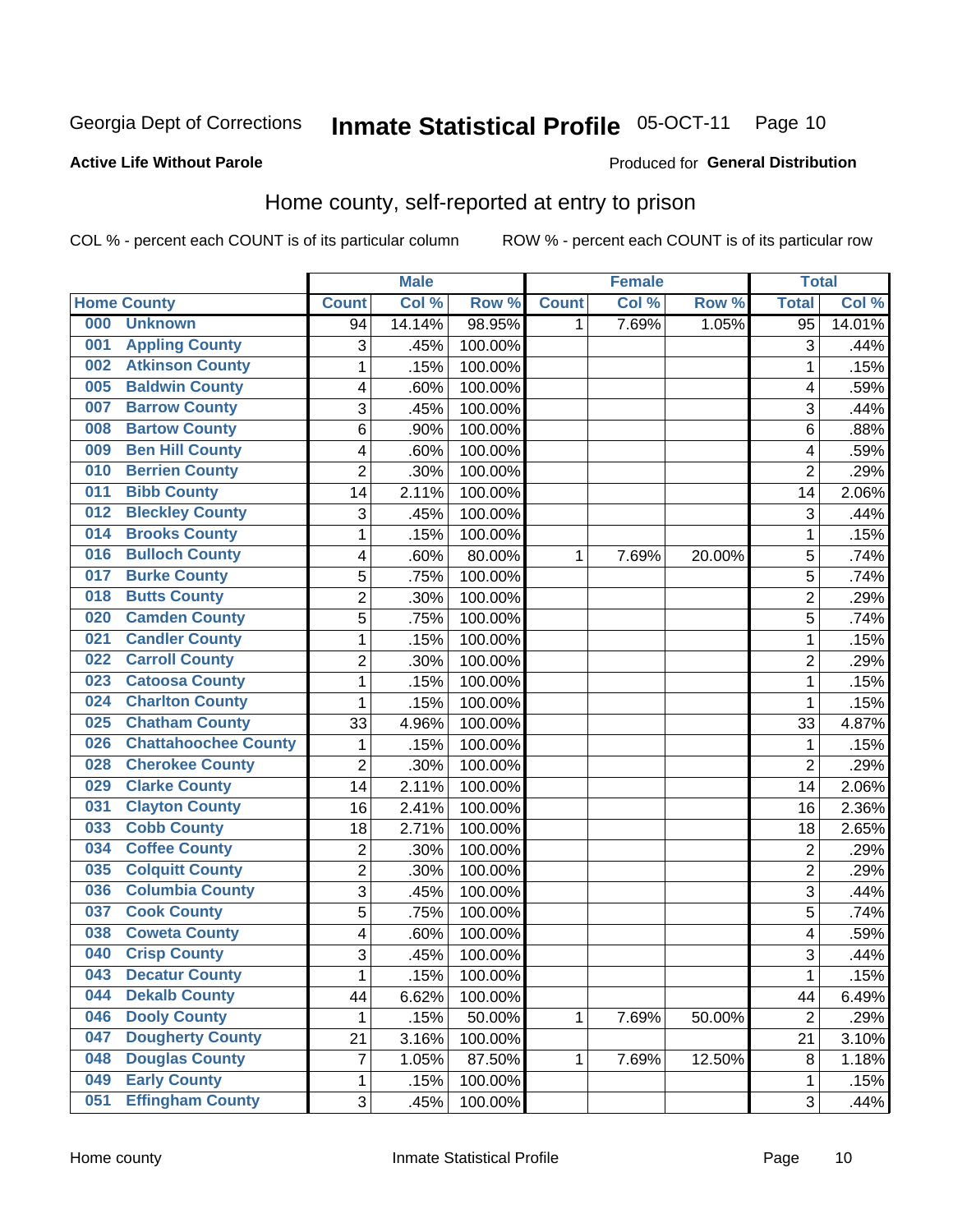Georgia Dept of Corrections **Inmate Statistical Profile** 05-OCT-11 Page 10

**Active Life Without Parole**

Produced for **General Distribution**

## Home county, self-reported at entry to prison

COL % - percent each COUNT is of its particular column ROW % - percent each COUNT is of its particular row

| Home County | | Male | | | Female | | | Total | |
|---|---|---|---|---|---|---|---|---|---|
| | | Count | Col % | Row % | Count | Col % | Row % | Total | Col % |
| 000 | Unknown | 94 | 14.14% | 98.95% | 1 | 7.69% | 1.05% | 95 | 14.01% |
| 001 | Appling County | 3 | .45% | 100.00% | | | | 3 | .44% |
| 002 | Atkinson County | 1 | .15% | 100.00% | | | | 1 | .15% |
| 005 | Baldwin County | 4 | .60% | 100.00% | | | | 4 | .59% |
| 007 | Barrow County | 3 | .45% | 100.00% | | | | 3 | .44% |
| 008 | Bartow County | 6 | .90% | 100.00% | | | | 6 | .88% |
| 009 | Ben Hill County | 4 | .60% | 100.00% | | | | 4 | .59% |
| 010 | Berrien County | 2 | .30% | 100.00% | | | | 2 | .29% |
| 011 | Bibb County | 14 | 2.11% | 100.00% | | | | 14 | 2.06% |
| 012 | Bleckley County | 3 | .45% | 100.00% | | | | 3 | .44% |
| 014 | Brooks County | 1 | .15% | 100.00% | | | | 1 | .15% |
| 016 | Bulloch County | 4 | .60% | 80.00% | 1 | 7.69% | 20.00% | 5 | .74% |
| 017 | Burke County | 5 | .75% | 100.00% | | | | 5 | .74% |
| 018 | Butts County | 2 | .30% | 100.00% | | | | 2 | .29% |
| 020 | Camden County | 5 | .75% | 100.00% | | | | 5 | .74% |
| 021 | Candler County | 1 | .15% | 100.00% | | | | 1 | .15% |
| 022 | Carroll County | 2 | .30% | 100.00% | | | | 2 | .29% |
| 023 | Catoosa County | 1 | .15% | 100.00% | | | | 1 | .15% |
| 024 | Charlton County | 1 | .15% | 100.00% | | | | 1 | .15% |
| 025 | Chatham County | 33 | 4.96% | 100.00% | | | | 33 | 4.87% |
| 026 | Chattahoochee County | 1 | .15% | 100.00% | | | | 1 | .15% |
| 028 | Cherokee County | 2 | .30% | 100.00% | | | | 2 | .29% |
| 029 | Clarke County | 14 | 2.11% | 100.00% | | | | 14 | 2.06% |
| 031 | Clayton County | 16 | 2.41% | 100.00% | | | | 16 | 2.36% |
| 033 | Cobb County | 18 | 2.71% | 100.00% | | | | 18 | 2.65% |
| 034 | Coffee County | 2 | .30% | 100.00% | | | | 2 | .29% |
| 035 | Colquitt County | 2 | .30% | 100.00% | | | | 2 | .29% |
| 036 | Columbia County | 3 | .45% | 100.00% | | | | 3 | .44% |
| 037 | Cook County | 5 | .75% | 100.00% | | | | 5 | .74% |
| 038 | Coweta County | 4 | .60% | 100.00% | | | | 4 | .59% |
| 040 | Crisp County | 3 | .45% | 100.00% | | | | 3 | .44% |
| 043 | Decatur County | 1 | .15% | 100.00% | | | | 1 | .15% |
| 044 | Dekalb County | 44 | 6.62% | 100.00% | | | | 44 | 6.49% |
| 046 | Dooly County | 1 | .15% | 50.00% | 1 | 7.69% | 50.00% | 2 | .29% |
| 047 | Dougherty County | 21 | 3.16% | 100.00% | | | | 21 | 3.10% |
| 048 | Douglas County | 7 | 1.05% | 87.50% | 1 | 7.69% | 12.50% | 8 | 1.18% |
| 049 | Early County | 1 | .15% | 100.00% | | | | 1 | .15% |
| 051 | Effingham County | 3 | .45% | 100.00% | | | | 3 | .44% |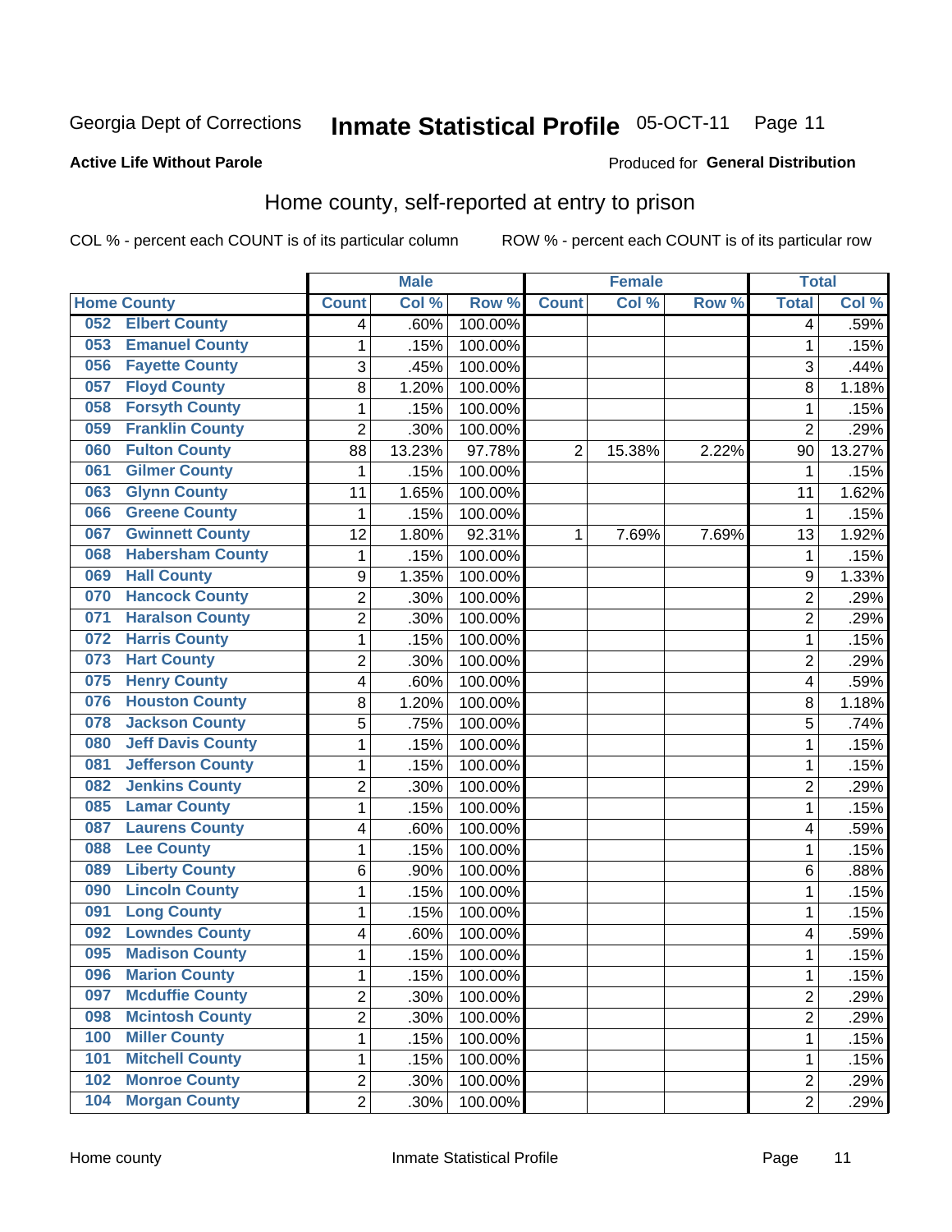Georgia Dept of Corrections **Inmate Statistical Profile** 05-OCT-11

**Active Life Without Parole**

Produced for **General Distribution**

## Home county, self-reported at entry to prison

COL % - percent each COUNT is of its particular column ROW % - percent each COUNT is of its particular row

| Home County | | Male | | | Female | | | Total | |
|---|---|---|---|---|---|---|---|---|---|
| | | Count | Col % | Row % | Count | Col % | Row % | Total | Col % |
| 052 | Elbert County | 4 | .60% | 100.00% | | | | 4 | .59% |
| 053 | Emanuel County | 1 | .15% | 100.00% | | | | 1 | .15% |
| 056 | Fayette County | 3 | .45% | 100.00% | | | | 3 | .44% |
| 057 | Floyd County | 8 | 1.20% | 100.00% | | | | 8 | 1.18% |
| 058 | Forsyth County | 1 | .15% | 100.00% | | | | 1 | .15% |
| 059 | Franklin County | 2 | .30% | 100.00% | | | | 2 | .29% |
| 060 | Fulton County | 88 | 13.23% | 97.78% | 2 | 15.38% | 2.22% | 90 | 13.27% |
| 061 | Gilmer County | 1 | .15% | 100.00% | | | | 1 | .15% |
| 063 | Glynn County | 11 | 1.65% | 100.00% | | | | 11 | 1.62% |
| 066 | Greene County | 1 | .15% | 100.00% | | | | 1 | .15% |
| 067 | Gwinnett County | 12 | 1.80% | 92.31% | 1 | 7.69% | 7.69% | 13 | 1.92% |
| 068 | Habersham County | 1 | .15% | 100.00% | | | | 1 | .15% |
| 069 | Hall County | 9 | 1.35% | 100.00% | | | | 9 | 1.33% |
| 070 | Hancock County | 2 | .30% | 100.00% | | | | 2 | .29% |
| 071 | Haralson County | 2 | .30% | 100.00% | | | | 2 | .29% |
| 072 | Harris County | 1 | .15% | 100.00% | | | | 1 | .15% |
| 073 | Hart County | 2 | .30% | 100.00% | | | | 2 | .29% |
| 075 | Henry County | 4 | .60% | 100.00% | | | | 4 | .59% |
| 076 | Houston County | 8 | 1.20% | 100.00% | | | | 8 | 1.18% |
| 078 | Jackson County | 5 | .75% | 100.00% | | | | 5 | .74% |
| 080 | Jeff Davis County | 1 | .15% | 100.00% | | | | 1 | .15% |
| 081 | Jefferson County | 1 | .15% | 100.00% | | | | 1 | .15% |
| 082 | Jenkins County | 2 | .30% | 100.00% | | | | 2 | .29% |
| 085 | Lamar County | 1 | .15% | 100.00% | | | | 1 | .15% |
| 087 | Laurens County | 4 | .60% | 100.00% | | | | 4 | .59% |
| 088 | Lee County | 1 | .15% | 100.00% | | | | 1 | .15% |
| 089 | Liberty County | 6 | .90% | 100.00% | | | | 6 | .88% |
| 090 | Lincoln County | 1 | .15% | 100.00% | | | | 1 | .15% |
| 091 | Long County | 1 | .15% | 100.00% | | | | 1 | .15% |
| 092 | Lowndes County | 4 | .60% | 100.00% | | | | 4 | .59% |
| 095 | Madison County | 1 | .15% | 100.00% | | | | 1 | .15% |
| 096 | Marion County | 1 | .15% | 100.00% | | | | 1 | .15% |
| 097 | Mcduffie County | 2 | .30% | 100.00% | | | | 2 | .29% |
| 098 | Mcintosh County | 2 | .30% | 100.00% | | | | 2 | .29% |
| 100 | Miller County | 1 | .15% | 100.00% | | | | 1 | .15% |
| 101 | Mitchell County | 1 | .15% | 100.00% | | | | 1 | .15% |
| 102 | Monroe County | 2 | .30% | 100.00% | | | | 2 | .29% |
| 104 | Morgan County | 2 | .30% | 100.00% | | | | 2 | .29% |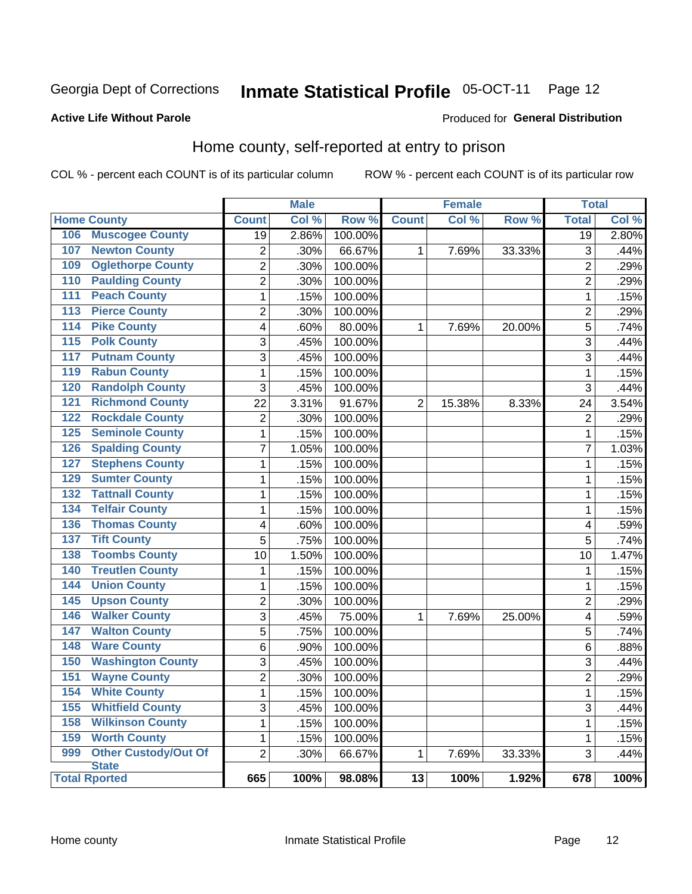Georgia Dept of Corrections **Inmate Statistical Profile** 05-OCT-11

**Active Life Without Parole**

Produced for **General Distribution**

## Home county, self-reported at entry to prison

COL % - percent each COUNT is of its particular column ROW % - percent each COUNT is of its particular row

| | | Male | | | Female | | | Total | |
|---|---|---|---|---|---|---|---|---|---|
| Home County | | Count | Col % | Row % | Count | Col % | Row % | Total | Col % |
| 106 | Muscogee County | 19 | 2.86% | 100.00% | | | | 19 | 2.80% |
| 107 | Newton County | 2 | .30% | 66.67% | 1 | 7.69% | 33.33% | 3 | .44% |
| 109 | Oglethorpe County | 2 | .30% | 100.00% | | | | 2 | .29% |
| 110 | Paulding County | 2 | .30% | 100.00% | | | | 2 | .29% |
| 111 | Peach County | 1 | .15% | 100.00% | | | | 1 | .15% |
| 113 | Pierce County | 2 | .30% | 100.00% | | | | 2 | .29% |
| 114 | Pike County | 4 | .60% | 80.00% | 1 | 7.69% | 20.00% | 5 | .74% |
| 115 | Polk County | 3 | .45% | 100.00% | | | | 3 | .44% |
| 117 | Putnam County | 3 | .45% | 100.00% | | | | 3 | .44% |
| 119 | Rabun County | 1 | .15% | 100.00% | | | | 1 | .15% |
| 120 | Randolph County | 3 | .45% | 100.00% | | | | 3 | .44% |
| 121 | Richmond County | 22 | 3.31% | 91.67% | 2 | 15.38% | 8.33% | 24 | 3.54% |
| 122 | Rockdale County | 2 | .30% | 100.00% | | | | 2 | .29% |
| 125 | Seminole County | 1 | .15% | 100.00% | | | | 1 | .15% |
| 126 | Spalding County | 7 | 1.05% | 100.00% | | | | 7 | 1.03% |
| 127 | Stephens County | 1 | .15% | 100.00% | | | | 1 | .15% |
| 129 | Sumter County | 1 | .15% | 100.00% | | | | 1 | .15% |
| 132 | Tattnall County | 1 | .15% | 100.00% | | | | 1 | .15% |
| 134 | Telfair County | 1 | .15% | 100.00% | | | | 1 | .15% |
| 136 | Thomas County | 4 | .60% | 100.00% | | | | 4 | .59% |
| 137 | Tift County | 5 | .75% | 100.00% | | | | 5 | .74% |
| 138 | Toombs County | 10 | 1.50% | 100.00% | | | | 10 | 1.47% |
| 140 | Treutlen County | 1 | .15% | 100.00% | | | | 1 | .15% |
| 144 | Union County | 1 | .15% | 100.00% | | | | 1 | .15% |
| 145 | Upson County | 2 | .30% | 100.00% | | | | 2 | .29% |
| 146 | Walker County | 3 | .45% | 75.00% | 1 | 7.69% | 25.00% | 4 | .59% |
| 147 | Walton County | 5 | .75% | 100.00% | | | | 5 | .74% |
| 148 | Ware County | 6 | .90% | 100.00% | | | | 6 | .88% |
| 150 | Washington County | 3 | .45% | 100.00% | | | | 3 | .44% |
| 151 | Wayne County | 2 | .30% | 100.00% | | | | 2 | .29% |
| 154 | White County | 1 | .15% | 100.00% | | | | 1 | .15% |
| 155 | Whitfield County | 3 | .45% | 100.00% | | | | 3 | .44% |
| 158 | Wilkinson County | 1 | .15% | 100.00% | | | | 1 | .15% |
| 159 | Worth County | 1 | .15% | 100.00% | | | | 1 | .15% |
| 999 | Other Custody/Out Of State | 2 | .30% | 66.67% | 1 | 7.69% | 33.33% | 3 | .44% |
| Total Rported | | 665 | 100% | 98.08% | 13 | 100% | 1.92% | 678 | 100% |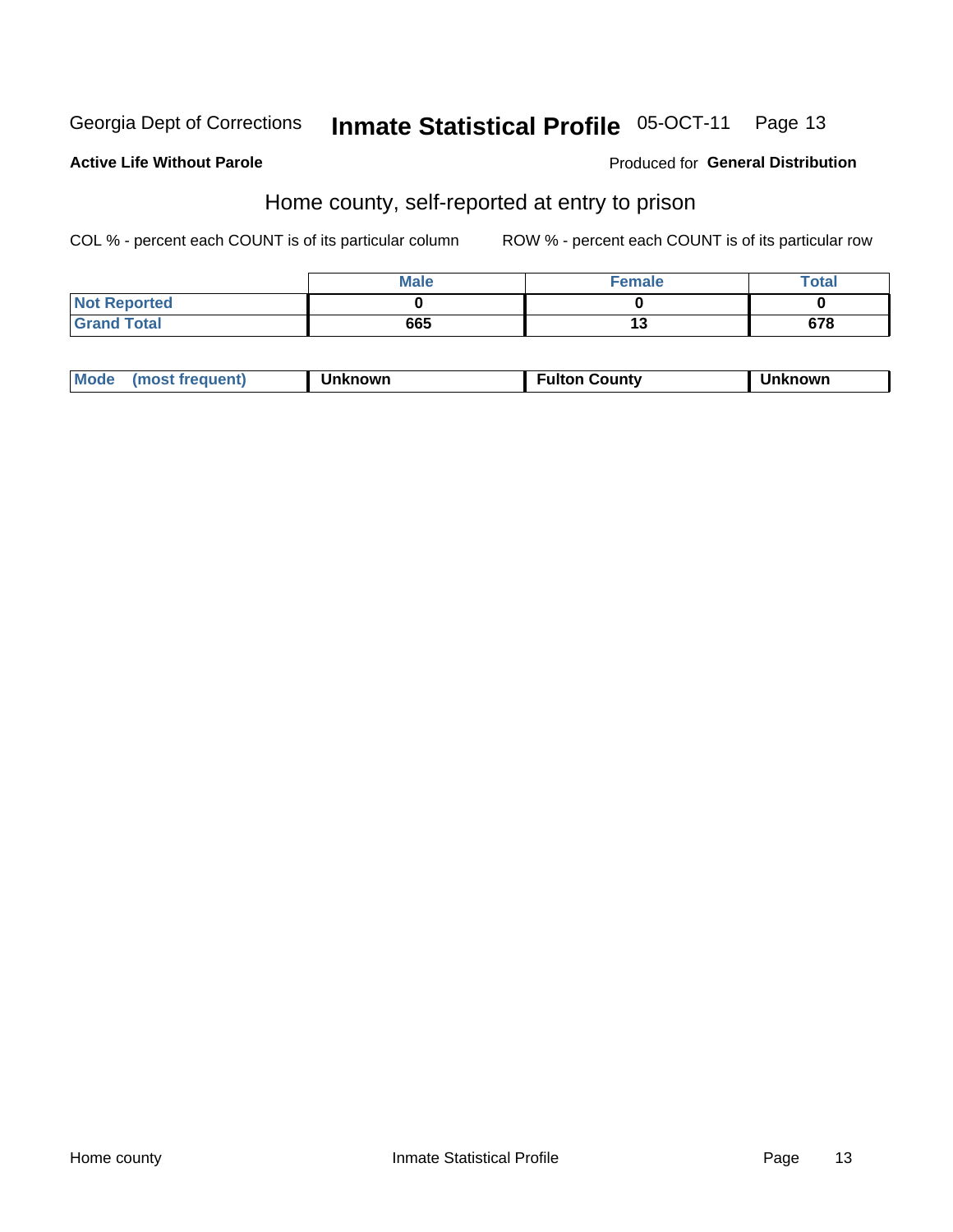Georgia Dept of Corrections **Inmate Statistical Profile** 05-OCT-11

**Active Life Without Parole**

Produced for **General Distribution**

## Home county, self-reported at entry to prison

COL % - percent each COUNT is of its particular column

ROW % - percent each COUNT is of its particular row

| | Male | Female | Total |
|---|---|---|---|
| Not Reported | 0 | 0 | 0 |
| Grand Total | 665 | 13 | 678 |

| | | | |
|---|---|---|---|
| Mode (most frequent) | Unknown | Fulton County | Unknown |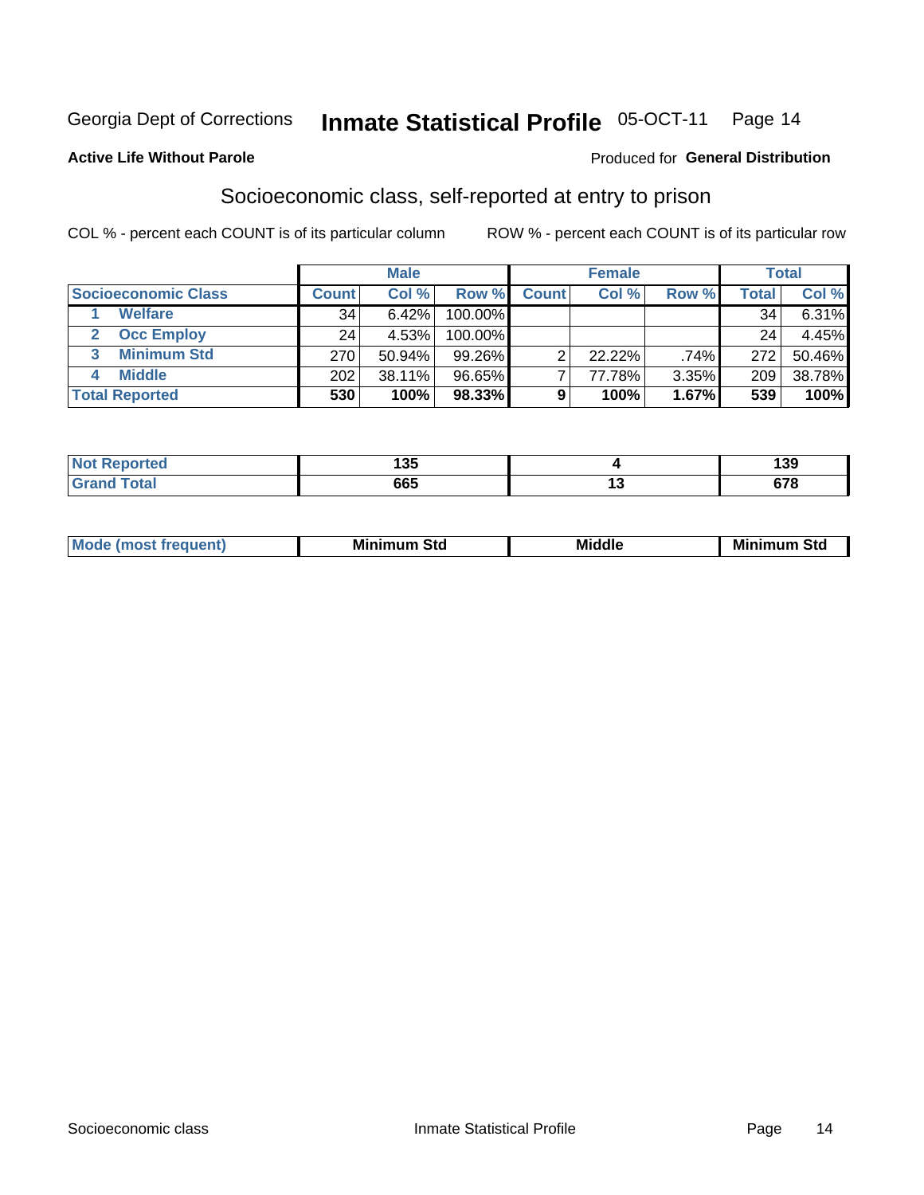Georgia Dept of Corrections **Inmate Statistical Profile** 05-OCT-11

**Active Life Without Parole**

Produced for **General Distribution**

## Socioeconomic class, self-reported at entry to prison

COL % - percent each COUNT is of its particular column

ROW % - percent each COUNT is of its particular row

| | Male | | | Female | | | Total | |
|---|---|---|---|---|---|---|---|---|
| **Socioeconomic Class** | **Count** | **Col %** | **Row %** | **Count** | **Col %** | **Row %** | **Total** | **Col %** |
| 1 **Welfare** | 34 | 6.42% | 100.00% | | | | 34 | 6.31% |
| 2 **Occ Employ** | 24 | 4.53% | 100.00% | | | | 24 | 4.45% |
| 3 **Minimum Std** | 270 | 50.94% | 99.26% | 2 | 22.22% | .74% | 272 | 50.46% |
| 4 **Middle** | 202 | 38.11% | 96.65% | 7 | 77.78% | 3.35% | 209 | 38.78% |
| **Total Reported** | **530** | **100%** | **98.33%** | **9** | **100%** | **1.67%** | **539** | **100%** |

| | Male | Female | Total |
|---|---|---|---|
| **Not Reported** | **135** | **4** | **139** |
| **Grand Total** | **665** | **13** | **678** |

| | Male | Female | Total |
|---|---|---|---|
| **Mode (most frequent)** | **Minimum Std** | **Middle** | **Minimum Std** |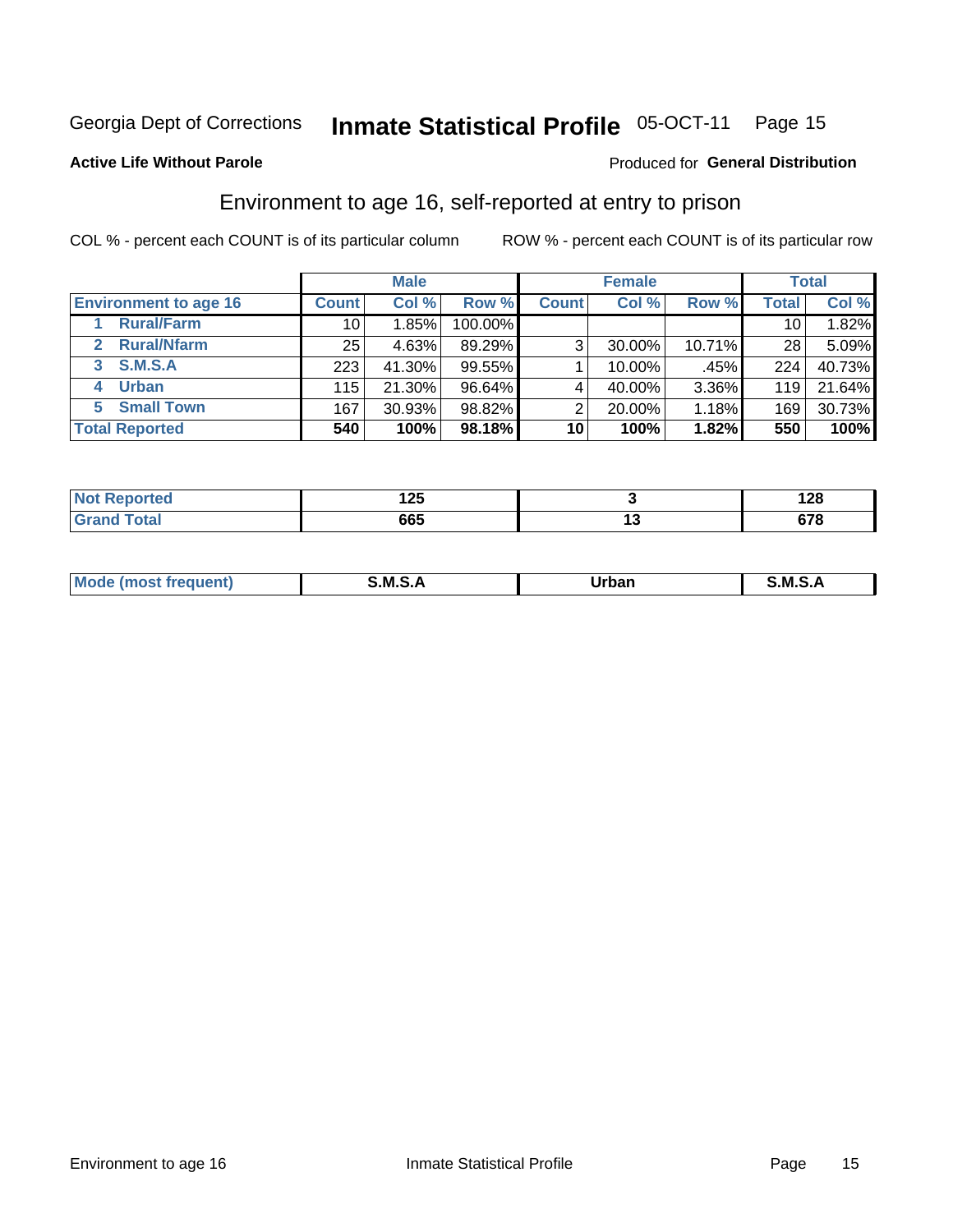Georgia Dept of Corrections **Inmate Statistical Profile** 05-OCT-11 Page 15

**Active Life Without Parole**

Produced for **General Distribution**

## Environment to age 16, self-reported at entry to prison

COL % - percent each COUNT is of its particular column

ROW % - percent each COUNT is of its particular row

| | Male | | | Female | | | Total | |
|---|---|---|---|---|---|---|---|---|
| **Environment to age 16** | **Count** | **Col %** | **Row %** | **Count** | **Col %** | **Row %** | **Total** | **Col %** |
| **1 Rural/Farm** | 10 | 1.85% | 100.00% | | | | 10 | 1.82% |
| **2 Rural/Nfarm** | 25 | 4.63% | 89.29% | 3 | 30.00% | 10.71% | 28 | 5.09% |
| **3 S.M.S.A** | 223 | 41.30% | 99.55% | 1 | 10.00% | .45% | 224 | 40.73% |
| **4 Urban** | 115 | 21.30% | 96.64% | 4 | 40.00% | 3.36% | 119 | 21.64% |
| **5 Small Town** | 167 | 30.93% | 98.82% | 2 | 20.00% | 1.18% | 169 | 30.73% |
| **Total Reported** | **540** | **100%** | **98.18%** | **10** | **100%** | **1.82%** | **550** | **100%** |

| | Male | Female | Total |
|---|---|---|---|
| **Not Reported** | **125** | **3** | **128** |
| **Grand Total** | **665** | **13** | **678** |

| | Male | Female | Total |
|---|---|---|---|
| **Mode (most frequent)** | **S.M.S.A** | **Urban** | **S.M.S.A** |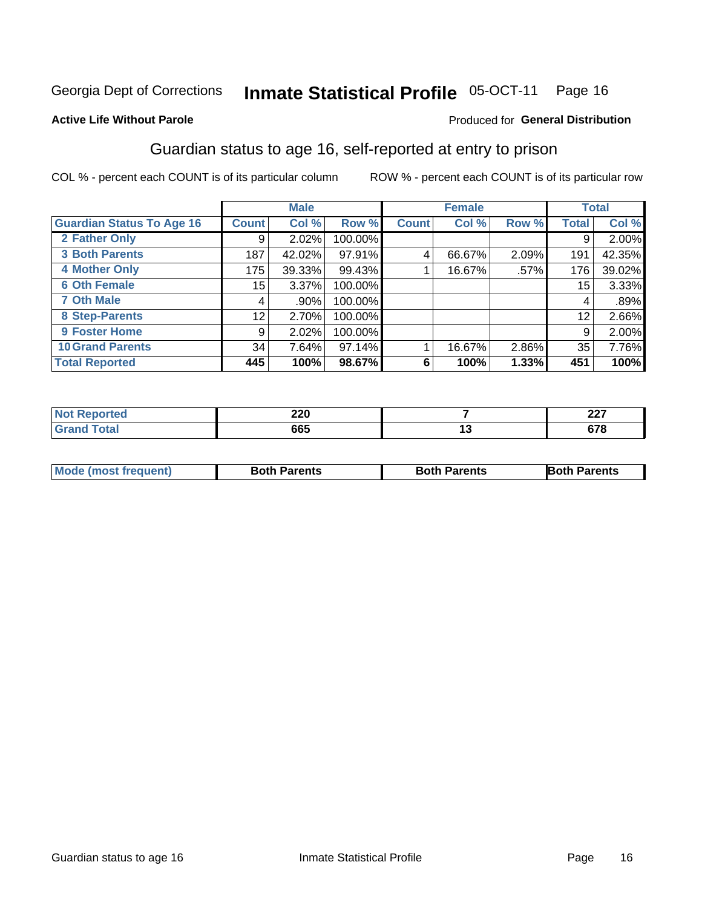Georgia Dept of Corrections **Inmate Statistical Profile** 05-OCT-11

**Active Life Without Parole**

Produced for **General Distribution**

## Guardian status to age 16, self-reported at entry to prison

COL % - percent each COUNT is of its particular column ROW % - percent each COUNT is of its particular row

| | Male | | | Female | | | Total | |
|---|---|---|---|---|---|---|---|---|
| **Guardian Status To Age 16** | **Count** | **Col %** | **Row %** | **Count** | **Col %** | **Row %** | **Total** | **Col %** |
| 2 Father Only | 9 | 2.02% | 100.00% | | | | 9 | 2.00% |
| 3 Both Parents | 187 | 42.02% | 97.91% | 4 | 66.67% | 2.09% | 191 | 42.35% |
| 4 Mother Only | 175 | 39.33% | 99.43% | 1 | 16.67% | .57% | 176 | 39.02% |
| 6 Oth Female | 15 | 3.37% | 100.00% | | | | 15 | 3.33% |
| 7 Oth Male | 4 | .90% | 100.00% | | | | 4 | .89% |
| 8 Step-Parents | 12 | 2.70% | 100.00% | | | | 12 | 2.66% |
| 9 Foster Home | 9 | 2.02% | 100.00% | | | | 9 | 2.00% |
| 10 Grand Parents | 34 | 7.64% | 97.14% | 1 | 16.67% | 2.86% | 35 | 7.76% |
| **Total Reported** | **445** | **100%** | **98.67%** | **6** | **100%** | **1.33%** | **451** | **100%** |

| | Male | Female | Total |
|---|---|---|---|
| Not Reported | 220 | 7 | 227 |
| Grand Total | 665 | 13 | 678 |

| | Male | Female | Total |
|---|---|---|---|
| Mode (most frequent) | Both Parents | Both Parents | Both Parents |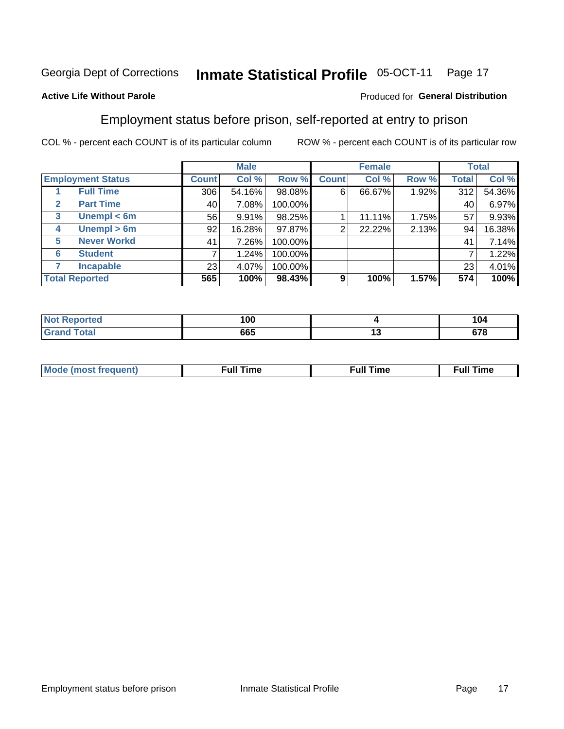Georgia Dept of Corrections **Inmate Statistical Profile** 05-OCT-11

**Active Life Without Parole**

Produced for **General Distribution**

## Employment status before prison, self-reported at entry to prison

COL % - percent each COUNT is of its particular column    ROW % - percent each COUNT is of its particular row

| Employment Status | | Male | | | Female | | | Total | |
|---|---|---|---|---|---|---|---|---|---|
| | | Count | Col % | Row % | Count | Col % | Row % | Total | Col % |
| 1 | Full Time | 306 | 54.16% | 98.08% | 6 | 66.67% | 1.92% | 312 | 54.36% |
| 2 | Part Time | 40 | 7.08% | 100.00% | | | | 40 | 6.97% |
| 3 | Unempl < 6m | 56 | 9.91% | 98.25% | 1 | 11.11% | 1.75% | 57 | 9.93% |
| 4 | Unempl > 6m | 92 | 16.28% | 97.87% | 2 | 22.22% | 2.13% | 94 | 16.38% |
| 5 | Never Workd | 41 | 7.26% | 100.00% | | | | 41 | 7.14% |
| 6 | Student | 7 | 1.24% | 100.00% | | | | 7 | 1.22% |
| 7 | Incapable | 23 | 4.07% | 100.00% | | | | 23 | 4.01% |
| **Total Reported** | | **565** | **100%** | **98.43%** | **9** | **100%** | **1.57%** | **574** | **100%** |

| | Male | Female | Total |
|---|---|---|---|
| Not Reported | 100 | 4 | 104 |
| Grand Total | 665 | 13 | 678 |

| | Male | Female | Total |
|---|---|---|---|
| Mode (most frequent) | Full Time | Full Time | Full Time |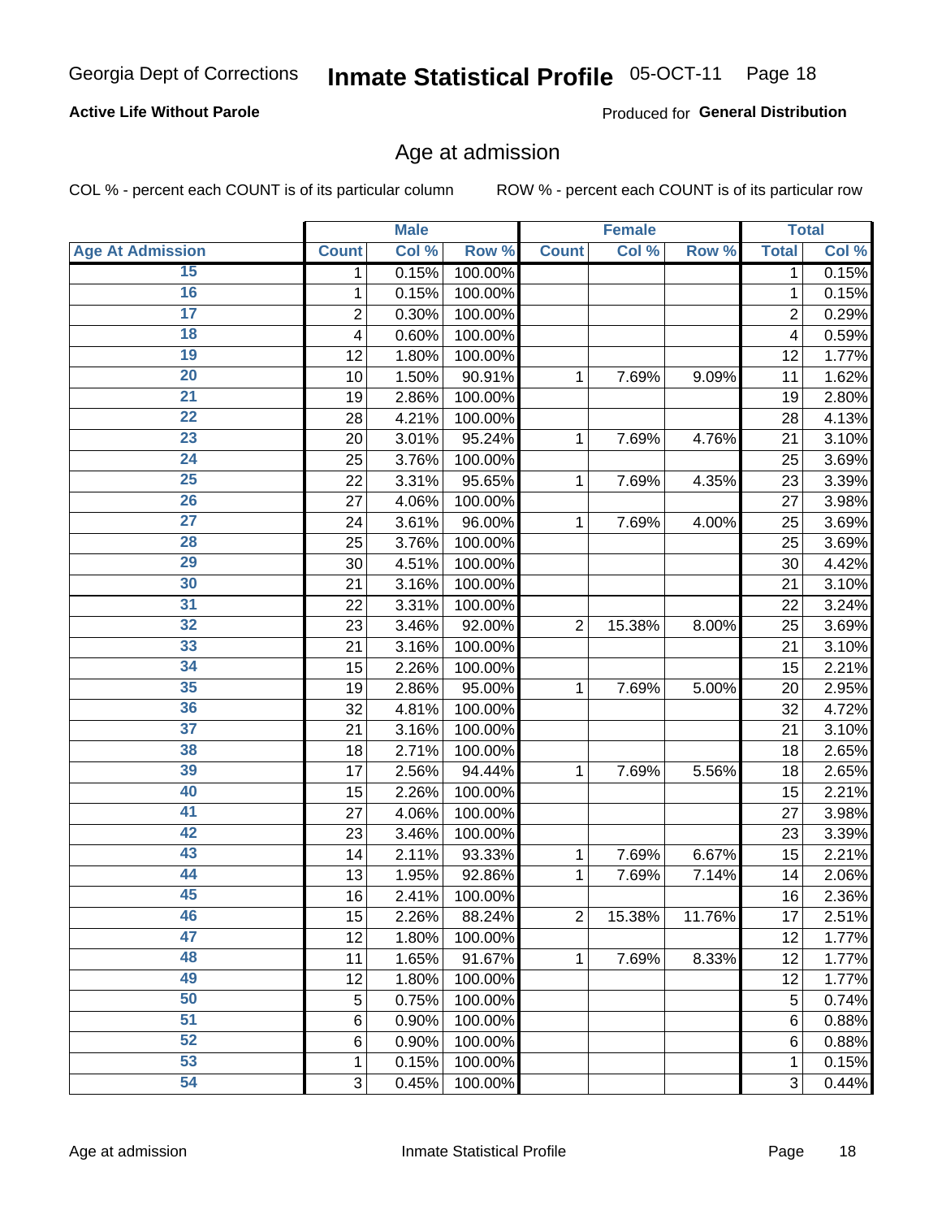Georgia Dept of Corrections **Inmate Statistical Profile** 05-OCT-11 Page 18

**Active Life Without Parole**

Produced for **General Distribution**

## Age at admission

COL % - percent each COUNT is of its particular column

ROW % - percent each COUNT is of its particular row

| | Male | | | Female | | | Total | |
|---|---|---|---|---|---|---|---|---|
| Age At Admission | Count | Col % | Row % | Count | Col % | Row % | Total | Col % |
| 15 | 1 | 0.15% | 100.00% | | | | 1 | 0.15% |
| 16 | 1 | 0.15% | 100.00% | | | | 1 | 0.15% |
| 17 | 2 | 0.30% | 100.00% | | | | 2 | 0.29% |
| 18 | 4 | 0.60% | 100.00% | | | | 4 | 0.59% |
| 19 | 12 | 1.80% | 100.00% | | | | 12 | 1.77% |
| 20 | 10 | 1.50% | 90.91% | 1 | 7.69% | 9.09% | 11 | 1.62% |
| 21 | 19 | 2.86% | 100.00% | | | | 19 | 2.80% |
| 22 | 28 | 4.21% | 100.00% | | | | 28 | 4.13% |
| 23 | 20 | 3.01% | 95.24% | 1 | 7.69% | 4.76% | 21 | 3.10% |
| 24 | 25 | 3.76% | 100.00% | | | | 25 | 3.69% |
| 25 | 22 | 3.31% | 95.65% | 1 | 7.69% | 4.35% | 23 | 3.39% |
| 26 | 27 | 4.06% | 100.00% | | | | 27 | 3.98% |
| 27 | 24 | 3.61% | 96.00% | 1 | 7.69% | 4.00% | 25 | 3.69% |
| 28 | 25 | 3.76% | 100.00% | | | | 25 | 3.69% |
| 29 | 30 | 4.51% | 100.00% | | | | 30 | 4.42% |
| 30 | 21 | 3.16% | 100.00% | | | | 21 | 3.10% |
| 31 | 22 | 3.31% | 100.00% | | | | 22 | 3.24% |
| 32 | 23 | 3.46% | 92.00% | 2 | 15.38% | 8.00% | 25 | 3.69% |
| 33 | 21 | 3.16% | 100.00% | | | | 21 | 3.10% |
| 34 | 15 | 2.26% | 100.00% | | | | 15 | 2.21% |
| 35 | 19 | 2.86% | 95.00% | 1 | 7.69% | 5.00% | 20 | 2.95% |
| 36 | 32 | 4.81% | 100.00% | | | | 32 | 4.72% |
| 37 | 21 | 3.16% | 100.00% | | | | 21 | 3.10% |
| 38 | 18 | 2.71% | 100.00% | | | | 18 | 2.65% |
| 39 | 17 | 2.56% | 94.44% | 1 | 7.69% | 5.56% | 18 | 2.65% |
| 40 | 15 | 2.26% | 100.00% | | | | 15 | 2.21% |
| 41 | 27 | 4.06% | 100.00% | | | | 27 | 3.98% |
| 42 | 23 | 3.46% | 100.00% | | | | 23 | 3.39% |
| 43 | 14 | 2.11% | 93.33% | 1 | 7.69% | 6.67% | 15 | 2.21% |
| 44 | 13 | 1.95% | 92.86% | 1 | 7.69% | 7.14% | 14 | 2.06% |
| 45 | 16 | 2.41% | 100.00% | | | | 16 | 2.36% |
| 46 | 15 | 2.26% | 88.24% | 2 | 15.38% | 11.76% | 17 | 2.51% |
| 47 | 12 | 1.80% | 100.00% | | | | 12 | 1.77% |
| 48 | 11 | 1.65% | 91.67% | 1 | 7.69% | 8.33% | 12 | 1.77% |
| 49 | 12 | 1.80% | 100.00% | | | | 12 | 1.77% |
| 50 | 5 | 0.75% | 100.00% | | | | 5 | 0.74% |
| 51 | 6 | 0.90% | 100.00% | | | | 6 | 0.88% |
| 52 | 6 | 0.90% | 100.00% | | | | 6 | 0.88% |
| 53 | 1 | 0.15% | 100.00% | | | | 1 | 0.15% |
| 54 | 3 | 0.45% | 100.00% | | | | 3 | 0.44% |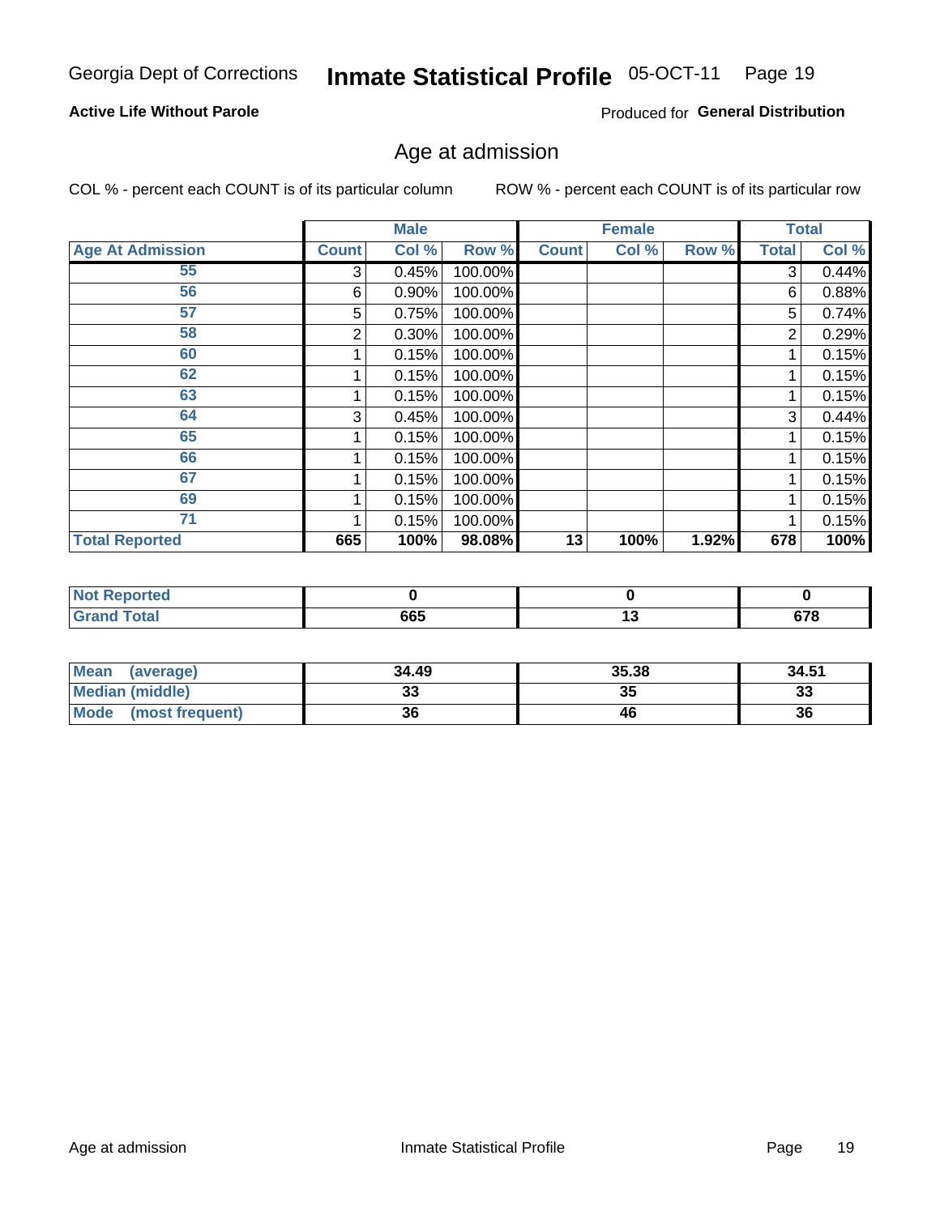Georgia Dept of Corrections **Inmate Statistical Profile** 05-OCT-11

**Active Life Without Parole**

Produced for **General Distribution**

## Age at admission

COL % - percent each COUNT is of its particular column ROW % - percent each COUNT is of its particular row

| | Male | | | Female | | | Total | |
|---|---|---|---|---|---|---|---|---|
| **Age At Admission** | **Count** | **Col %** | **Row %** | **Count** | **Col %** | **Row %** | **Total** | **Col %** |
| 55 | 3 | 0.45% | 100.00% | | | | 3 | 0.44% |
| 56 | 6 | 0.90% | 100.00% | | | | 6 | 0.88% |
| 57 | 5 | 0.75% | 100.00% | | | | 5 | 0.74% |
| 58 | 2 | 0.30% | 100.00% | | | | 2 | 0.29% |
| 60 | 1 | 0.15% | 100.00% | | | | 1 | 0.15% |
| 62 | 1 | 0.15% | 100.00% | | | | 1 | 0.15% |
| 63 | 1 | 0.15% | 100.00% | | | | 1 | 0.15% |
| 64 | 3 | 0.45% | 100.00% | | | | 3 | 0.44% |
| 65 | 1 | 0.15% | 100.00% | | | | 1 | 0.15% |
| 66 | 1 | 0.15% | 100.00% | | | | 1 | 0.15% |
| 67 | 1 | 0.15% | 100.00% | | | | 1 | 0.15% |
| 69 | 1 | 0.15% | 100.00% | | | | 1 | 0.15% |
| 71 | 1 | 0.15% | 100.00% | | | | 1 | 0.15% |
| **Total Reported** | **665** | **100%** | **98.08%** | **13** | **100%** | **1.92%** | **678** | **100%** |

| | Male | Female | Total |
|---|---|---|---|
| **Not Reported** | **0** | **0** | **0** |
| **Grand Total** | **665** | **13** | **678** |

| | Male | Female | Total |
|---|---|---|---|
| **Mean (average)** | **34.49** | **35.38** | **34.51** |
| **Median (middle)** | **33** | **35** | **33** |
| **Mode (most frequent)** | **36** | **46** | **36** |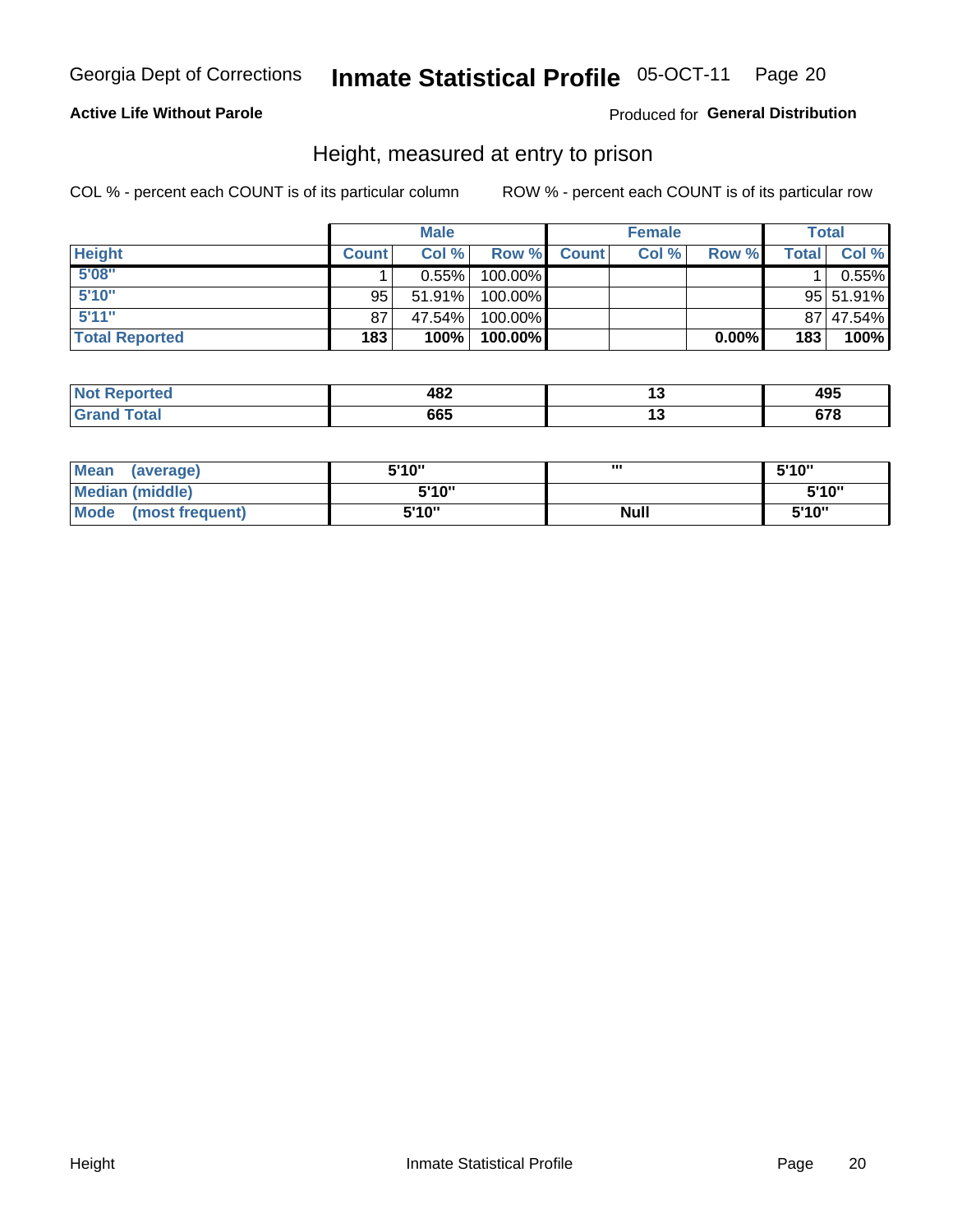Georgia Dept of Corrections **Inmate Statistical Profile** 05-OCT-11 Page 20

**Active Life Without Parole**

Produced for **General Distribution**

## Height, measured at entry to prison

COL % - percent each COUNT is of its particular column

ROW % - percent each COUNT is of its particular row

| | Male | | | Female | | | Total | |
|---|---|---|---|---|---|---|---|---|
| **Height** | **Count** | **Col %** | **Row %** | **Count** | **Col %** | **Row %** | **Total** | **Col %** |
| 5'08" | 1 | 0.55% | 100.00% | | | | 1 | 0.55% |
| 5'10" | 95 | 51.91% | 100.00% | | | | 95 | 51.91% |
| 5'11" | 87 | 47.54% | 100.00% | | | | 87 | 47.54% |
| **Total Reported** | **183** | **100%** | **100.00%** | | | **0.00%** | **183** | **100%** |

| | Male | Female | Total |
|---|---|---|---|
| **Not Reported** | **482** | **13** | **495** |
| **Grand Total** | **665** | **13** | **678** |

| | Male | Female | Total |
|---|---|---|---|
| **Mean (average)** | **5'10"** | **'''** | **5'10"** |
| **Median (middle)** | **5'10"** | | **5'10"** |
| **Mode (most frequent)** | **5'10"** | **Null** | **5'10"** |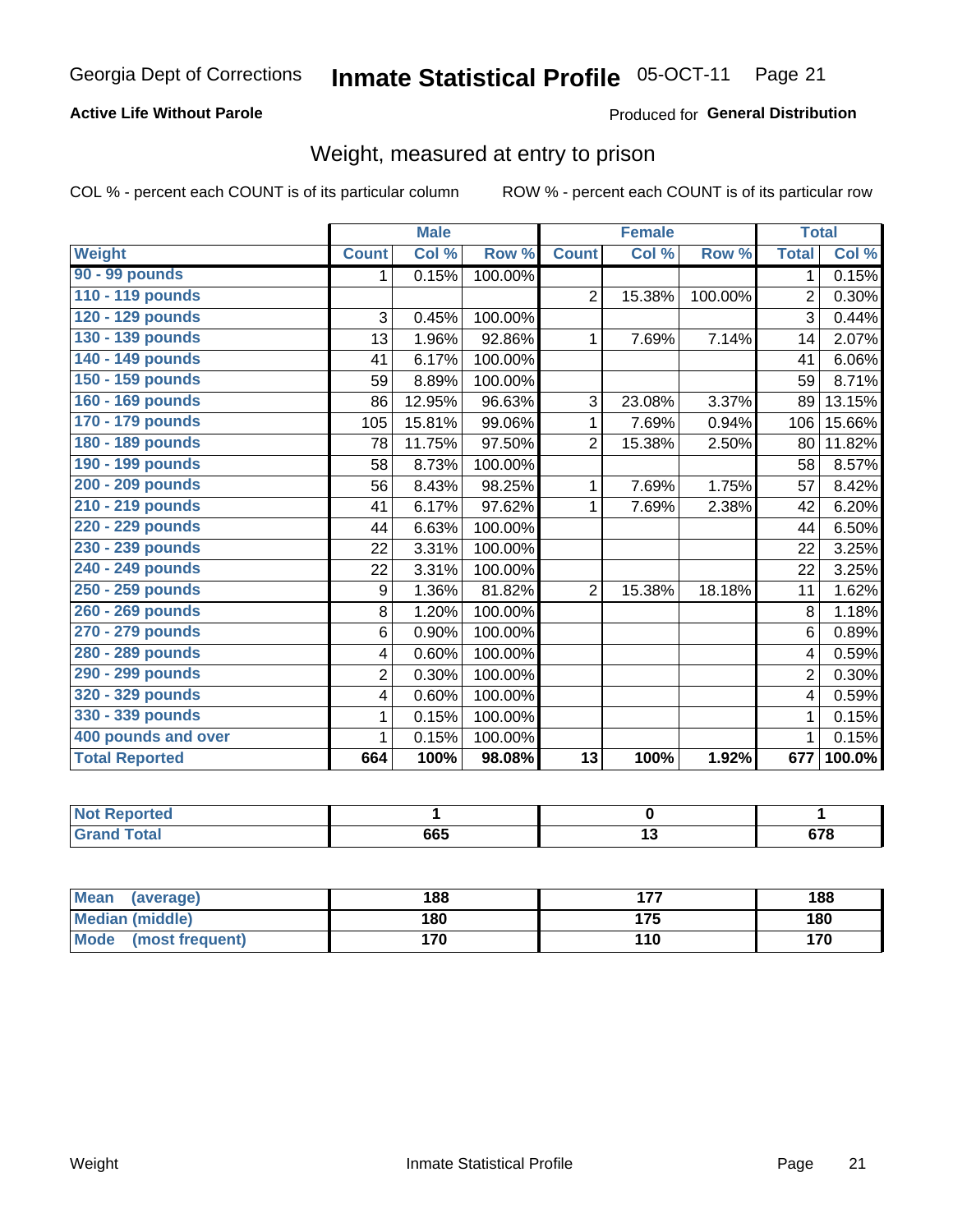Georgia Dept of Corrections **Inmate Statistical Profile** 05-OCT-11 Page 21

**Active Life Without Parole**

Produced for **General Distribution**

## Weight, measured at entry to prison

COL % - percent each COUNT is of its particular column ROW % - percent each COUNT is of its particular row

| | Male | | | Female | | | Total | |
|---|---|---|---|---|---|---|---|---|
| **Weight** | **Count** | **Col %** | **Row %** | **Count** | **Col %** | **Row %** | **Total** | **Col %** |
| 90 - 99 pounds | 1 | 0.15% | 100.00% | | | | 1 | 0.15% |
| 110 - 119 pounds | | | | 2 | 15.38% | 100.00% | 2 | 0.30% |
| 120 - 129 pounds | 3 | 0.45% | 100.00% | | | | 3 | 0.44% |
| 130 - 139 pounds | 13 | 1.96% | 92.86% | 1 | 7.69% | 7.14% | 14 | 2.07% |
| 140 - 149 pounds | 41 | 6.17% | 100.00% | | | | 41 | 6.06% |
| 150 - 159 pounds | 59 | 8.89% | 100.00% | | | | 59 | 8.71% |
| 160 - 169 pounds | 86 | 12.95% | 96.63% | 3 | 23.08% | 3.37% | 89 | 13.15% |
| 170 - 179 pounds | 105 | 15.81% | 99.06% | 1 | 7.69% | 0.94% | 106 | 15.66% |
| 180 - 189 pounds | 78 | 11.75% | 97.50% | 2 | 15.38% | 2.50% | 80 | 11.82% |
| 190 - 199 pounds | 58 | 8.73% | 100.00% | | | | 58 | 8.57% |
| 200 - 209 pounds | 56 | 8.43% | 98.25% | 1 | 7.69% | 1.75% | 57 | 8.42% |
| 210 - 219 pounds | 41 | 6.17% | 97.62% | 1 | 7.69% | 2.38% | 42 | 6.20% |
| 220 - 229 pounds | 44 | 6.63% | 100.00% | | | | 44 | 6.50% |
| 230 - 239 pounds | 22 | 3.31% | 100.00% | | | | 22 | 3.25% |
| 240 - 249 pounds | 22 | 3.31% | 100.00% | | | | 22 | 3.25% |
| 250 - 259 pounds | 9 | 1.36% | 81.82% | 2 | 15.38% | 18.18% | 11 | 1.62% |
| 260 - 269 pounds | 8 | 1.20% | 100.00% | | | | 8 | 1.18% |
| 270 - 279 pounds | 6 | 0.90% | 100.00% | | | | 6 | 0.89% |
| 280 - 289 pounds | 4 | 0.60% | 100.00% | | | | 4 | 0.59% |
| 290 - 299 pounds | 2 | 0.30% | 100.00% | | | | 2 | 0.30% |
| 320 - 329 pounds | 4 | 0.60% | 100.00% | | | | 4 | 0.59% |
| 330 - 339 pounds | 1 | 0.15% | 100.00% | | | | 1 | 0.15% |
| 400 pounds and over | 1 | 0.15% | 100.00% | | | | 1 | 0.15% |
| **Total Reported** | **664** | **100%** | **98.08%** | **13** | **100%** | **1.92%** | **677** | **100.0%** |

| | Male | Female | Total |
|---|---|---|---|
| Not Reported | 1 | 0 | 1 |
| Grand Total | 665 | 13 | 678 |

| | Male | Female | Total |
|---|---|---|---|
| Mean (average) | 188 | 177 | 188 |
| Median (middle) | 180 | 175 | 180 |
| Mode (most frequent) | 170 | 110 | 170 |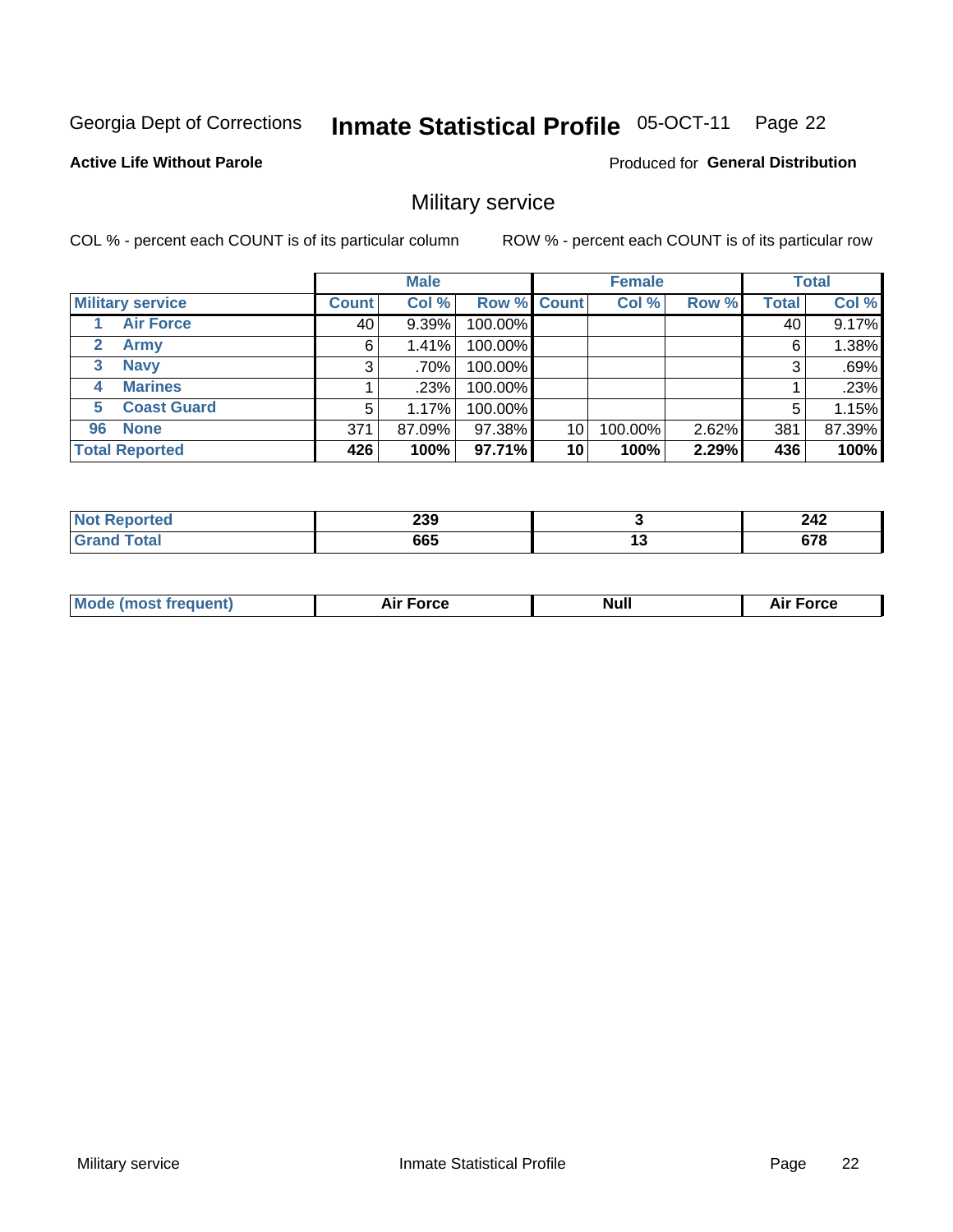Georgia Dept of Corrections **Inmate Statistical Profile** 05-OCT-11 Page 22

**Active Life Without Parole**

Produced for **General Distribution**

## Military service

COL % - percent each COUNT is of its particular column ROW % - percent each COUNT is of its particular row

| | | Male | | | Female | | | Total | |
|---|---|---|---|---|---|---|---|---|---|
| **Military service** | | **Count** | **Col %** | **Row %** | **Count** | **Col %** | **Row %** | **Total** | **Col %** |
| 1 | **Air Force** | 40 | 9.39% | 100.00% | | | | 40 | 9.17% |
| 2 | **Army** | 6 | 1.41% | 100.00% | | | | 6 | 1.38% |
| 3 | **Navy** | 3 | .70% | 100.00% | | | | 3 | .69% |
| 4 | **Marines** | 1 | .23% | 100.00% | | | | 1 | .23% |
| 5 | **Coast Guard** | 5 | 1.17% | 100.00% | | | | 5 | 1.15% |
| 96 | **None** | 371 | 87.09% | 97.38% | 10 | 100.00% | 2.62% | 381 | 87.39% |
| **Total Reported** | | **426** | **100%** | **97.71%** | **10** | **100%** | **2.29%** | **436** | **100%** |

| | Male | Female | Total |
|---|---|---|---|
| **Not Reported** | **239** | **3** | **242** |
| **Grand Total** | **665** | **13** | **678** |

| | Male | Female | Total |
|---|---|---|---|
| **Mode (most frequent)** | **Air Force** | **Null** | **Air Force** |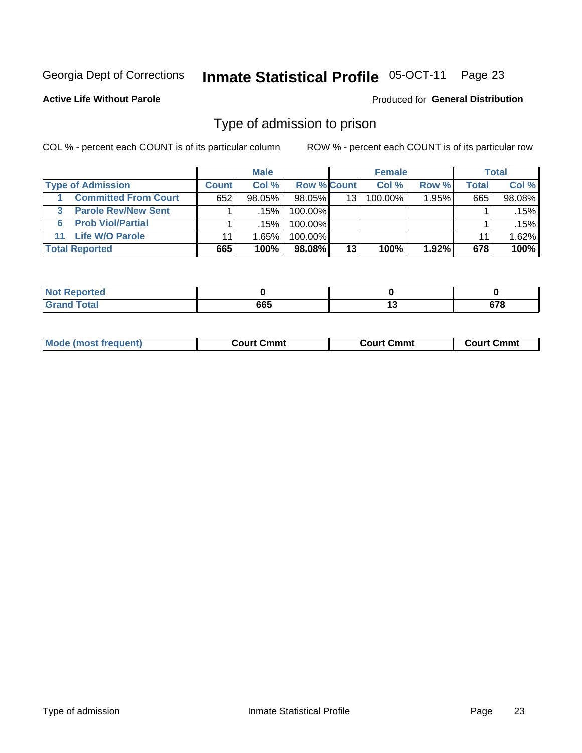Georgia Dept of Corrections **Inmate Statistical Profile** 05-OCT-11

**Active Life Without Parole**

Produced for **General Distribution**

## Type of admission to prison

COL % - percent each COUNT is of its particular column

ROW % - percent each COUNT is of its particular row

| | Male | | | Female | | | Total | |
|---|---|---|---|---|---|---|---|---|
| **Type of Admission** | **Count** | **Col %** | **Row %** | **Count** | **Col %** | **Row %** | **Total** | **Col %** |
| **1 Committed From Court** | 652 | 98.05% | 98.05% | 13 | 100.00% | 1.95% | 665 | 98.08% |
| **3 Parole Rev/New Sent** | 1 | .15% | 100.00% | | | | 1 | .15% |
| **6 Prob Viol/Partial** | 1 | .15% | 100.00% | | | | 1 | .15% |
| **11 Life W/O Parole** | 11 | 1.65% | 100.00% | | | | 11 | 1.62% |
| **Total Reported** | **665** | **100%** | **98.08%** | **13** | **100%** | **1.92%** | **678** | **100%** |

| | Male | Female | Total |
|---|---|---|---|
| **Not Reported** | **0** | **0** | **0** |
| **Grand Total** | **665** | **13** | **678** |

| | Male | Female | Total |
|---|---|---|---|
| **Mode (most frequent)** | **Court Cmmt** | **Court Cmmt** | **Court Cmmt** |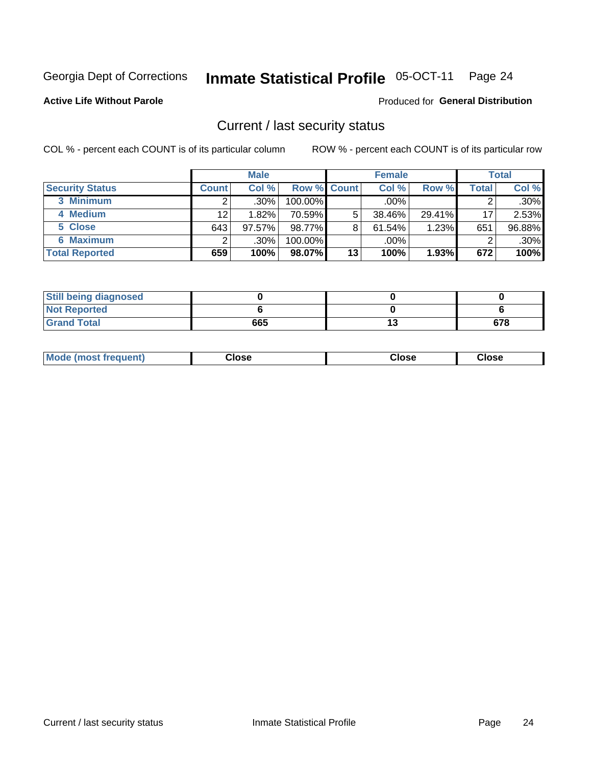Georgia Dept of Corrections **Inmate Statistical Profile** 05-OCT-11 Page 24

**Active Life Without Parole**

Produced for **General Distribution**

## Current / last security status

COL % - percent each COUNT is of its particular column

ROW % - percent each COUNT is of its particular row

| | Male | | | Female | | | Total | |
|---|---|---|---|---|---|---|---|---|
| **Security Status** | **Count** | **Col %** | **Row %** | **Count** | **Col %** | **Row %** | **Total** | **Col %** |
| 3 Minimum | 2 | .30% | 100.00% | | .00% | | 2 | .30% |
| 4 Medium | 12 | 1.82% | 70.59% | 5 | 38.46% | 29.41% | 17 | 2.53% |
| 5 Close | 643 | 97.57% | 98.77% | 8 | 61.54% | 1.23% | 651 | 96.88% |
| 6 Maximum | 2 | .30% | 100.00% | | .00% | | 2 | .30% |
| **Total Reported** | **659** | **100%** | **98.07%** | **13** | **100%** | **1.93%** | **672** | **100%** |

| | | | |
|---|---|---|---|
| **Still being diagnosed** | **0** | **0** | **0** |
| **Not Reported** | **6** | **0** | **6** |
| **Grand Total** | **665** | **13** | **678** |

| | | | |
|---|---|---|---|
| **Mode (most frequent)** | **Close** | **Close** | **Close** |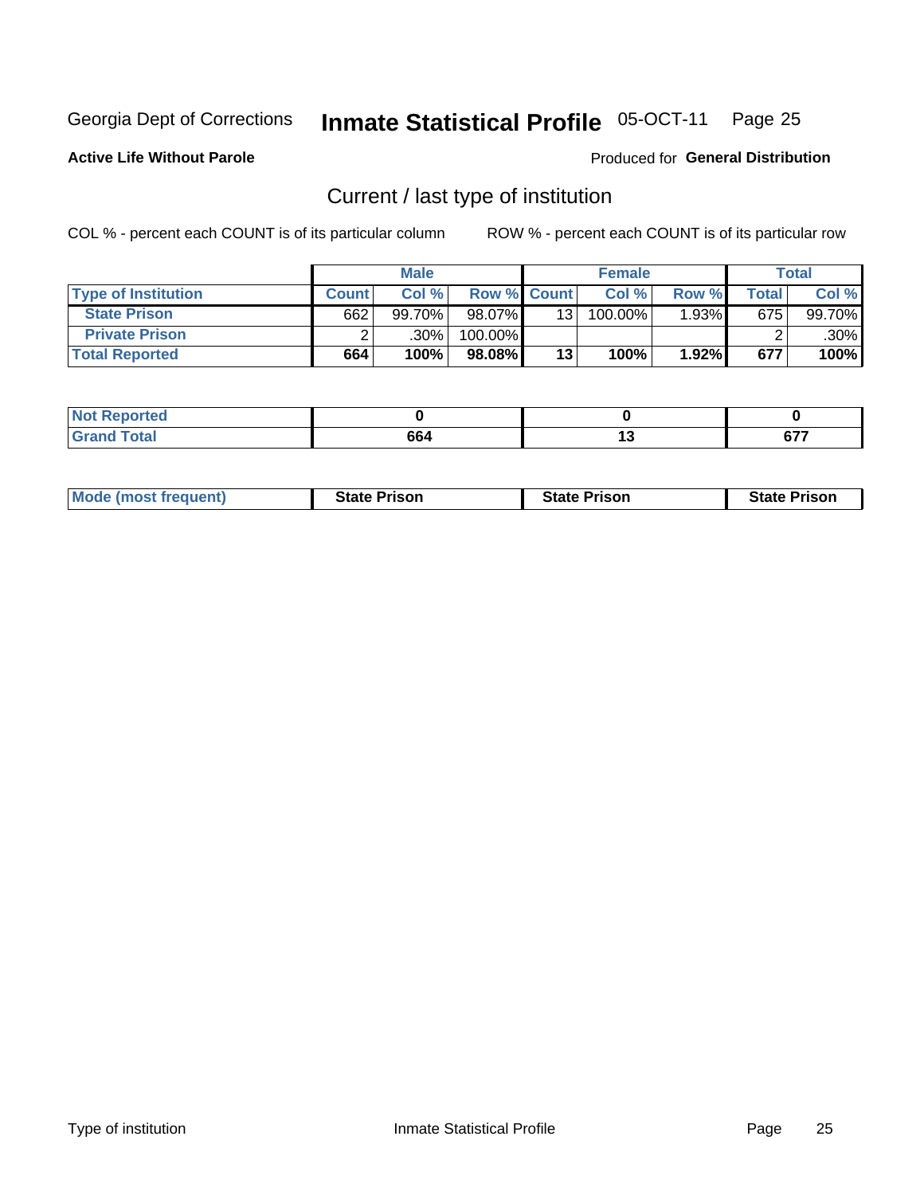Georgia Dept of Corrections **Inmate Statistical Profile** 05-OCT-11 Page 25

**Active Life Without Parole**

Produced for **General Distribution**

## Current / last type of institution

COL % - percent each COUNT is of its particular column ROW % - percent each COUNT is of its particular row

| | Male | | | Female | | | Total | |
|---|---|---|---|---|---|---|---|---|
| Type of Institution | Count | Col % | Row % | Count | Col % | Row % | Total | Col % |
| State Prison | 662 | 99.70% | 98.07% | 13 | 100.00% | 1.93% | 675 | 99.70% |
| Private Prison | 2 | .30% | 100.00% | | | | 2 | .30% |
| **Total Reported** | **664** | **100%** | **98.08%** | **13** | **100%** | **1.92%** | **677** | **100%** |

| | Male | Female | Total |
|---|---|---|---|
| Not Reported | 0 | 0 | 0 |
| Grand Total | 664 | 13 | 677 |

| | Male | Female | Total |
|---|---|---|---|
| Mode (most frequent) | State Prison | State Prison | State Prison |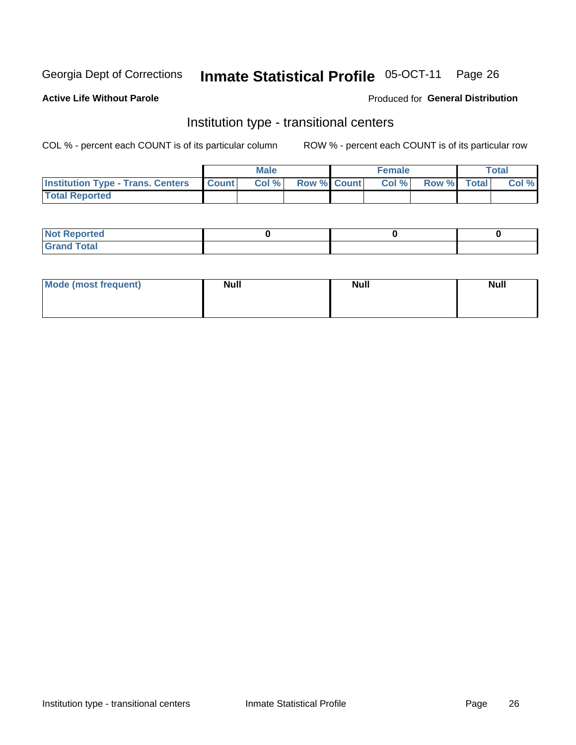Georgia Dept of Corrections **Inmate Statistical Profile** 05-OCT-11 Page 26

**Active Life Without Parole**

Produced for **General Distribution**

## Institution type - transitional centers

COL % - percent each COUNT is of its particular column

ROW % - percent each COUNT is of its particular row

| | Male | | | Female | | | Total | |
|---|---|---|---|---|---|---|---|---|
| **Institution Type - Trans. Centers** | **Count** | **Col %** | **Row %** | **Count** | **Col %** | **Row %** | **Total** | **Col %** |
| **Total Reported** | | | | | | | | |

| | | | |
|---|---|---|---|
| **Not Reported** | 0 | 0 | 0 |
| **Grand Total** | | | |

| | | | |
|---|---|---|---|
| **Mode (most frequent)** | Null | Null | Null |

Institution type - transitional centers Inmate Statistical Profile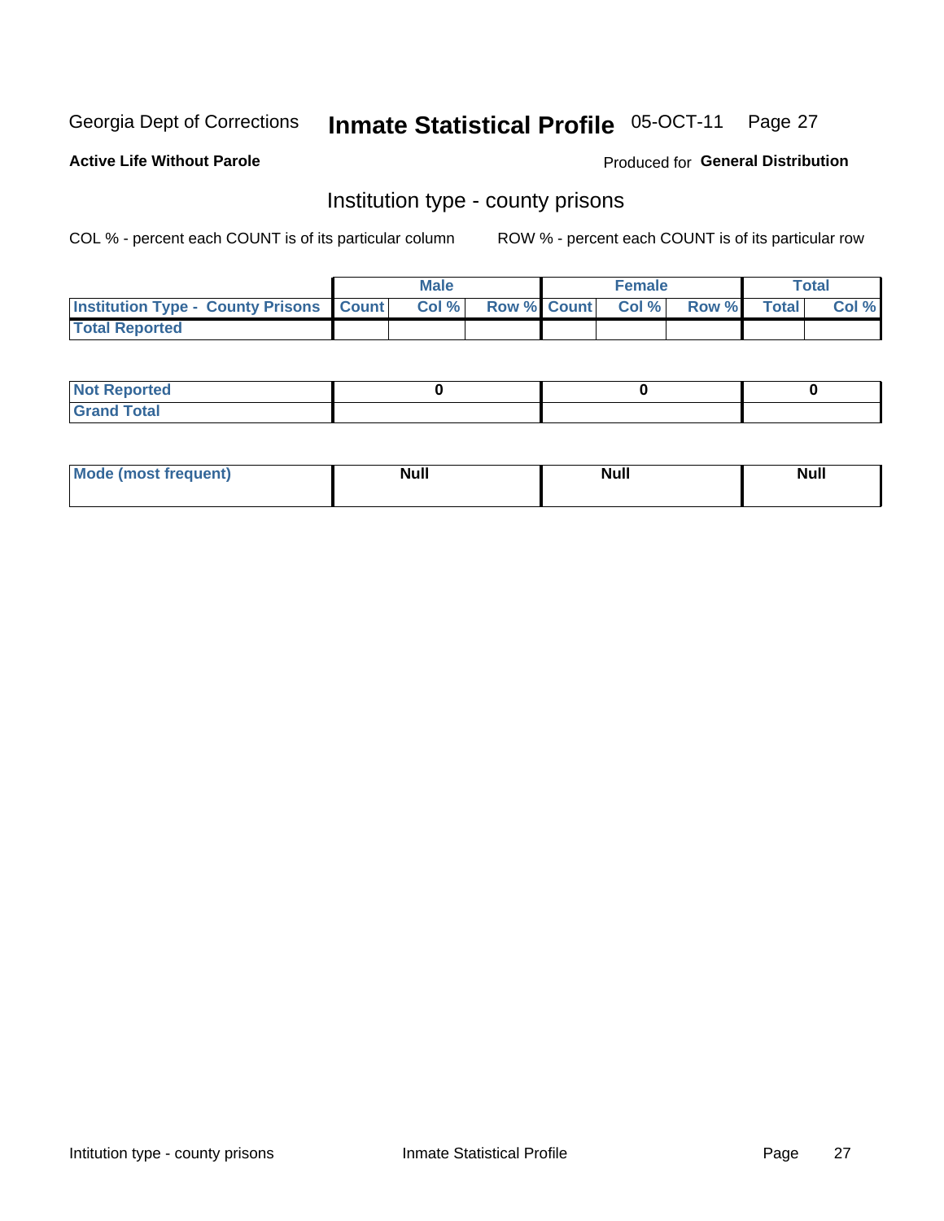Georgia Dept of Corrections **Inmate Statistical Profile** 05-OCT-11

**Active Life Without Parole**

Produced for **General Distribution**

## Institution type - county prisons

COL % - percent each COUNT is of its particular column

ROW % - percent each COUNT is of its particular row

| | Male | | | Female | | | Total | |
|---|---|---|---|---|---|---|---|---|
| **Institution Type - County Prisons** | **Count** | **Col %** | **Row %** | **Count** | **Col %** | **Row %** | **Total** | **Col %** |
| **Total Reported** | | | | | | | | |
| **Not Reported** | 0 | | | 0 | | | 0 | |
| **Grand Total** | | | | | | | | |

| | Male | Female | Total |
|---|---|---|---|
| **Mode (most frequent)** | **Null** | **Null** | **Null** |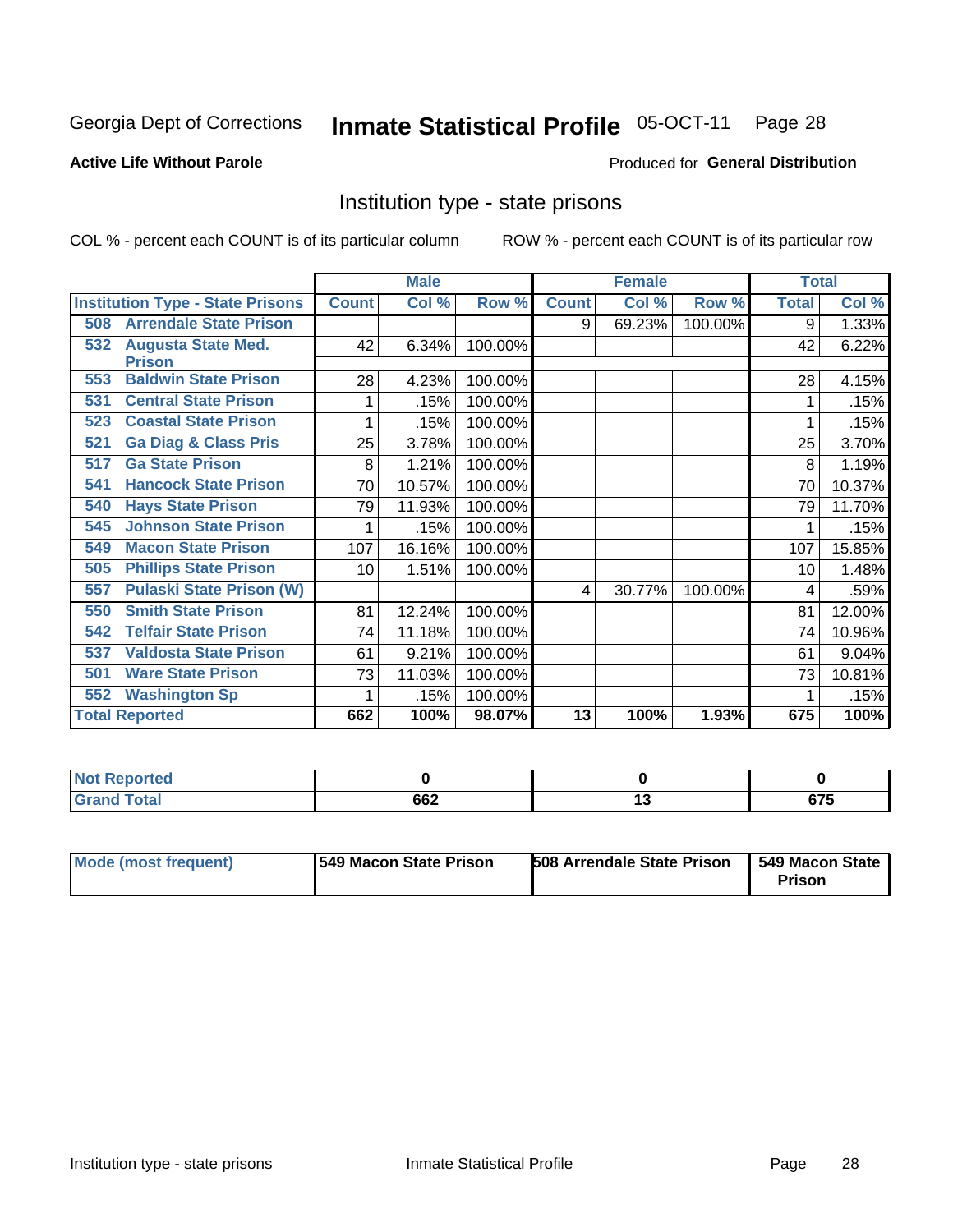Georgia Dept of Corrections **Inmate Statistical Profile** 05-OCT-11

**Active Life Without Parole**

Produced for **General Distribution**

## Institution type - state prisons

COL % - percent each COUNT is of its particular column     ROW % - percent each COUNT is of its particular row

| | Male | | | Female | | | Total | |
|---|---|---|---|---|---|---|---|---|
| **Institution Type - State Prisons** | **Count** | **Col %** | **Row %** | **Count** | **Col %** | **Row %** | **Total** | **Col %** |
| 508 Arrendale State Prison | | | | 9 | 69.23% | 100.00% | 9 | 1.33% |
| 532 Augusta State Med. Prison | 42 | 6.34% | 100.00% | | | | 42 | 6.22% |
| 553 Baldwin State Prison | 28 | 4.23% | 100.00% | | | | 28 | 4.15% |
| 531 Central State Prison | 1 | .15% | 100.00% | | | | 1 | .15% |
| 523 Coastal State Prison | 1 | .15% | 100.00% | | | | 1 | .15% |
| 521 Ga Diag & Class Pris | 25 | 3.78% | 100.00% | | | | 25 | 3.70% |
| 517 Ga State Prison | 8 | 1.21% | 100.00% | | | | 8 | 1.19% |
| 541 Hancock State Prison | 70 | 10.57% | 100.00% | | | | 70 | 10.37% |
| 540 Hays State Prison | 79 | 11.93% | 100.00% | | | | 79 | 11.70% |
| 545 Johnson State Prison | 1 | .15% | 100.00% | | | | 1 | .15% |
| 549 Macon State Prison | 107 | 16.16% | 100.00% | | | | 107 | 15.85% |
| 505 Phillips State Prison | 10 | 1.51% | 100.00% | | | | 10 | 1.48% |
| 557 Pulaski State Prison (W) | | | | 4 | 30.77% | 100.00% | 4 | .59% |
| 550 Smith State Prison | 81 | 12.24% | 100.00% | | | | 81 | 12.00% |
| 542 Telfair State Prison | 74 | 11.18% | 100.00% | | | | 74 | 10.96% |
| 537 Valdosta State Prison | 61 | 9.21% | 100.00% | | | | 61 | 9.04% |
| 501 Ware State Prison | 73 | 11.03% | 100.00% | | | | 73 | 10.81% |
| 552 Washington Sp | 1 | .15% | 100.00% | | | | 1 | .15% |
| **Total Reported** | **662** | **100%** | **98.07%** | **13** | **100%** | **1.93%** | **675** | **100%** |

| | Male | Female | Total |
|---|---|---|---|
| **Not Reported** | **0** | **0** | **0** |
| **Grand Total** | **662** | **13** | **675** |

| | Male | Female | Total |
|---|---|---|---|
| **Mode (most frequent)** | **549 Macon State Prison** | **508 Arrendale State Prison** | **549 Macon State Prison** |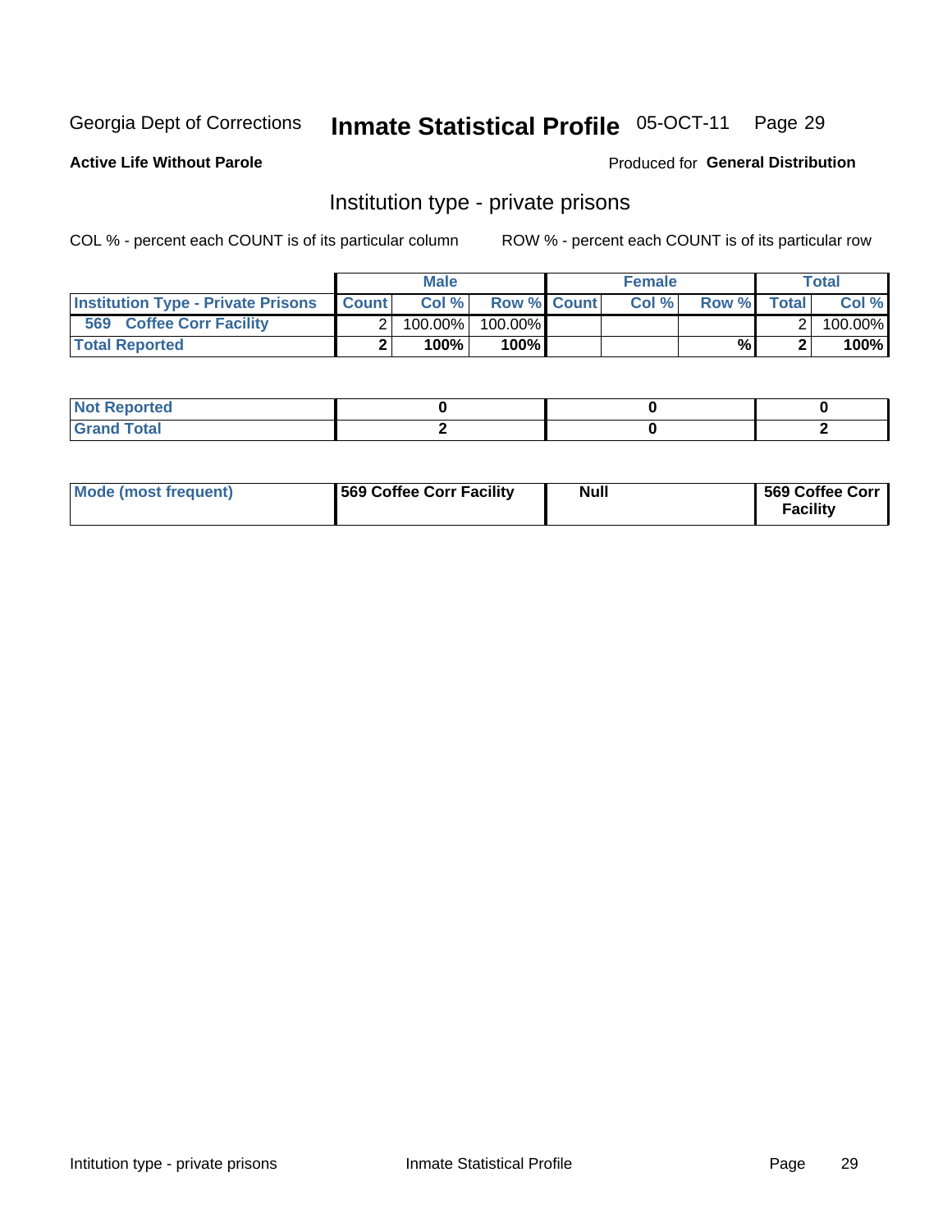Georgia Dept of Corrections **Inmate Statistical Profile** 05-OCT-11 Page 29

**Active Life Without Parole**

Produced for **General Distribution**

## Institution type - private prisons

COL % - percent each COUNT is of its particular column

ROW % - percent each COUNT is of its particular row

| | Male | | | Female | | | Total | |
|---|---|---|---|---|---|---|---|---|
| **Institution Type - Private Prisons** | **Count** | **Col %** | **Row %** | **Count** | **Col %** | **Row %** | **Total** | **Col %** |
| **569 Coffee Corr Facility** | 2 | 100.00% | 100.00% | | | | 2 | 100.00% |
| **Total Reported** | **2** | **100%** | **100%** | | | **%** | **2** | **100%** |

| | | | |
|---|---|---|---|
| **Not Reported** | **0** | **0** | **0** |
| **Grand Total** | **2** | **0** | **2** |

| | | | |
|---|---|---|---|
| **Mode (most frequent)** | **569 Coffee Corr Facility** | **Null** | **569 Coffee Corr Facility** |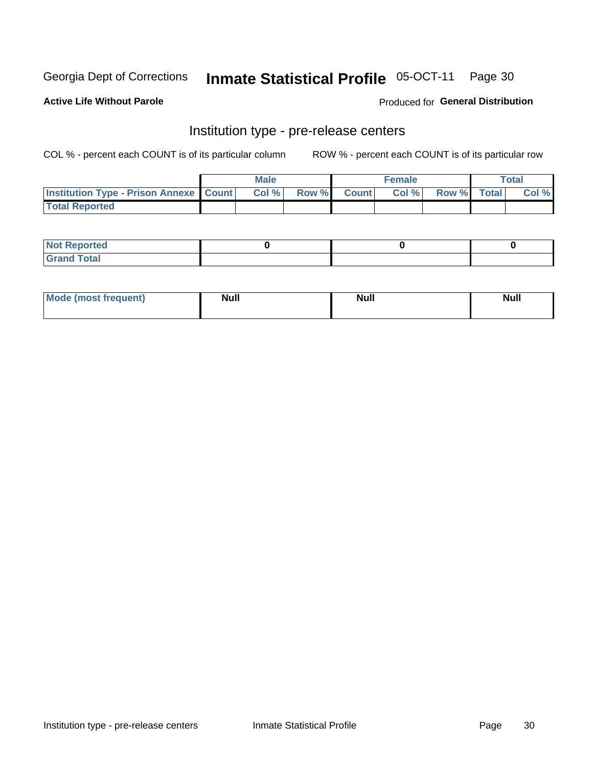Georgia Dept of Corrections **Inmate Statistical Profile** 05-OCT-11

**Active Life Without Parole**

Produced for **General Distribution**

## Institution type - pre-release centers

COL % - percent each COUNT is of its particular column ROW % - percent each COUNT is of its particular row

| | Male | | | Female | | | Total | |
|---|---|---|---|---|---|---|---|---|
| Institution Type - Prison Annexe | Count | Col % | Row % | Count | Col % | Row % | Total | Col % |
| Total Reported | | | | | | | | |

| | Male | Female | Total |
|---|---|---|---|
| Not Reported | 0 | 0 | 0 |
| Grand Total | | | |

| | Male | Female | Total |
|---|---|---|---|
| Mode (most frequent) | Null | Null | Null |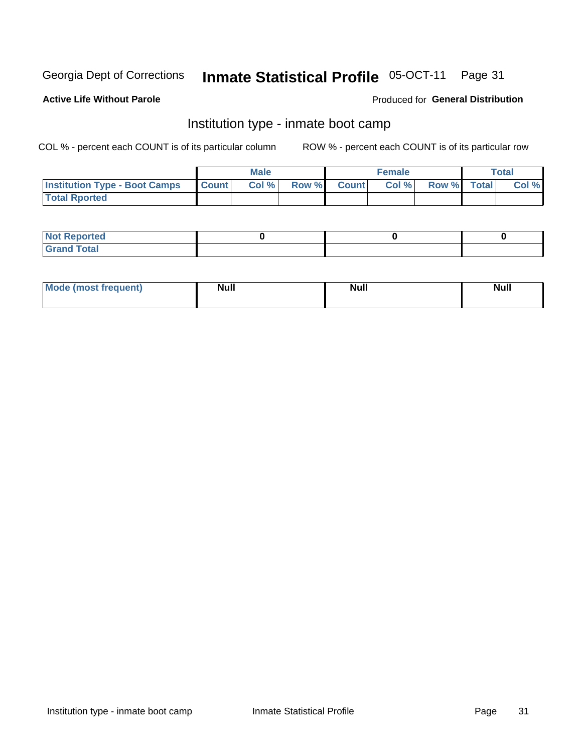Georgia Dept of Corrections **Inmate Statistical Profile** 05-OCT-11

**Active Life Without Parole**

Produced for **General Distribution**

## Institution type - inmate boot camp

COL % - percent each COUNT is of its particular column

ROW % - percent each COUNT is of its particular row

| | Male | | | Female | | | Total | |
|---|---|---|---|---|---|---|---|---|
| **Institution Type - Boot Camps** | **Count** | **Col %** | **Row %** | **Count** | **Col %** | **Row %** | **Total** | **Col %** |
| **Total Rported** | | | | | | | | |

| | | | |
|---|---|---|---|
| **Not Reported** | 0 | 0 | 0 |
| **Grand Total** | | | |

| | | | |
|---|---|---|---|
| **Mode (most frequent)** | Null | Null | Null |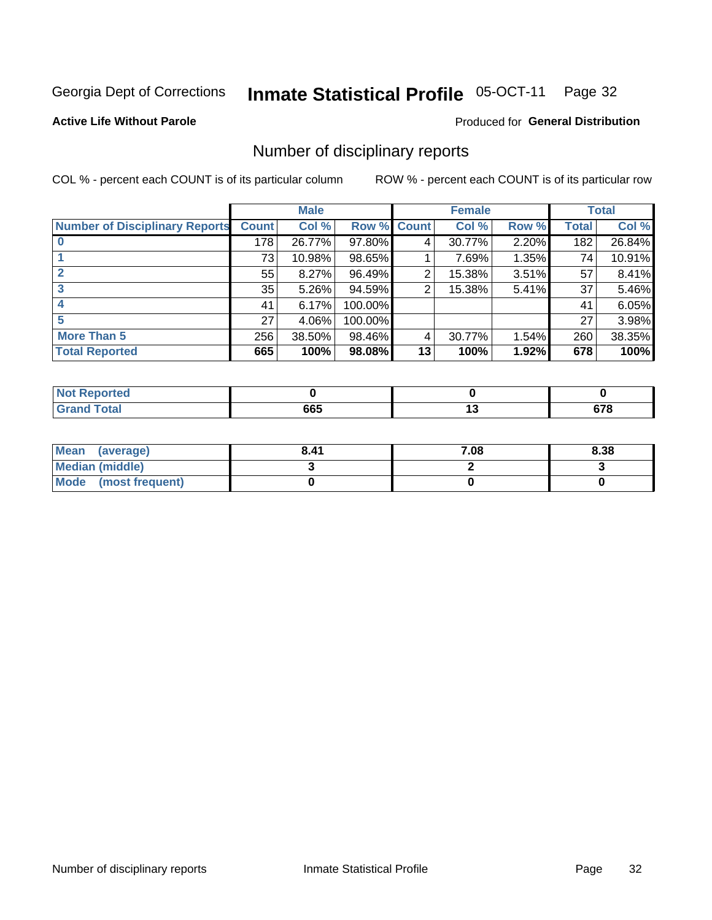Georgia Dept of Corrections **Inmate Statistical Profile** 05-OCT-11 Page 32

**Active Life Without Parole**

Produced for **General Distribution**

## Number of disciplinary reports

COL % - percent each COUNT is of its particular column

ROW % - percent each COUNT is of its particular row

| | Male | | | Female | | | Total | |
|---|---|---|---|---|---|---|---|---|
| **Number of Disciplinary Reports** | **Count** | **Col %** | **Row %** | **Count** | **Col %** | **Row %** | **Total** | **Col %** |
| **0** | 178 | 26.77% | 97.80% | 4 | 30.77% | 2.20% | 182 | 26.84% |
| **1** | 73 | 10.98% | 98.65% | 1 | 7.69% | 1.35% | 74 | 10.91% |
| **2** | 55 | 8.27% | 96.49% | 2 | 15.38% | 3.51% | 57 | 8.41% |
| **3** | 35 | 5.26% | 94.59% | 2 | 15.38% | 5.41% | 37 | 5.46% |
| **4** | 41 | 6.17% | 100.00% | | | | 41 | 6.05% |
| **5** | 27 | 4.06% | 100.00% | | | | 27 | 3.98% |
| **More Than 5** | 256 | 38.50% | 98.46% | 4 | 30.77% | 1.54% | 260 | 38.35% |
| **Total Reported** | **665** | **100%** | **98.08%** | **13** | **100%** | **1.92%** | **678** | **100%** |

| | Male | Female | Total |
|---|---|---|---|
| **Not Reported** | **0** | **0** | **0** |
| **Grand Total** | **665** | **13** | **678** |

| | Male | Female | Total |
|---|---|---|---|
| **Mean (average)** | **8.41** | **7.08** | **8.38** |
| **Median (middle)** | **3** | **2** | **3** |
| **Mode (most frequent)** | **0** | **0** | **0** |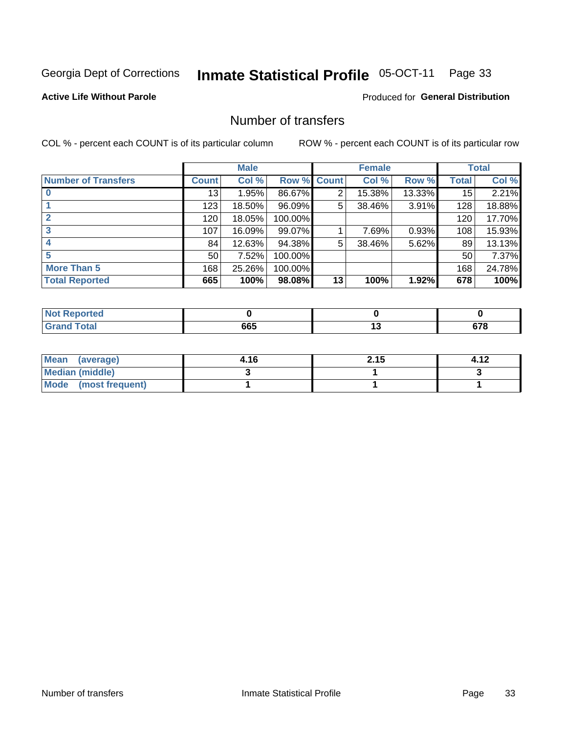Georgia Dept of Corrections **Inmate Statistical Profile** 05-OCT-11 Page 33

**Active Life Without Parole**

Produced for **General Distribution**

## Number of transfers

COL % - percent each COUNT is of its particular column

ROW % - percent each COUNT is of its particular row

| | Male | | | Female | | | Total | |
|---|---|---|---|---|---|---|---|---|
| **Number of Transfers** | **Count** | **Col %** | **Row %** | **Count** | **Col %** | **Row %** | **Total** | **Col %** |
| **0** | 13 | 1.95% | 86.67% | 2 | 15.38% | 13.33% | 15 | 2.21% |
| **1** | 123 | 18.50% | 96.09% | 5 | 38.46% | 3.91% | 128 | 18.88% |
| **2** | 120 | 18.05% | 100.00% | | | | 120 | 17.70% |
| **3** | 107 | 16.09% | 99.07% | 1 | 7.69% | 0.93% | 108 | 15.93% |
| **4** | 84 | 12.63% | 94.38% | 5 | 38.46% | 5.62% | 89 | 13.13% |
| **5** | 50 | 7.52% | 100.00% | | | | 50 | 7.37% |
| **More Than 5** | 168 | 25.26% | 100.00% | | | | 168 | 24.78% |
| **Total Reported** | **665** | **100%** | **98.08%** | **13** | **100%** | **1.92%** | **678** | **100%** |

| | Male | Female | Total |
|---|---|---|---|
| **Not Reported** | **0** | **0** | **0** |
| **Grand Total** | **665** | **13** | **678** |

| | Male | Female | Total |
|---|---|---|---|
| **Mean (average)** | **4.16** | **2.15** | **4.12** |
| **Median (middle)** | **3** | **1** | **3** |
| **Mode (most frequent)** | **1** | **1** | **1** |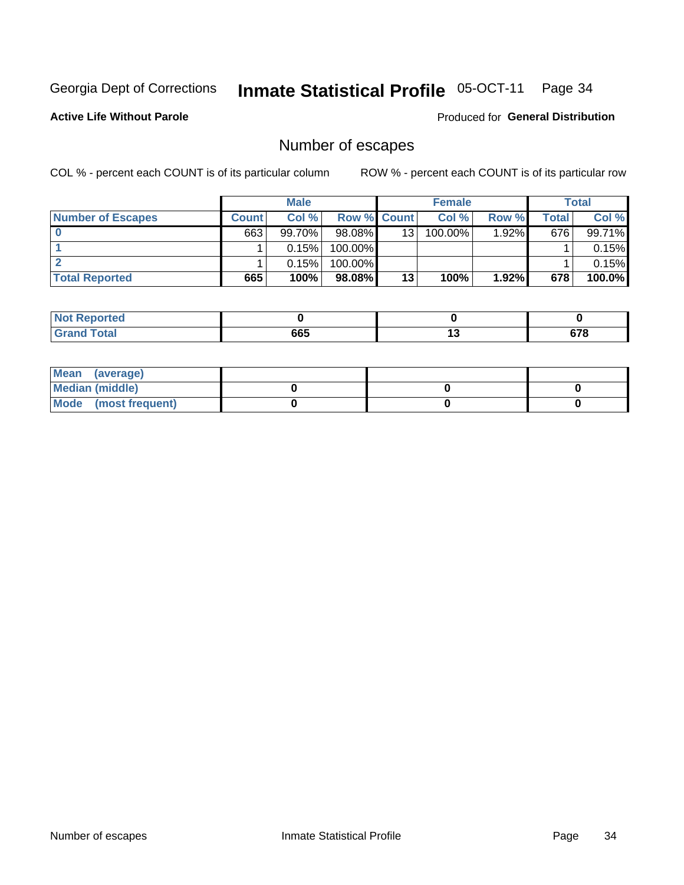Georgia Dept of Corrections **Inmate Statistical Profile** 05-OCT-11

**Active Life Without Parole** Produced for **General Distribution**

## Number of escapes

COL % - percent each COUNT is of its particular column ROW % - percent each COUNT is of its particular row

| | Male | | | Female | | | Total | |
|---|---|---|---|---|---|---|---|---|
| **Number of Escapes** | **Count** | **Col %** | **Row %** | **Count** | **Col %** | **Row %** | **Total** | **Col %** |
| **0** | 663 | 99.70% | 98.08% | 13 | 100.00% | 1.92% | 676 | 99.71% |
| **1** | 1 | 0.15% | 100.00% | | | | 1 | 0.15% |
| **2** | 1 | 0.15% | 100.00% | | | | 1 | 0.15% |
| **Total Reported** | **665** | **100%** | **98.08%** | **13** | **100%** | **1.92%** | **678** | **100.0%** |

| | Male | Female | Total |
|---|---|---|---|
| **Not Reported** | **0** | **0** | **0** |
| **Grand Total** | **665** | **13** | **678** |

| | Male | Female | Total |
|---|---|---|---|
| **Mean (average)** | | | |
| **Median (middle)** | **0** | **0** | **0** |
| **Mode (most frequent)** | **0** | **0** | **0** |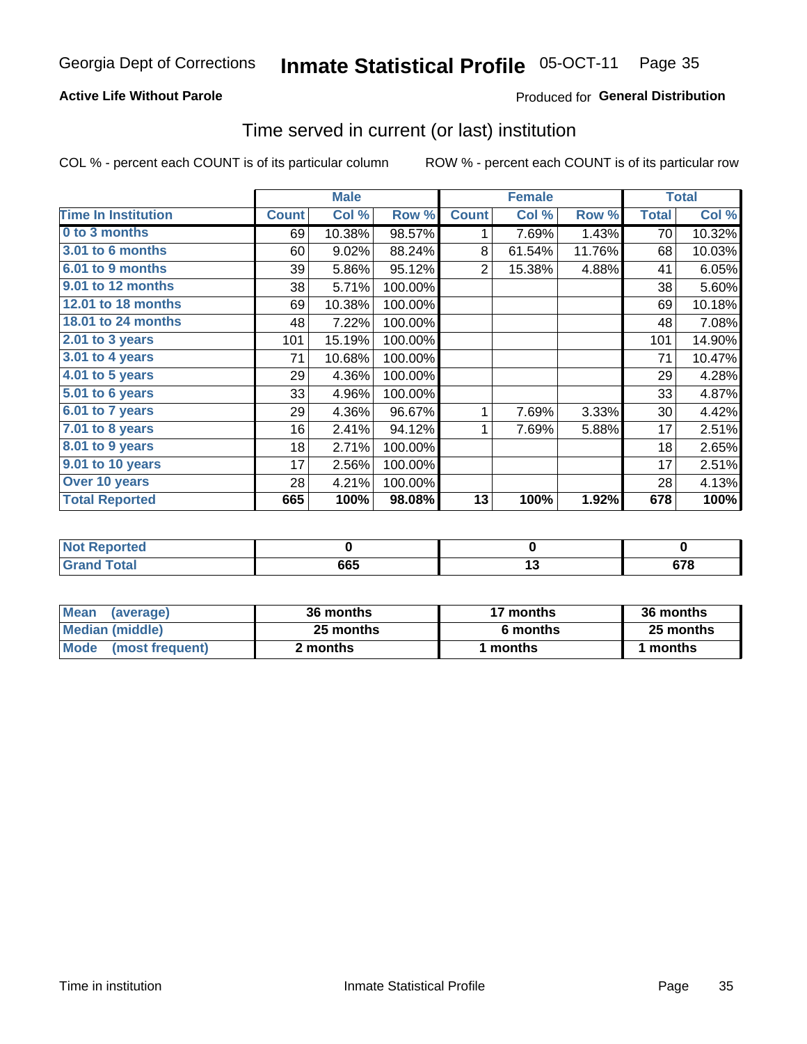Georgia Dept of Corrections **Inmate Statistical Profile** 05-OCT-11

**Active Life Without Parole**

Produced for **General Distribution**

## Time served in current (or last) institution

COL % - percent each COUNT is of its particular column

ROW % - percent each COUNT is of its particular row

| | Male | | | Female | | | Total | |
|---|---|---|---|---|---|---|---|---|
| **Time In Institution** | **Count** | **Col %** | **Row %** | **Count** | **Col %** | **Row %** | **Total** | **Col %** |
| 0 to 3 months | 69 | 10.38% | 98.57% | 1 | 7.69% | 1.43% | 70 | 10.32% |
| 3.01 to 6 months | 60 | 9.02% | 88.24% | 8 | 61.54% | 11.76% | 68 | 10.03% |
| 6.01 to 9 months | 39 | 5.86% | 95.12% | 2 | 15.38% | 4.88% | 41 | 6.05% |
| 9.01 to 12 months | 38 | 5.71% | 100.00% | | | | 38 | 5.60% |
| 12.01 to 18 months | 69 | 10.38% | 100.00% | | | | 69 | 10.18% |
| 18.01 to 24 months | 48 | 7.22% | 100.00% | | | | 48 | 7.08% |
| 2.01 to 3 years | 101 | 15.19% | 100.00% | | | | 101 | 14.90% |
| 3.01 to 4 years | 71 | 10.68% | 100.00% | | | | 71 | 10.47% |
| 4.01 to 5 years | 29 | 4.36% | 100.00% | | | | 29 | 4.28% |
| 5.01 to 6 years | 33 | 4.96% | 100.00% | | | | 33 | 4.87% |
| 6.01 to 7 years | 29 | 4.36% | 96.67% | 1 | 7.69% | 3.33% | 30 | 4.42% |
| 7.01 to 8 years | 16 | 2.41% | 94.12% | 1 | 7.69% | 5.88% | 17 | 2.51% |
| 8.01 to 9 years | 18 | 2.71% | 100.00% | | | | 18 | 2.65% |
| 9.01 to 10 years | 17 | 2.56% | 100.00% | | | | 17 | 2.51% |
| Over 10 years | 28 | 4.21% | 100.00% | | | | 28 | 4.13% |
| **Total Reported** | **665** | **100%** | **98.08%** | **13** | **100%** | **1.92%** | **678** | **100%** |

| | Male | Female | Total |
|---|---|---|---|
| Not Reported | 0 | 0 | 0 |
| Grand Total | 665 | 13 | 678 |

| | Male | Female | Total |
|---|---|---|---|
| Mean (average) | 36 months | 17 months | 36 months |
| Median (middle) | 25 months | 6 months | 25 months |
| Mode (most frequent) | 2 months | 1 months | 1 months |

Time in institution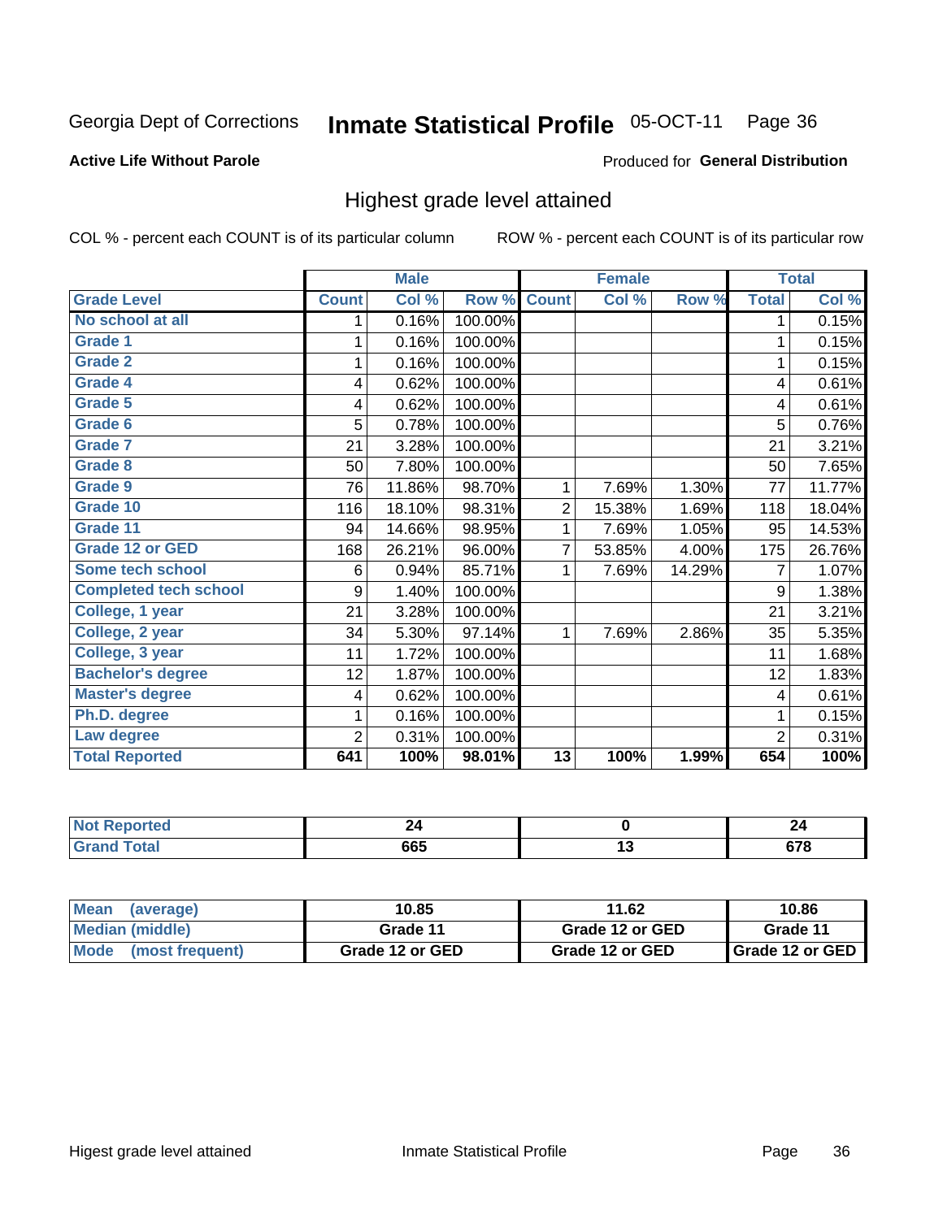Georgia Dept of Corrections **Inmate Statistical Profile** 05-OCT-11

**Active Life Without Parole**

Produced for **General Distribution**

## Highest grade level attained

COL % - percent each COUNT is of its particular column    ROW % - percent each COUNT is of its particular row

| | Male | | | Female | | | Total | |
|---|---|---|---|---|---|---|---|---|
| **Grade Level** | **Count** | **Col %** | **Row %** | **Count** | **Col %** | **Row %** | **Total** | **Col %** |
| No school at all | 1 | 0.16% | 100.00% | | | | 1 | 0.15% |
| Grade 1 | 1 | 0.16% | 100.00% | | | | 1 | 0.15% |
| Grade 2 | 1 | 0.16% | 100.00% | | | | 1 | 0.15% |
| Grade 4 | 4 | 0.62% | 100.00% | | | | 4 | 0.61% |
| Grade 5 | 4 | 0.62% | 100.00% | | | | 4 | 0.61% |
| Grade 6 | 5 | 0.78% | 100.00% | | | | 5 | 0.76% |
| Grade 7 | 21 | 3.28% | 100.00% | | | | 21 | 3.21% |
| Grade 8 | 50 | 7.80% | 100.00% | | | | 50 | 7.65% |
| Grade 9 | 76 | 11.86% | 98.70% | 1 | 7.69% | 1.30% | 77 | 11.77% |
| Grade 10 | 116 | 18.10% | 98.31% | 2 | 15.38% | 1.69% | 118 | 18.04% |
| Grade 11 | 94 | 14.66% | 98.95% | 1 | 7.69% | 1.05% | 95 | 14.53% |
| Grade 12 or GED | 168 | 26.21% | 96.00% | 7 | 53.85% | 4.00% | 175 | 26.76% |
| Some tech school | 6 | 0.94% | 85.71% | 1 | 7.69% | 14.29% | 7 | 1.07% |
| Completed tech school | 9 | 1.40% | 100.00% | | | | 9 | 1.38% |
| College, 1 year | 21 | 3.28% | 100.00% | | | | 21 | 3.21% |
| College, 2 year | 34 | 5.30% | 97.14% | 1 | 7.69% | 2.86% | 35 | 5.35% |
| College, 3 year | 11 | 1.72% | 100.00% | | | | 11 | 1.68% |
| Bachelor's degree | 12 | 1.87% | 100.00% | | | | 12 | 1.83% |
| Master's degree | 4 | 0.62% | 100.00% | | | | 4 | 0.61% |
| Ph.D. degree | 1 | 0.16% | 100.00% | | | | 1 | 0.15% |
| Law degree | 2 | 0.31% | 100.00% | | | | 2 | 0.31% |
| **Total Reported** | **641** | **100%** | **98.01%** | **13** | **100%** | **1.99%** | **654** | **100%** |

| | Male | Female | Total |
|---|---|---|---|
| Not Reported | 24 | 0 | 24 |
| Grand Total | 665 | 13 | 678 |

| | Male | Female | Total |
|---|---|---|---|
| Mean (average) | 10.85 | 11.62 | 10.86 |
| Median (middle) | Grade 11 | Grade 12 or GED | Grade 11 |
| Mode (most frequent) | Grade 12 or GED | Grade 12 or GED | Grade 12 or GED |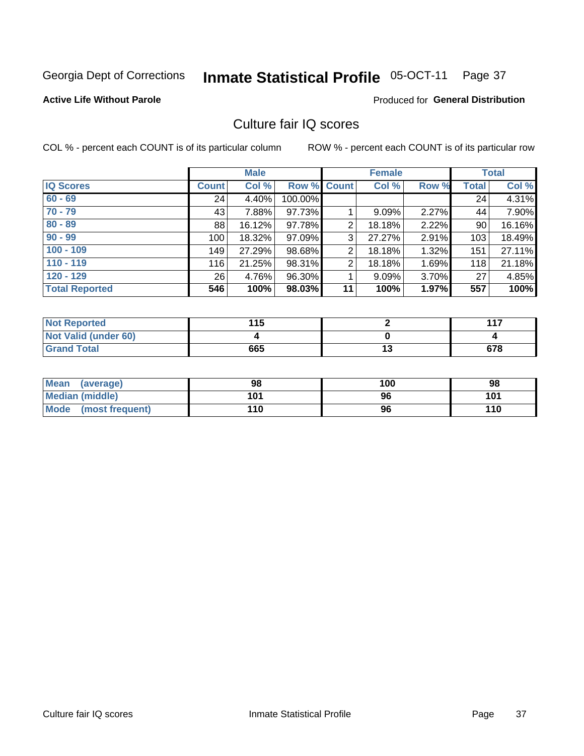Georgia Dept of Corrections **Inmate Statistical Profile** 05-OCT-11 Page 37

**Active Life Without Parole**

Produced for **General Distribution**

## Culture fair IQ scores

COL % - percent each COUNT is of its particular column

ROW % - percent each COUNT is of its particular row

| | Male | | | Female | | | Total | |
|---|---|---|---|---|---|---|---|---|
| **IQ Scores** | **Count** | **Col %** | **Row %** | **Count** | **Col %** | **Row %** | **Total** | **Col %** |
| 60 - 69 | 24 | 4.40% | 100.00% | | | | 24 | 4.31% |
| 70 - 79 | 43 | 7.88% | 97.73% | 1 | 9.09% | 2.27% | 44 | 7.90% |
| 80 - 89 | 88 | 16.12% | 97.78% | 2 | 18.18% | 2.22% | 90 | 16.16% |
| 90 - 99 | 100 | 18.32% | 97.09% | 3 | 27.27% | 2.91% | 103 | 18.49% |
| 100 - 109 | 149 | 27.29% | 98.68% | 2 | 18.18% | 1.32% | 151 | 27.11% |
| 110 - 119 | 116 | 21.25% | 98.31% | 2 | 18.18% | 1.69% | 118 | 21.18% |
| 120 - 129 | 26 | 4.76% | 96.30% | 1 | 9.09% | 3.70% | 27 | 4.85% |
| **Total Reported** | **546** | **100%** | **98.03%** | **11** | **100%** | **1.97%** | **557** | **100%** |

| | Male | Female | Total |
|---|---|---|---|
| Not Reported | 115 | 2 | 117 |
| Not Valid (under 60) | 4 | 0 | 4 |
| Grand Total | 665 | 13 | 678 |

| | Male | Female | Total |
|---|---|---|---|
| Mean (average) | 98 | 100 | 98 |
| Median (middle) | 101 | 96 | 101 |
| Mode (most frequent) | 110 | 96 | 110 |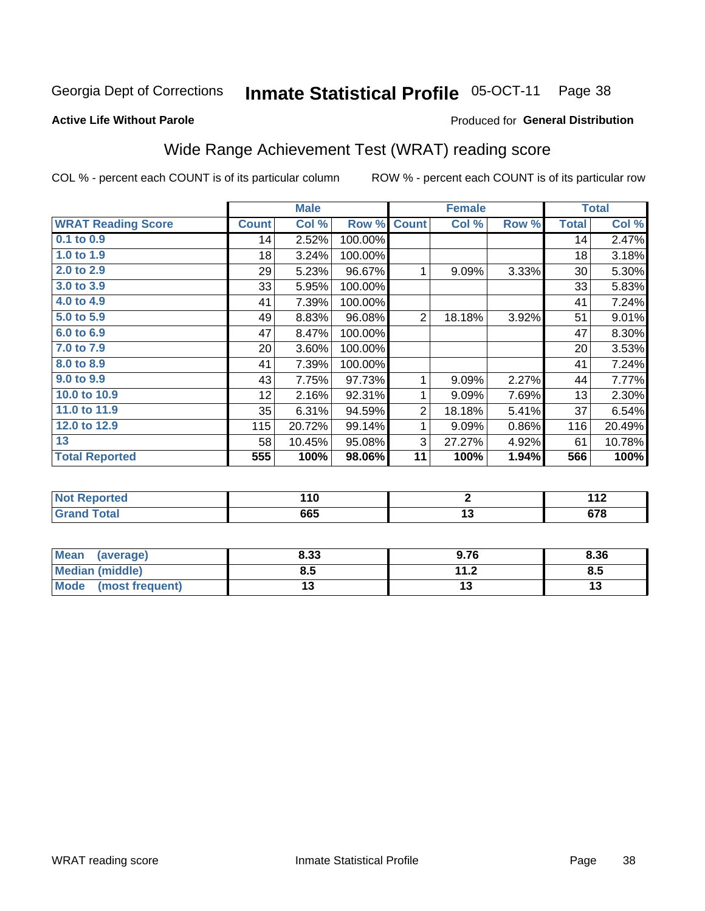Georgia Dept of Corrections **Inmate Statistical Profile** 05-OCT-11 Page 38

**Active Life Without Parole**

Produced for **General Distribution**

## Wide Range Achievement Test (WRAT) reading score

COL % - percent each COUNT is of its particular column ROW % - percent each COUNT is of its particular row

| | Male | | | Female | | | Total | |
|---|---|---|---|---|---|---|---|---|
| **WRAT Reading Score** | **Count** | **Col %** | **Row %** | **Count** | **Col %** | **Row %** | **Total** | **Col %** |
| **0.1 to 0.9** | 14 | 2.52% | 100.00% | | | | 14 | 2.47% |
| **1.0 to 1.9** | 18 | 3.24% | 100.00% | | | | 18 | 3.18% |
| **2.0 to 2.9** | 29 | 5.23% | 96.67% | 1 | 9.09% | 3.33% | 30 | 5.30% |
| **3.0 to 3.9** | 33 | 5.95% | 100.00% | | | | 33 | 5.83% |
| **4.0 to 4.9** | 41 | 7.39% | 100.00% | | | | 41 | 7.24% |
| **5.0 to 5.9** | 49 | 8.83% | 96.08% | 2 | 18.18% | 3.92% | 51 | 9.01% |
| **6.0 to 6.9** | 47 | 8.47% | 100.00% | | | | 47 | 8.30% |
| **7.0 to 7.9** | 20 | 3.60% | 100.00% | | | | 20 | 3.53% |
| **8.0 to 8.9** | 41 | 7.39% | 100.00% | | | | 41 | 7.24% |
| **9.0 to 9.9** | 43 | 7.75% | 97.73% | 1 | 9.09% | 2.27% | 44 | 7.77% |
| **10.0 to 10.9** | 12 | 2.16% | 92.31% | 1 | 9.09% | 7.69% | 13 | 2.30% |
| **11.0 to 11.9** | 35 | 6.31% | 94.59% | 2 | 18.18% | 5.41% | 37 | 6.54% |
| **12.0 to 12.9** | 115 | 20.72% | 99.14% | 1 | 9.09% | 0.86% | 116 | 20.49% |
| **13** | 58 | 10.45% | 95.08% | 3 | 27.27% | 4.92% | 61 | 10.78% |
| **Total Reported** | **555** | **100%** | **98.06%** | **11** | **100%** | **1.94%** | **566** | **100%** |

| | Male | Female | Total |
|---|---|---|---|
| **Not Reported** | **110** | **2** | **112** |
| **Grand Total** | **665** | **13** | **678** |

| | Male | Female | Total |
|---|---|---|---|
| **Mean (average)** | **8.33** | **9.76** | **8.36** |
| **Median (middle)** | **8.5** | **11.2** | **8.5** |
| **Mode (most frequent)** | **13** | **13** | **13** |

WRAT reading score Inmate Statistical Profile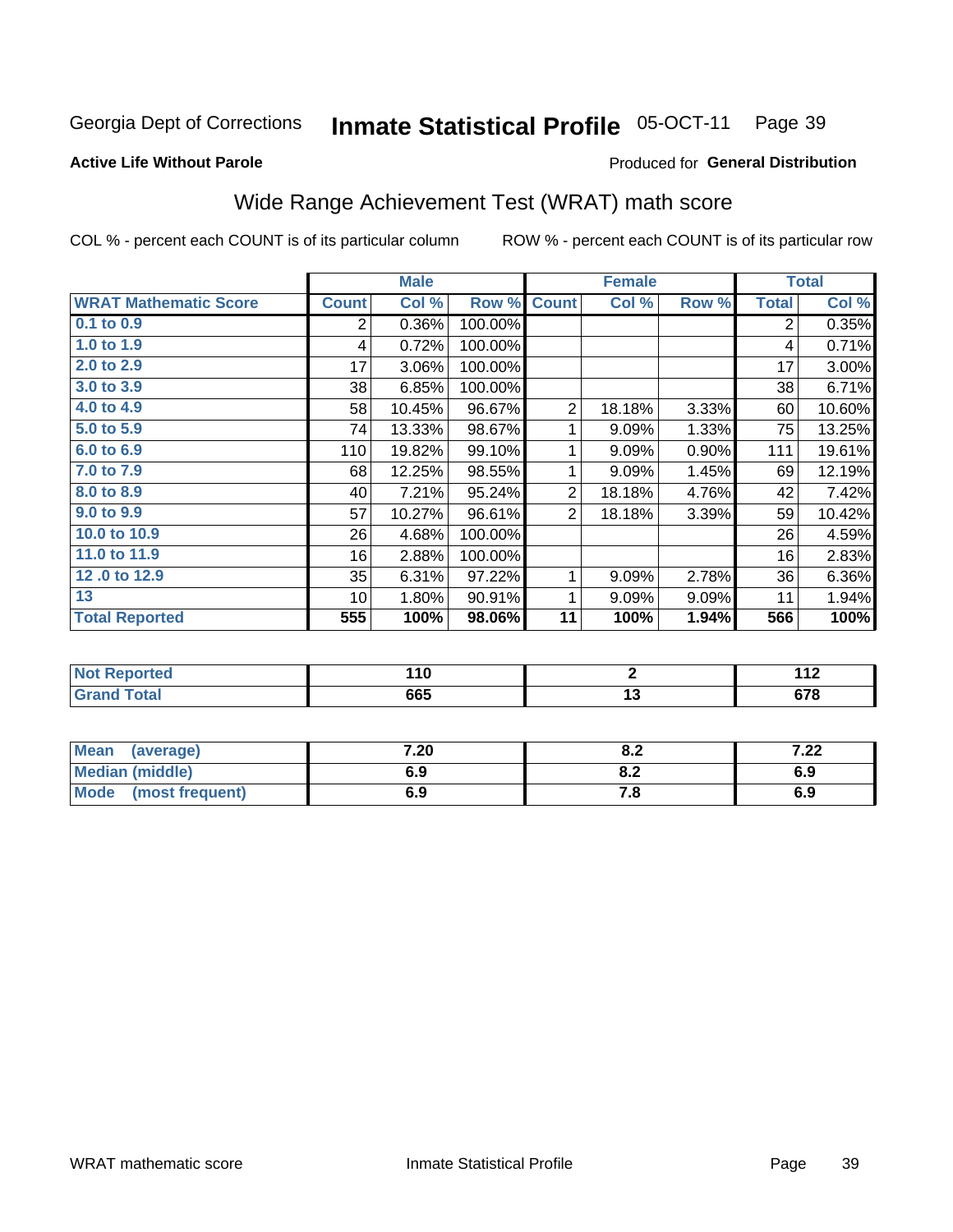Georgia Dept of Corrections **Inmate Statistical Profile** 05-OCT-11 Page 39

**Active Life Without Parole**

Produced for **General Distribution**

## Wide Range Achievement Test (WRAT) math score

COL % - percent each COUNT is of its particular column ROW % - percent each COUNT is of its particular row

| | Male | | | Female | | | Total | |
|---|---|---|---|---|---|---|---|---|
| **WRAT Mathematic Score** | **Count** | **Col %** | **Row %** | **Count** | **Col %** | **Row %** | **Total** | **Col %** |
| **0.1 to 0.9** | 2 | 0.36% | 100.00% | | | | 2 | 0.35% |
| **1.0 to 1.9** | 4 | 0.72% | 100.00% | | | | 4 | 0.71% |
| **2.0 to 2.9** | 17 | 3.06% | 100.00% | | | | 17 | 3.00% |
| **3.0 to 3.9** | 38 | 6.85% | 100.00% | | | | 38 | 6.71% |
| **4.0 to 4.9** | 58 | 10.45% | 96.67% | 2 | 18.18% | 3.33% | 60 | 10.60% |
| **5.0 to 5.9** | 74 | 13.33% | 98.67% | 1 | 9.09% | 1.33% | 75 | 13.25% |
| **6.0 to 6.9** | 110 | 19.82% | 99.10% | 1 | 9.09% | 0.90% | 111 | 19.61% |
| **7.0 to 7.9** | 68 | 12.25% | 98.55% | 1 | 9.09% | 1.45% | 69 | 12.19% |
| **8.0 to 8.9** | 40 | 7.21% | 95.24% | 2 | 18.18% | 4.76% | 42 | 7.42% |
| **9.0 to 9.9** | 57 | 10.27% | 96.61% | 2 | 18.18% | 3.39% | 59 | 10.42% |
| **10.0 to 10.9** | 26 | 4.68% | 100.00% | | | | 26 | 4.59% |
| **11.0 to 11.9** | 16 | 2.88% | 100.00% | | | | 16 | 2.83% |
| **12 .0 to 12.9** | 35 | 6.31% | 97.22% | 1 | 9.09% | 2.78% | 36 | 6.36% |
| **13** | 10 | 1.80% | 90.91% | 1 | 9.09% | 9.09% | 11 | 1.94% |
| **Total Reported** | **555** | **100%** | **98.06%** | **11** | **100%** | **1.94%** | **566** | **100%** |

| | Male | Female | Total |
|---|---|---|---|
| **Not Reported** | **110** | **2** | **112** |
| **Grand Total** | **665** | **13** | **678** |

| | Male | Female | Total |
|---|---|---|---|
| **Mean (average)** | **7.20** | **8.2** | **7.22** |
| **Median (middle)** | **6.9** | **8.2** | **6.9** |
| **Mode (most frequent)** | **6.9** | **7.8** | **6.9** |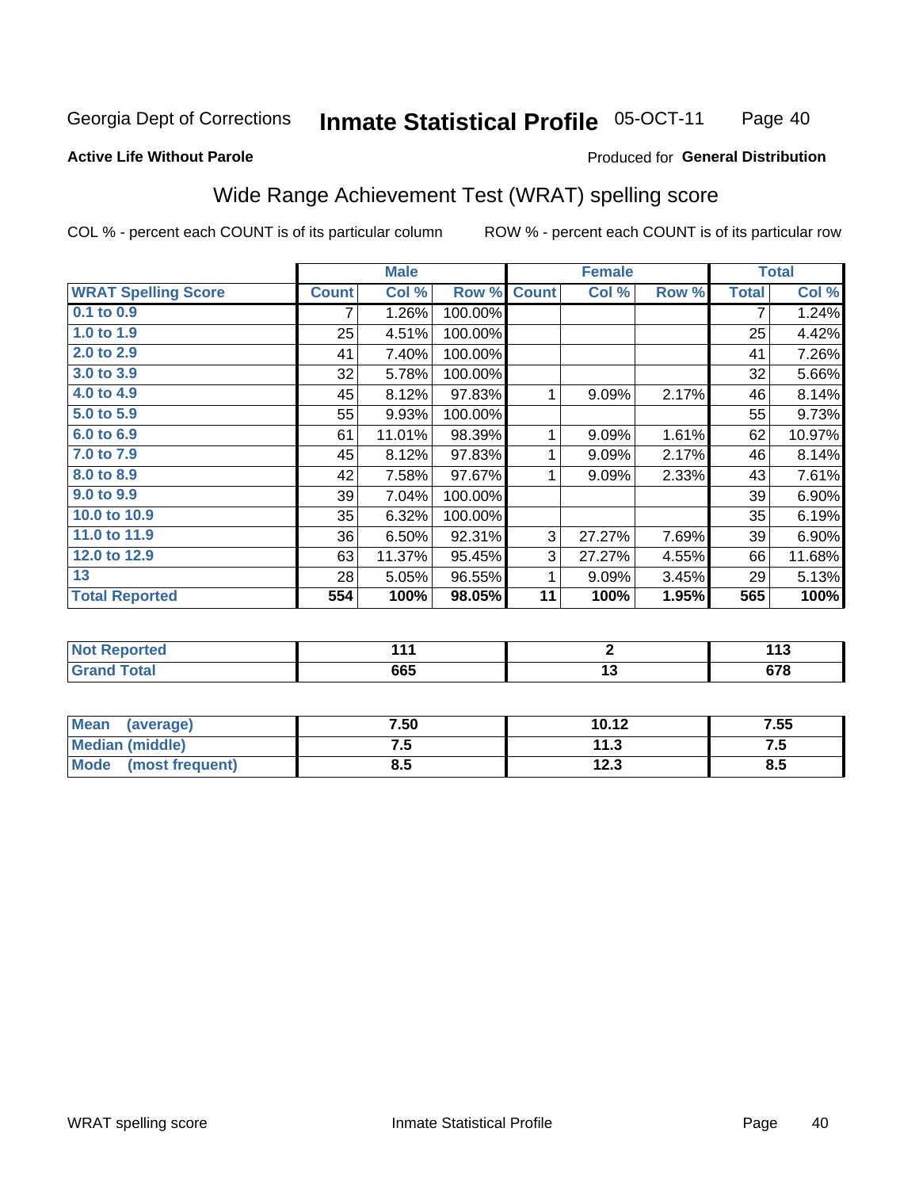Georgia Dept of Corrections **Inmate Statistical Profile** 05-OCT-11

**Active Life Without Parole**

Produced for **General Distribution**

## Wide Range Achievement Test (WRAT) spelling score

COL % - percent each COUNT is of its particular column ROW % - percent each COUNT is of its particular row

| | Male | | | Female | | | Total | |
|---|---|---|---|---|---|---|---|---|
| **WRAT Spelling Score** | **Count** | **Col %** | **Row %** | **Count** | **Col %** | **Row %** | **Total** | **Col %** |
| 0.1 to 0.9 | 7 | 1.26% | 100.00% | | | | 7 | 1.24% |
| 1.0 to 1.9 | 25 | 4.51% | 100.00% | | | | 25 | 4.42% |
| 2.0 to 2.9 | 41 | 7.40% | 100.00% | | | | 41 | 7.26% |
| 3.0 to 3.9 | 32 | 5.78% | 100.00% | | | | 32 | 5.66% |
| 4.0 to 4.9 | 45 | 8.12% | 97.83% | 1 | 9.09% | 2.17% | 46 | 8.14% |
| 5.0 to 5.9 | 55 | 9.93% | 100.00% | | | | 55 | 9.73% |
| 6.0 to 6.9 | 61 | 11.01% | 98.39% | 1 | 9.09% | 1.61% | 62 | 10.97% |
| 7.0 to 7.9 | 45 | 8.12% | 97.83% | 1 | 9.09% | 2.17% | 46 | 8.14% |
| 8.0 to 8.9 | 42 | 7.58% | 97.67% | 1 | 9.09% | 2.33% | 43 | 7.61% |
| 9.0 to 9.9 | 39 | 7.04% | 100.00% | | | | 39 | 6.90% |
| 10.0 to 10.9 | 35 | 6.32% | 100.00% | | | | 35 | 6.19% |
| 11.0 to 11.9 | 36 | 6.50% | 92.31% | 3 | 27.27% | 7.69% | 39 | 6.90% |
| 12.0 to 12.9 | 63 | 11.37% | 95.45% | 3 | 27.27% | 4.55% | 66 | 11.68% |
| 13 | 28 | 5.05% | 96.55% | 1 | 9.09% | 3.45% | 29 | 5.13% |
| **Total Reported** | **554** | **100%** | **98.05%** | **11** | **100%** | **1.95%** | **565** | **100%** |

| | Male | Female | Total |
|---|---|---|---|
| Not Reported | 111 | 2 | 113 |
| Grand Total | 665 | 13 | 678 |

| | Male | Female | Total |
|---|---|---|---|
| Mean (average) | 7.50 | 10.12 | 7.55 |
| Median (middle) | 7.5 | 11.3 | 7.5 |
| Mode (most frequent) | 8.5 | 12.3 | 8.5 |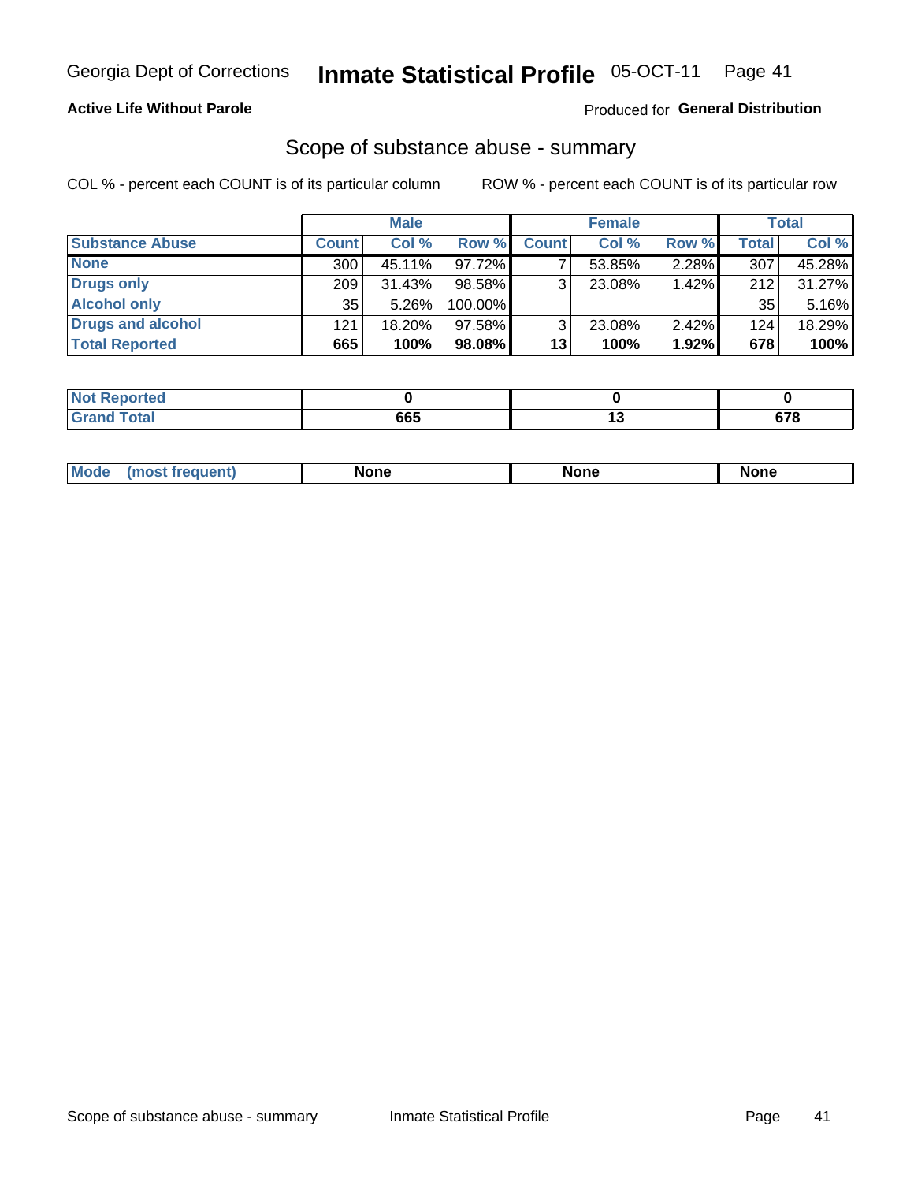Georgia Dept of Corrections **Inmate Statistical Profile** 05-OCT-11

**Active Life Without Parole**

Produced for **General Distribution**

## Scope of substance abuse - summary

COL % - percent each COUNT is of its particular column ROW % - percent each COUNT is of its particular row

| | Male | | | Female | | | Total | |
|---|---|---|---|---|---|---|---|---|
| **Substance Abuse** | **Count** | **Col %** | **Row %** | **Count** | **Col %** | **Row %** | **Total** | **Col %** |
| **None** | 300 | 45.11% | 97.72% | 7 | 53.85% | 2.28% | 307 | 45.28% |
| **Drugs only** | 209 | 31.43% | 98.58% | 3 | 23.08% | 1.42% | 212 | 31.27% |
| **Alcohol only** | 35 | 5.26% | 100.00% | | | | 35 | 5.16% |
| **Drugs and alcohol** | 121 | 18.20% | 97.58% | 3 | 23.08% | 2.42% | 124 | 18.29% |
| **Total Reported** | **665** | **100%** | **98.08%** | **13** | **100%** | **1.92%** | **678** | **100%** |

| | | | |
|---|---|---|---|
| **Not Reported** | **0** | **0** | **0** |
| **Grand Total** | **665** | **13** | **678** |

| | | | |
|---|---|---|---|
| **Mode (most frequent)** | **None** | **None** | **None** |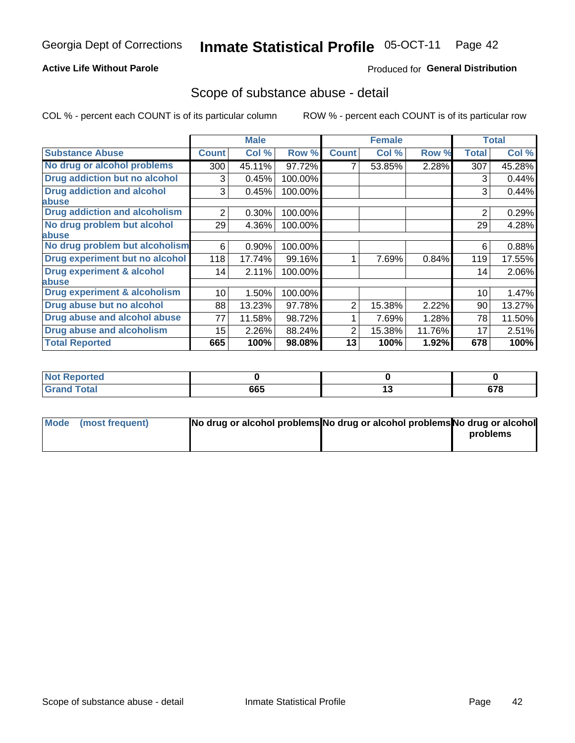Georgia Dept of Corrections **Inmate Statistical Profile** 05-OCT-11

**Active Life Without Parole**

Produced for **General Distribution**

## Scope of substance abuse - detail

COL % - percent each COUNT is of its particular column ROW % - percent each COUNT is of its particular row

| | Male | | | Female | | | Total | |
|---|---|---|---|---|---|---|---|---|
| **Substance Abuse** | **Count** | **Col %** | **Row %** | **Count** | **Col %** | **Row %** | **Total** | **Col %** |
| **No drug or alcohol problems** | 300 | 45.11% | 97.72% | 7 | 53.85% | 2.28% | 307 | 45.28% |
| **Drug addiction but no alcohol** | 3 | 0.45% | 100.00% | | | | 3 | 0.44% |
| **Drug addiction and alcohol abuse** | 3 | 0.45% | 100.00% | | | | 3 | 0.44% |
| **Drug addiction and alcoholism** | 2 | 0.30% | 100.00% | | | | 2 | 0.29% |
| **No drug problem but alcohol abuse** | 29 | 4.36% | 100.00% | | | | 29 | 4.28% |
| **No drug problem but alcoholism** | 6 | 0.90% | 100.00% | | | | 6 | 0.88% |
| **Drug experiment but no alcohol** | 118 | 17.74% | 99.16% | 1 | 7.69% | 0.84% | 119 | 17.55% |
| **Drug experiment & alcohol abuse** | 14 | 2.11% | 100.00% | | | | 14 | 2.06% |
| **Drug experiment & alcoholism** | 10 | 1.50% | 100.00% | | | | 10 | 1.47% |
| **Drug abuse but no alcohol** | 88 | 13.23% | 97.78% | 2 | 15.38% | 2.22% | 90 | 13.27% |
| **Drug abuse and alcohol abuse** | 77 | 11.58% | 98.72% | 1 | 7.69% | 1.28% | 78 | 11.50% |
| **Drug abuse and alcoholism** | 15 | 2.26% | 88.24% | 2 | 15.38% | 11.76% | 17 | 2.51% |
| **Total Reported** | **665** | **100%** | **98.08%** | **13** | **100%** | **1.92%** | **678** | **100%** |

| | Male | Female | Total |
|---|---|---|---|
| **Not Reported** | **0** | **0** | **0** |
| **Grand Total** | **665** | **13** | **678** |

| | Male | Female | Total |
|---|---|---|---|
| **Mode (most frequent)** | **No drug or alcohol problems** | **No drug or alcohol problems** | **No drug or alcohol problems** |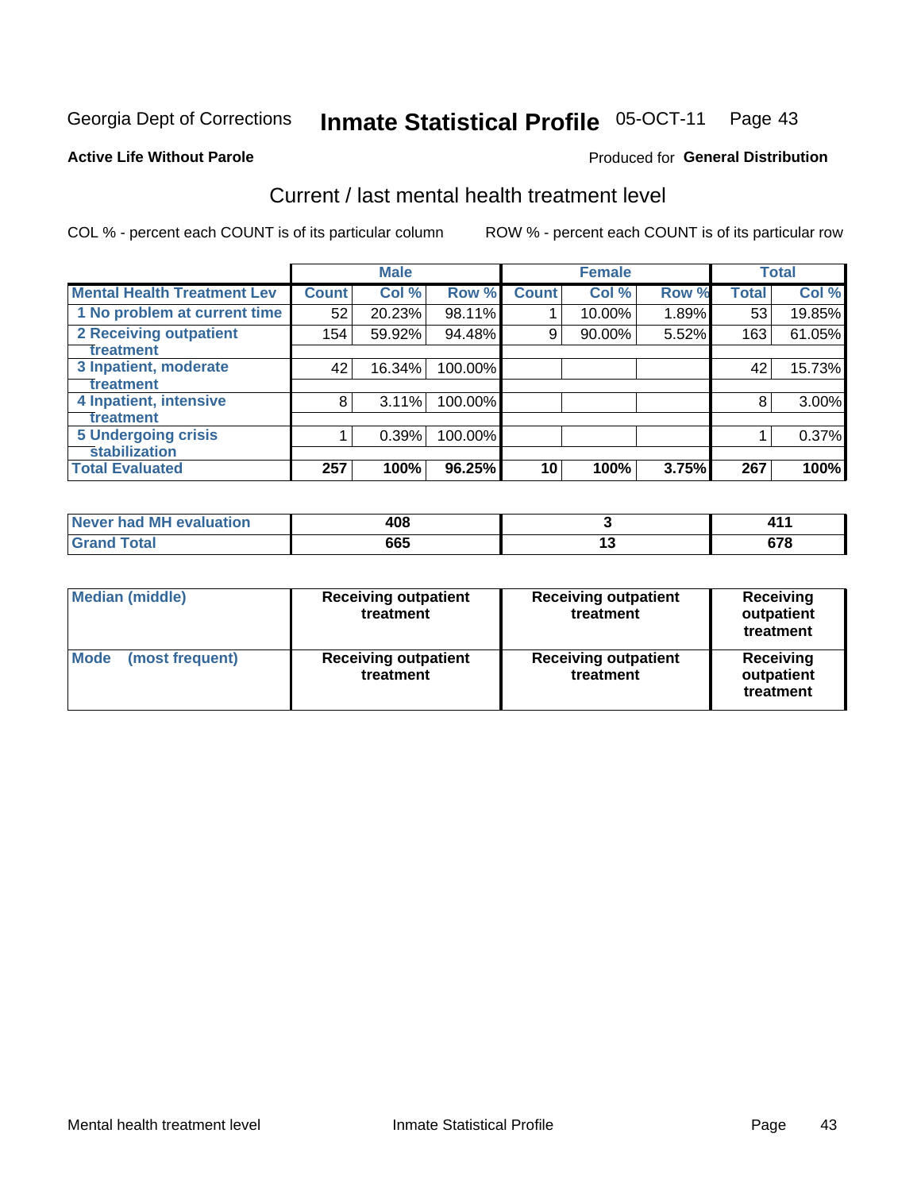Georgia Dept of Corrections **Inmate Statistical Profile** 05-OCT-11 Page 43

**Active Life Without Parole**

Produced for **General Distribution**

## Current / last mental health treatment level

COL % - percent each COUNT is of its particular column

ROW % - percent each COUNT is of its particular row

| | Male | | | Female | | | Total | |
|---|---|---|---|---|---|---|---|---|
| **Mental Health Treatment Lev** | **Count** | **Col %** | **Row %** | **Count** | **Col %** | **Row %** | **Total** | **Col %** |
| **1 No problem at current time** | 52 | 20.23% | 98.11% | 1 | 10.00% | 1.89% | 53 | 19.85% |
| **2 Receiving outpatient treatment** | 154 | 59.92% | 94.48% | 9 | 90.00% | 5.52% | 163 | 61.05% |
| **3 Inpatient, moderate treatment** | 42 | 16.34% | 100.00% | | | | 42 | 15.73% |
| **4 Inpatient, intensive treatment** | 8 | 3.11% | 100.00% | | | | 8 | 3.00% |
| **5 Undergoing crisis stabilization** | 1 | 0.39% | 100.00% | | | | 1 | 0.37% |
| **Total Evaluated** | **257** | **100%** | **96.25%** | **10** | **100%** | **3.75%** | **267** | **100%** |

| | | | |
|---|---|---|---|
| **Never had MH evaluation** | **408** | **3** | **411** |
| **Grand Total** | **665** | **13** | **678** |

| | | | |
|---|---|---|---|
| **Median (middle)** | **Receiving outpatient treatment** | **Receiving outpatient treatment** | **Receiving outpatient treatment** |
| **Mode (most frequent)** | **Receiving outpatient treatment** | **Receiving outpatient treatment** | **Receiving outpatient treatment** |

Mental health treatment level Inmate Statistical Profile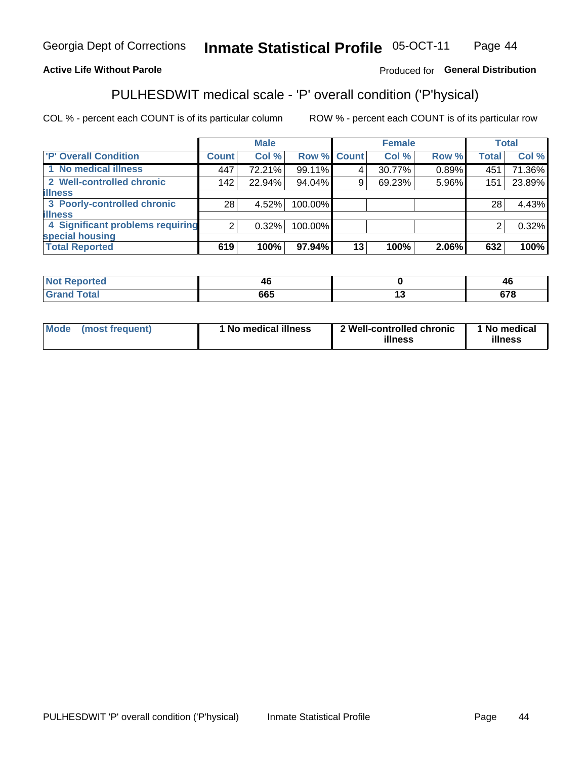Georgia Dept of Corrections **Inmate Statistical Profile** 05-OCT-11 Page 44

**Active Life Without Parole**

Produced for **General Distribution**

## PULHESDWIT medical scale - 'P' overall condition ('P'hysical)

COL % - percent each COUNT is of its particular column

ROW % - percent each COUNT is of its particular row

| | Male | | | Female | | | Total | |
|---|---|---|---|---|---|---|---|---|
| 'P' Overall Condition | Count | Col % | Row % | Count | Col % | Row % | Total | Col % |
| 1 No medical illness | 447 | 72.21% | 99.11% | 4 | 30.77% | 0.89% | 451 | 71.36% |
| 2 Well-controlled chronic illness | 142 | 22.94% | 94.04% | 9 | 69.23% | 5.96% | 151 | 23.89% |
| 3 Poorly-controlled chronic illness | 28 | 4.52% | 100.00% | | | | 28 | 4.43% |
| 4 Significant problems requiring special housing | 2 | 0.32% | 100.00% | | | | 2 | 0.32% |
| **Total Reported** | **619** | **100%** | **97.94%** | **13** | **100%** | **2.06%** | **632** | **100%** |

| | Male | Female | Total |
|---|---|---|---|
| Not Reported | 46 | 0 | 46 |
| Grand Total | 665 | 13 | 678 |

| | Male | Female | Total |
|---|---|---|---|
| Mode (most frequent) | 1 No medical illness | 2 Well-controlled chronic illness | 1 No medical illness |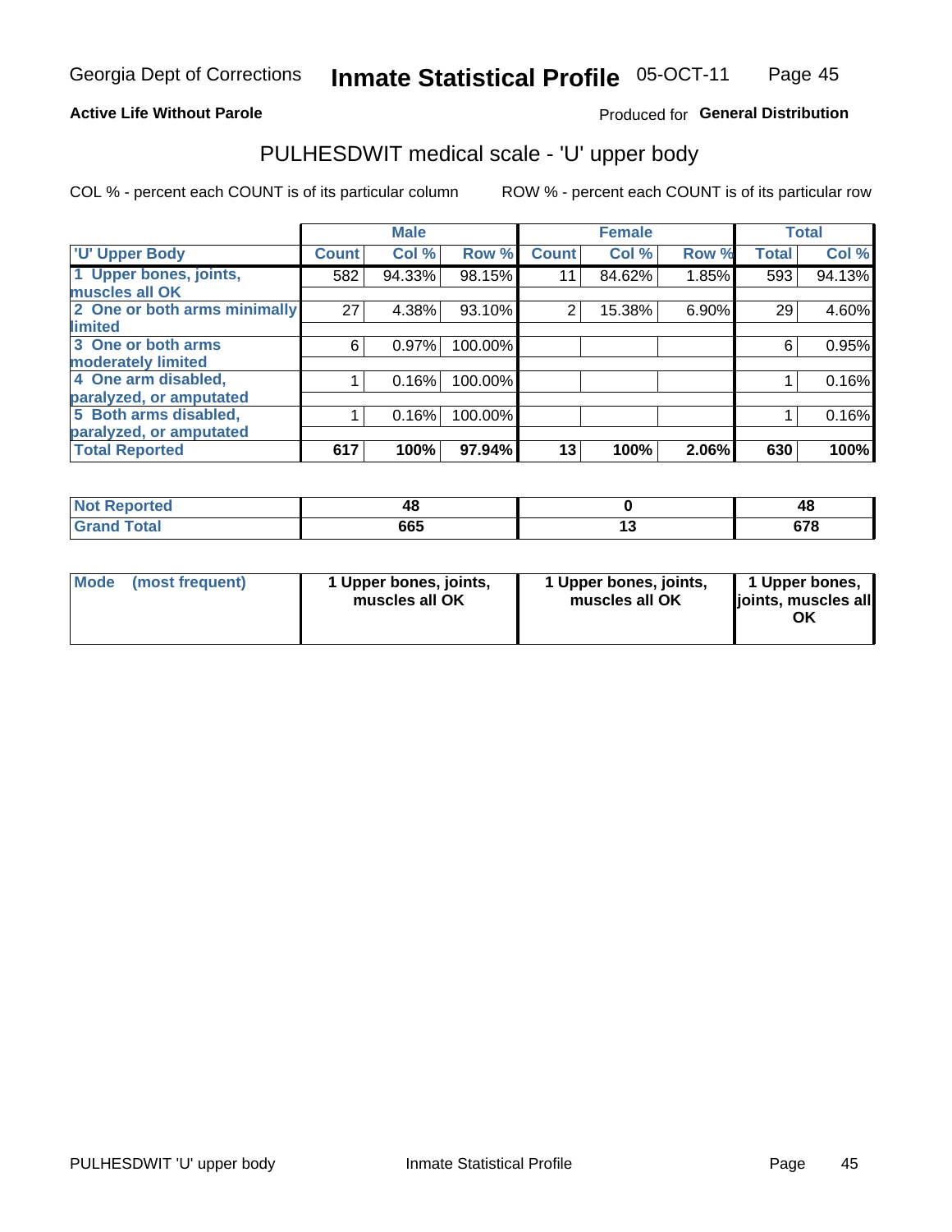Georgia Dept of Corrections **Inmate Statistical Profile** 05-OCT-11

**Active Life Without Parole**

Produced for **General Distribution**

## PULHESDWIT medical scale - 'U' upper body

COL % - percent each COUNT is of its particular column

ROW % - percent each COUNT is of its particular row

| | Male | | | Female | | | Total | |
|---|---|---|---|---|---|---|---|---|
| 'U' Upper Body | Count | Col % | Row % | Count | Col % | Row % | Total | Col % |
| 1 Upper bones, joints, muscles all OK | 582 | 94.33% | 98.15% | 11 | 84.62% | 1.85% | 593 | 94.13% |
| 2 One or both arms minimally limited | 27 | 4.38% | 93.10% | 2 | 15.38% | 6.90% | 29 | 4.60% |
| 3 One or both arms moderately limited | 6 | 0.97% | 100.00% | | | | 6 | 0.95% |
| 4 One arm disabled, paralyzed, or amputated | 1 | 0.16% | 100.00% | | | | 1 | 0.16% |
| 5 Both arms disabled, paralyzed, or amputated | 1 | 0.16% | 100.00% | | | | 1 | 0.16% |
| **Total Reported** | **617** | **100%** | **97.94%** | **13** | **100%** | **2.06%** | **630** | **100%** |

| | Male | Female | Total |
|---|---|---|---|
| Not Reported | 48 | 0 | 48 |
| Grand Total | 665 | 13 | 678 |

| | Male | Female | Total |
|---|---|---|---|
| Mode (most frequent) | 1 Upper bones, joints, muscles all OK | 1 Upper bones, joints, muscles all OK | 1 Upper bones, joints, muscles all OK |

PULHESDWIT 'U' upper body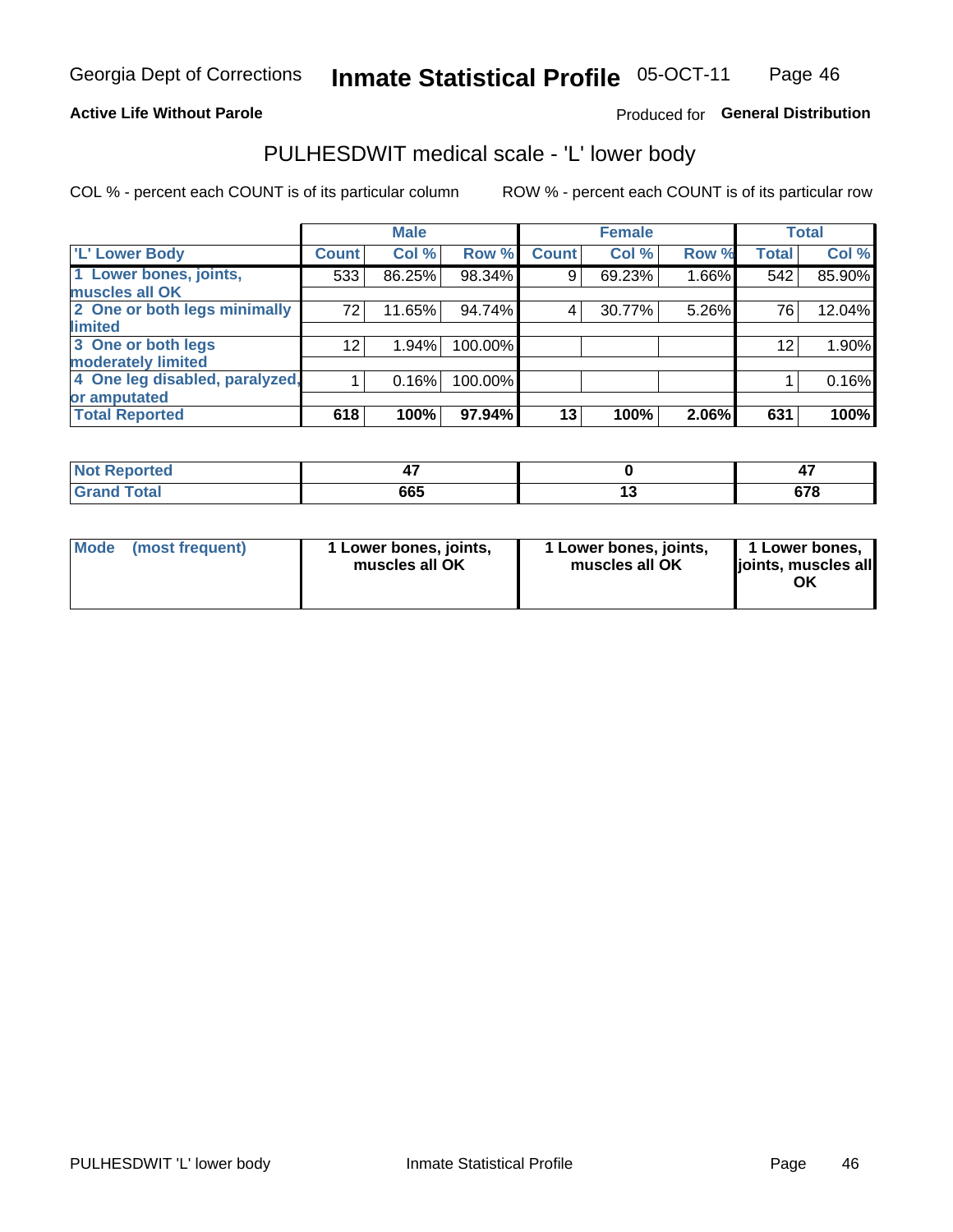Georgia Dept of Corrections **Inmate Statistical Profile** 05-OCT-11

**Active Life Without Parole**

Produced for **General Distribution**

## PULHESDWIT medical scale - 'L' lower body

COL % - percent each COUNT is of its particular column

ROW % - percent each COUNT is of its particular row

| | Male | | | Female | | | Total | |
|---|---|---|---|---|---|---|---|---|
| 'L' Lower Body | Count | Col % | Row % | Count | Col % | Row % | Total | Col % |
| 1 Lower bones, joints, muscles all OK | 533 | 86.25% | 98.34% | 9 | 69.23% | 1.66% | 542 | 85.90% |
| 2 One or both legs minimally limited | 72 | 11.65% | 94.74% | 4 | 30.77% | 5.26% | 76 | 12.04% |
| 3 One or both legs moderately limited | 12 | 1.94% | 100.00% | | | | 12 | 1.90% |
| 4 One leg disabled, paralyzed, or amputated | 1 | 0.16% | 100.00% | | | | 1 | 0.16% |
| **Total Reported** | **618** | **100%** | **97.94%** | **13** | **100%** | **2.06%** | **631** | **100%** |

| | Male | Female | Total |
|---|---|---|---|
| Not Reported | 47 | 0 | 47 |
| Grand Total | 665 | 13 | 678 |

| | Male | Female | Total |
|---|---|---|---|
| Mode (most frequent) | 1 Lower bones, joints, muscles all OK | 1 Lower bones, joints, muscles all OK | 1 Lower bones, joints, muscles all OK |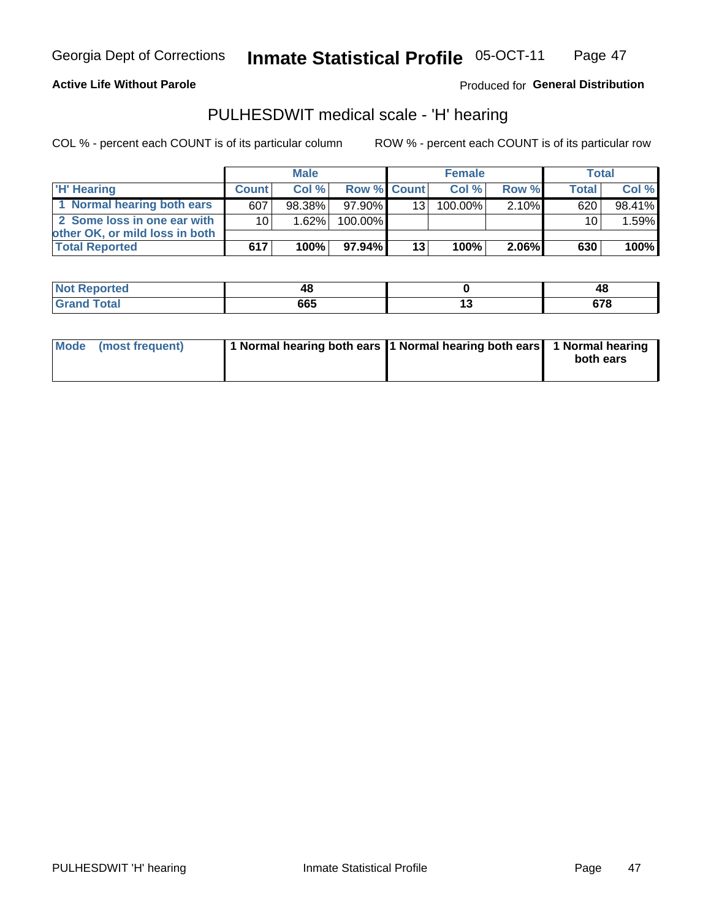Georgia Dept of Corrections **Inmate Statistical Profile** 05-OCT-11

**Active Life Without Parole**

Produced for **General Distribution**

## PULHESDWIT medical scale - 'H' hearing

COL % - percent each COUNT is of its particular column

ROW % - percent each COUNT is of its particular row

| | Male | | | Female | | | Total | |
|---|---|---|---|---|---|---|---|---|
| 'H' Hearing | Count | Col % | Row % | Count | Col % | Row % | Total | Col % |
| 1 Normal hearing both ears | 607 | 98.38% | 97.90% | 13 | 100.00% | 2.10% | 620 | 98.41% |
| 2 Some loss in one ear with other OK, or mild loss in both | 10 | 1.62% | 100.00% | | | | 10 | 1.59% |
| **Total Reported** | **617** | **100%** | **97.94%** | **13** | **100%** | **2.06%** | **630** | **100%** |

| | Male | Female | Total |
|---|---|---|---|
| Not Reported | 48 | 0 | 48 |
| Grand Total | 665 | 13 | 678 |

| | Male | Female | Total |
|---|---|---|---|
| Mode (most frequent) | 1 Normal hearing both ears | 1 Normal hearing both ears | 1 Normal hearing both ears |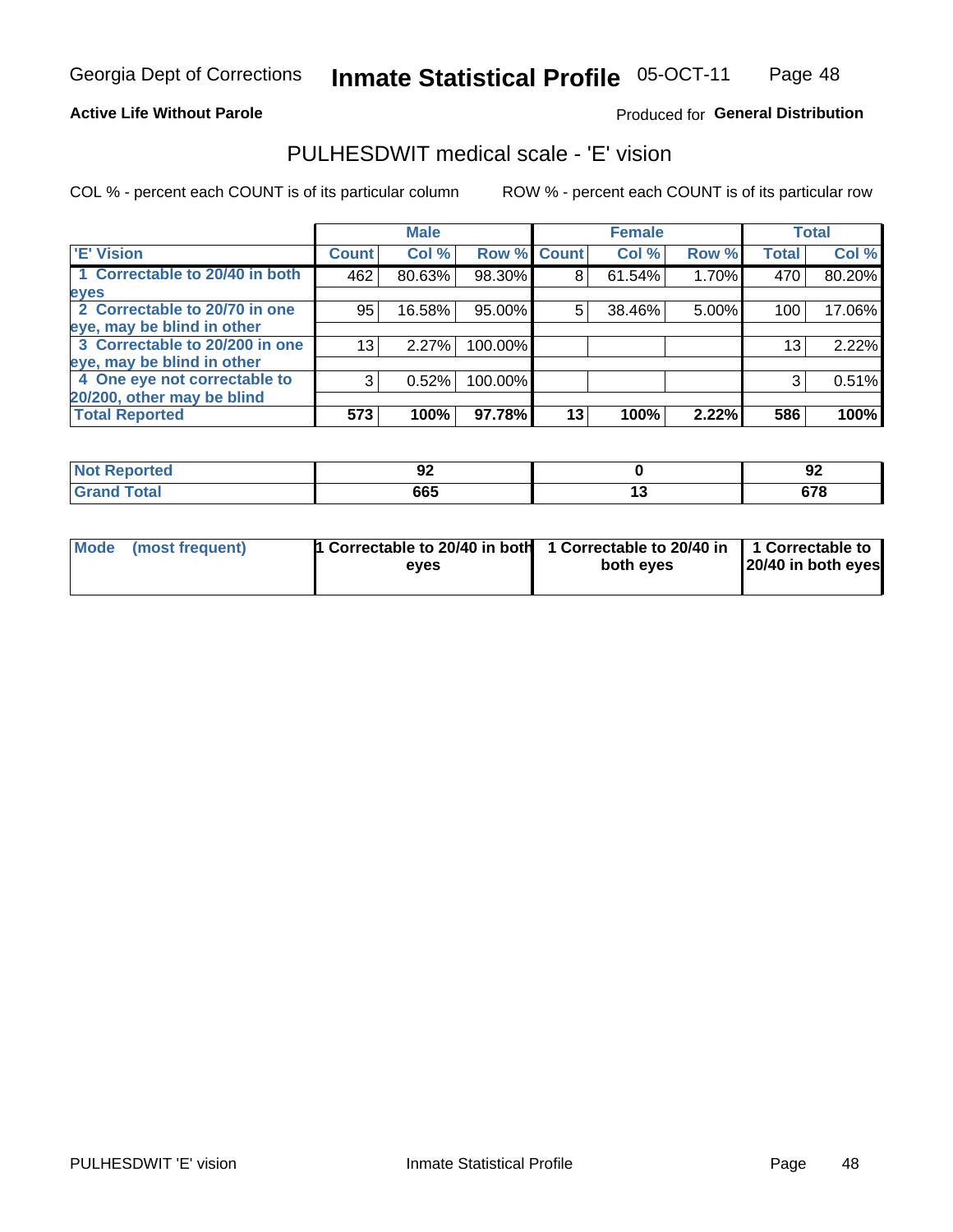Georgia Dept of Corrections **Inmate Statistical Profile** 05-OCT-11

**Active Life Without Parole**

Produced for **General Distribution**

## PULHESDWIT medical scale - 'E' vision

COL % - percent each COUNT is of its particular column

ROW % - percent each COUNT is of its particular row

| | Male | | | Female | | | Total | |
|---|---|---|---|---|---|---|---|---|
| 'E' Vision | Count | Col % | Row % | Count | Col % | Row % | Total | Col % |
| 1 Correctable to 20/40 in both eyes | 462 | 80.63% | 98.30% | 8 | 61.54% | 1.70% | 470 | 80.20% |
| 2 Correctable to 20/70 in one eye, may be blind in other | 95 | 16.58% | 95.00% | 5 | 38.46% | 5.00% | 100 | 17.06% |
| 3 Correctable to 20/200 in one eye, may be blind in other | 13 | 2.27% | 100.00% | | | | 13 | 2.22% |
| 4 One eye not correctable to 20/200, other may be blind | 3 | 0.52% | 100.00% | | | | 3 | 0.51% |
| **Total Reported** | **573** | **100%** | **97.78%** | **13** | **100%** | **2.22%** | **586** | **100%** |

| | Male | Female | Total |
|---|---|---|---|
| Not Reported | 92 | 0 | 92 |
| Grand Total | 665 | 13 | 678 |

| | Male | Female | Total |
|---|---|---|---|
| Mode (most frequent) | 1 Correctable to 20/40 in both eyes | 1 Correctable to 20/40 in both eyes | 1 Correctable to 20/40 in both eyes |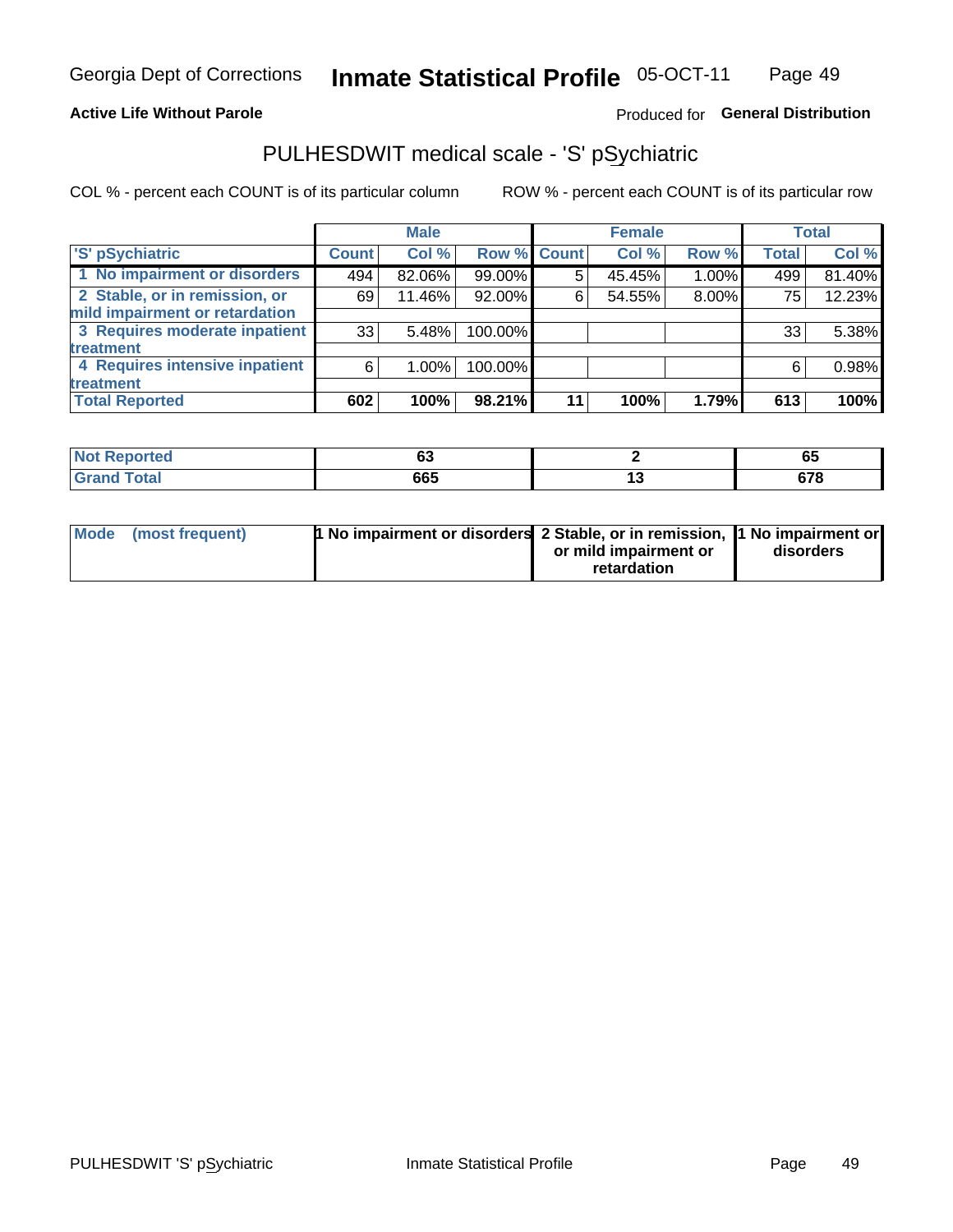Georgia Dept of Corrections **Inmate Statistical Profile** 05-OCT-11

**Active Life Without Parole**

Produced for **General Distribution**

## PULHESDWIT medical scale - 'S' pSychiatric

COL % - percent each COUNT is of its particular column ROW % - percent each COUNT is of its particular row

| | Male | | | Female | | | Total | |
|---|---|---|---|---|---|---|---|---|
| 'S' pSychiatric | Count | Col % | Row % | Count | Col % | Row % | Total | Col % |
| 1 No impairment or disorders | 494 | 82.06% | 99.00% | 5 | 45.45% | 1.00% | 499 | 81.40% |
| 2 Stable, or in remission, or mild impairment or retardation | 69 | 11.46% | 92.00% | 6 | 54.55% | 8.00% | 75 | 12.23% |
| 3 Requires moderate inpatient treatment | 33 | 5.48% | 100.00% | | | | 33 | 5.38% |
| 4 Requires intensive inpatient treatment | 6 | 1.00% | 100.00% | | | | 6 | 0.98% |
| **Total Reported** | **602** | **100%** | **98.21%** | **11** | **100%** | **1.79%** | **613** | **100%** |

| | Male | Female | Total |
|---|---|---|---|
| Not Reported | 63 | 2 | 65 |
| Grand Total | 665 | 13 | 678 |

| | Male | Female | Total |
|---|---|---|---|
| Mode (most frequent) | 1 No impairment or disorders | 2 Stable, or in remission, or mild impairment or retardation | 1 No impairment or disorders |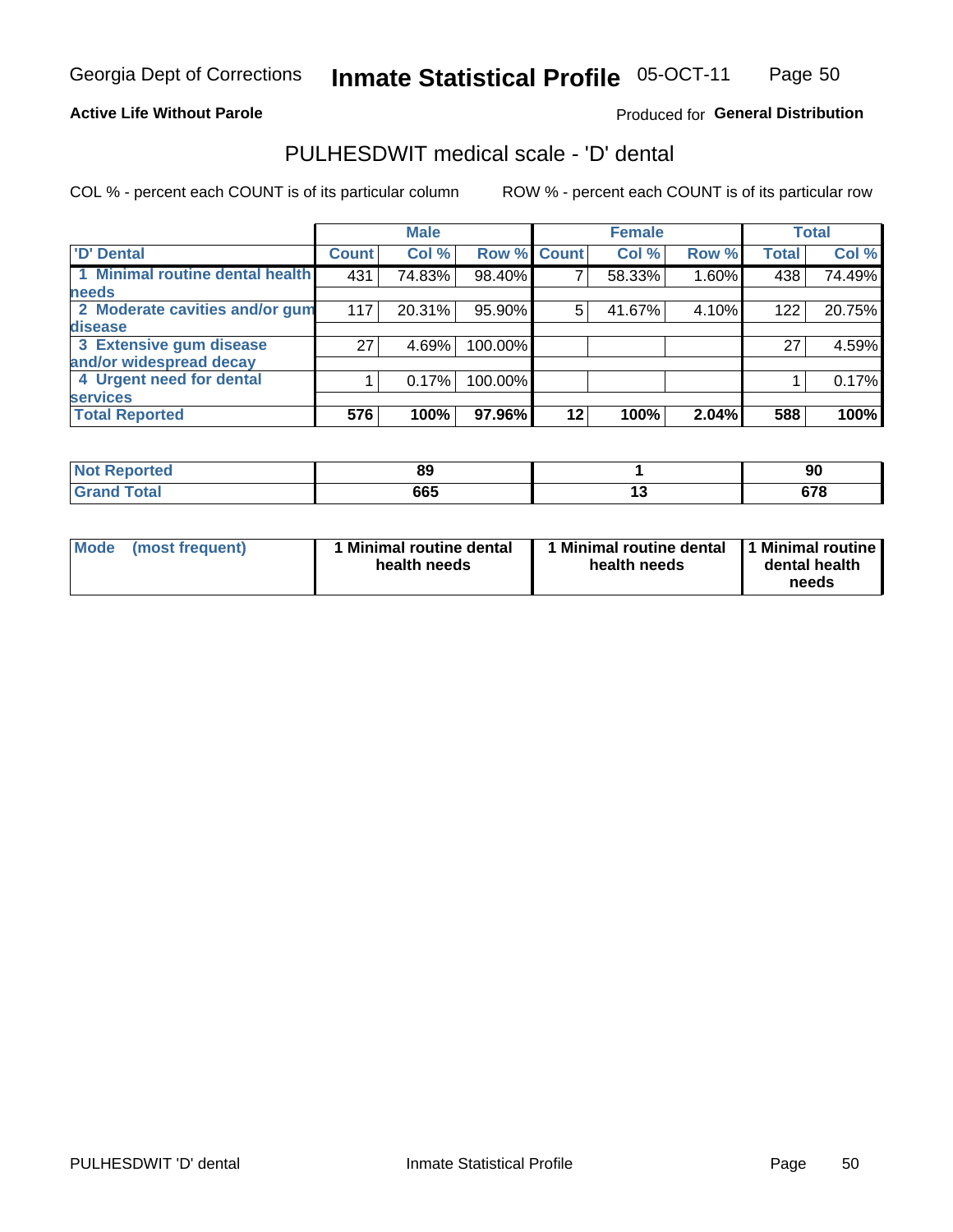Georgia Dept of Corrections **Inmate Statistical Profile** 05-OCT-11

**Active Life Without Parole**

Produced for **General Distribution**

## PULHESDWIT medical scale - 'D' dental

COL % - percent each COUNT is of its particular column

ROW % - percent each COUNT is of its particular row

| | Male | | | Female | | | Total | |
|---|---|---|---|---|---|---|---|---|
| 'D' Dental | Count | Col % | Row % | Count | Col % | Row % | Total | Col % |
| 1 Minimal routine dental health needs | 431 | 74.83% | 98.40% | 7 | 58.33% | 1.60% | 438 | 74.49% |
| 2 Moderate cavities and/or gum disease | 117 | 20.31% | 95.90% | 5 | 41.67% | 4.10% | 122 | 20.75% |
| 3 Extensive gum disease and/or widespread decay | 27 | 4.69% | 100.00% | | | | 27 | 4.59% |
| 4 Urgent need for dental services | 1 | 0.17% | 100.00% | | | | 1 | 0.17% |
| **Total Reported** | **576** | **100%** | **97.96%** | **12** | **100%** | **2.04%** | **588** | **100%** |

| | Male | Female | Total |
|---|---|---|---|
| Not Reported | 89 | 1 | 90 |
| Grand Total | 665 | 13 | 678 |

| | Male | Female | Total |
|---|---|---|---|
| Mode (most frequent) | 1 Minimal routine dental health needs | 1 Minimal routine dental health needs | 1 Minimal routine dental health needs |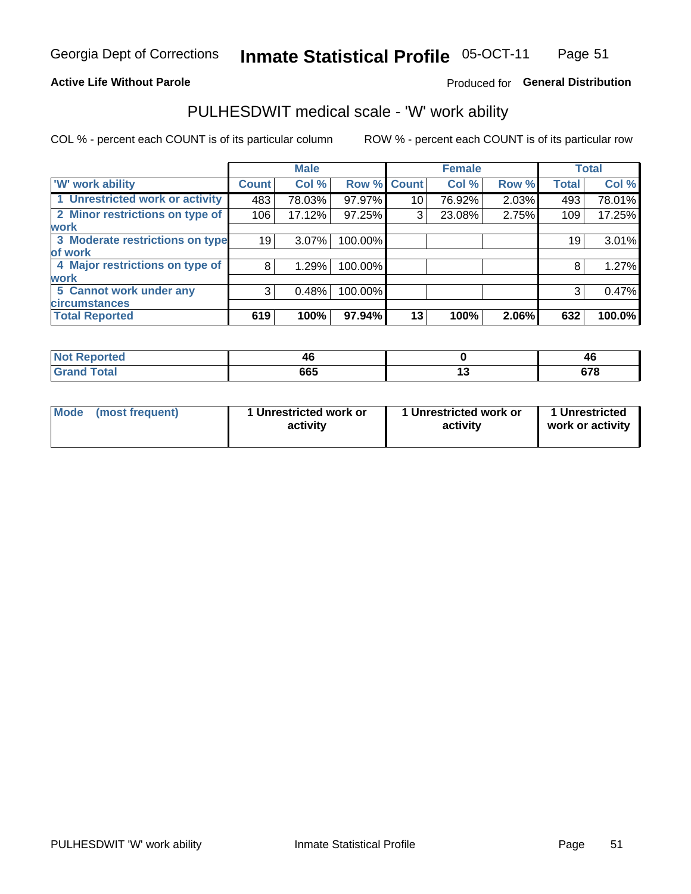Georgia Dept of Corrections **Inmate Statistical Profile** 05-OCT-11

**Active Life Without Parole**

Produced for **General Distribution**

## PULHESDWIT medical scale - 'W' work ability

COL % - percent each COUNT is of its particular column ROW % - percent each COUNT is of its particular row

| | Male | | | Female | | | Total | |
|---|---|---|---|---|---|---|---|---|
| 'W' work ability | Count | Col % | Row % | Count | Col % | Row % | Total | Col % |
| 1 Unrestricted work or activity | 483 | 78.03% | 97.97% | 10 | 76.92% | 2.03% | 493 | 78.01% |
| 2 Minor restrictions on type of work | 106 | 17.12% | 97.25% | 3 | 23.08% | 2.75% | 109 | 17.25% |
| 3 Moderate restrictions on type of work | 19 | 3.07% | 100.00% | | | | 19 | 3.01% |
| 4 Major restrictions on type of work | 8 | 1.29% | 100.00% | | | | 8 | 1.27% |
| 5 Cannot work under any circumstances | 3 | 0.48% | 100.00% | | | | 3 | 0.47% |
| **Total Reported** | **619** | **100%** | **97.94%** | **13** | **100%** | **2.06%** | **632** | **100.0%** |

| | Male | Female | Total |
|---|---|---|---|
| Not Reported | 46 | 0 | 46 |
| Grand Total | 665 | 13 | 678 |

| | Male | Female | Total |
|---|---|---|---|
| Mode (most frequent) | 1 Unrestricted work or activity | 1 Unrestricted work or activity | 1 Unrestricted work or activity |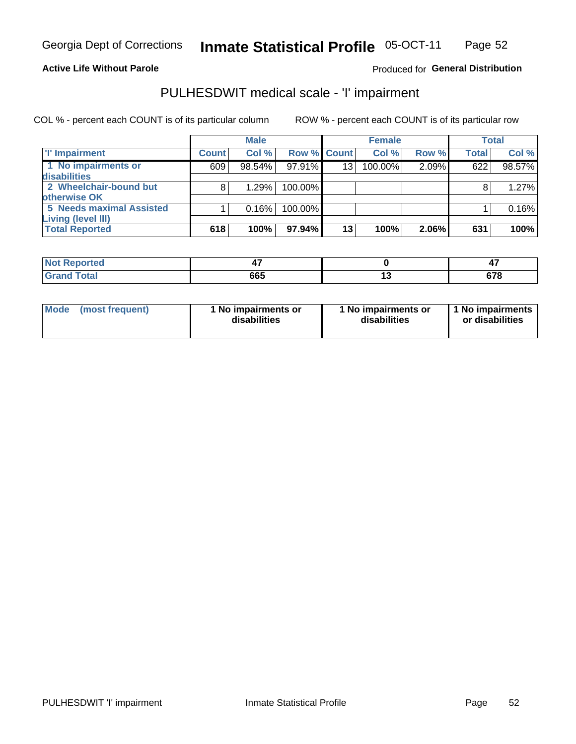Georgia Dept of Corrections **Inmate Statistical Profile** 05-OCT-11

**Active Life Without Parole**

Produced for **General Distribution**

## PULHESDWIT medical scale - 'I' impairment

COL % - percent each COUNT is of its particular column ROW % - percent each COUNT is of its particular row

| | Male | | | Female | | | Total | |
|---|---|---|---|---|---|---|---|---|
| 'I' Impairment | Count | Col % | Row % | Count | Col % | Row % | Total | Col % |
| 1 No impairments or disabilities | 609 | 98.54% | 97.91% | 13 | 100.00% | 2.09% | 622 | 98.57% |
| 2 Wheelchair-bound but otherwise OK | 8 | 1.29% | 100.00% | | | | 8 | 1.27% |
| 5 Needs maximal Assisted Living (level III) | 1 | 0.16% | 100.00% | | | | 1 | 0.16% |
| **Total Reported** | **618** | **100%** | **97.94%** | **13** | **100%** | **2.06%** | **631** | **100%** |

| | Male | Female | Total |
|---|---|---|---|
| Not Reported | 47 | 0 | 47 |
| Grand Total | 665 | 13 | 678 |

| | Male | Female | Total |
|---|---|---|---|
| Mode (most frequent) | 1 No impairments or disabilities | 1 No impairments or disabilities | 1 No impairments or disabilities |

PULHESDWIT 'I' impairment Inmate Statistical Profile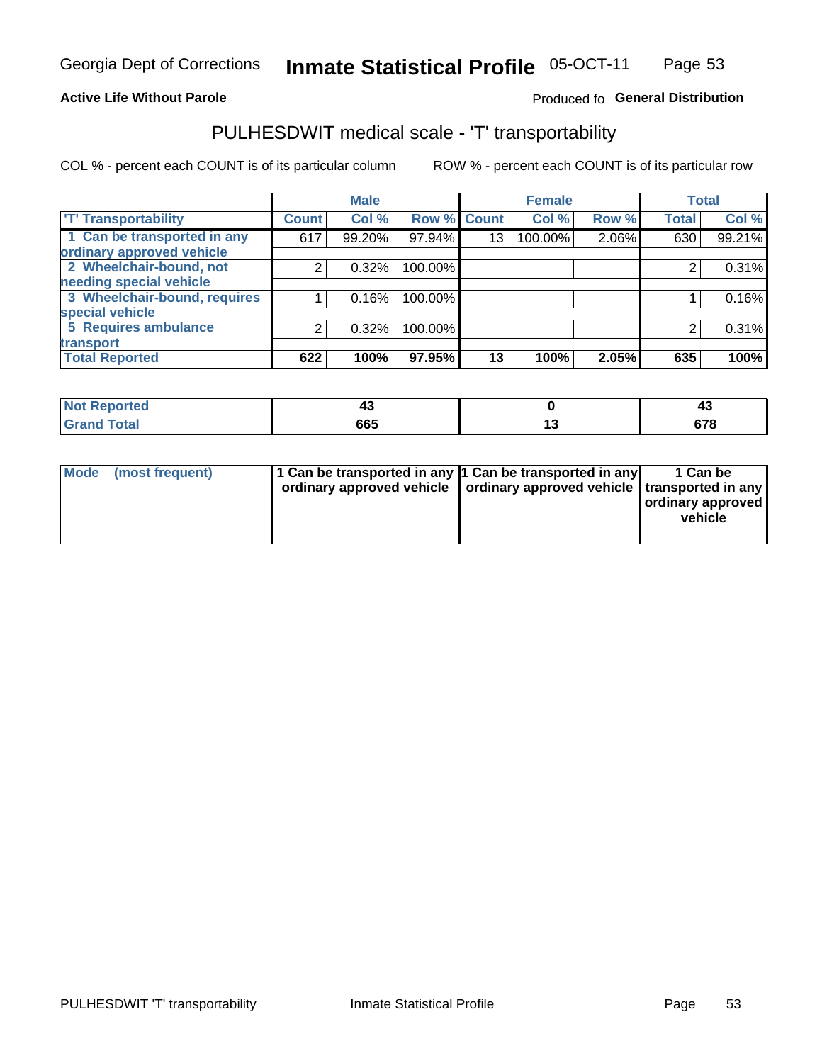Georgia Dept of Corrections **Inherent Statistical Profile** 05-OCT-11

**Active Life Without Parole**

Produced fo **General Distribution**

## PULHESDWIT medical scale - 'T' transportability

COL % - percent each COUNT is of its particular column     ROW % - percent each COUNT is of its particular row

| | Male | | | Female | | | Total | |
|---|---|---|---|---|---|---|---|---|
| 'T' Transportability | Count | Col % | Row % | Count | Col % | Row % | Total | Col % |
| 1 Can be transported in any ordinary approved vehicle | 617 | 99.20% | 97.94% | 13 | 100.00% | 2.06% | 630 | 99.21% |
| 2 Wheelchair-bound, not needing special vehicle | 2 | 0.32% | 100.00% | | | | 2 | 0.31% |
| 3 Wheelchair-bound, requires special vehicle | 1 | 0.16% | 100.00% | | | | 1 | 0.16% |
| 5 Requires ambulance transport | 2 | 0.32% | 100.00% | | | | 2 | 0.31% |
| **Total Reported** | **622** | **100%** | **97.95%** | **13** | **100%** | **2.05%** | **635** | **100%** |

| | Male | Female | Total |
|---|---|---|---|
| Not Reported | 43 | 0 | 43 |
| Grand Total | 665 | 13 | 678 |

| | Male | Female | Total |
|---|---|---|---|
| Mode (most frequent) | 1 Can be transported in any ordinary approved vehicle | 1 Can be transported in any ordinary approved vehicle | 1 Can be transported in any ordinary approved vehicle |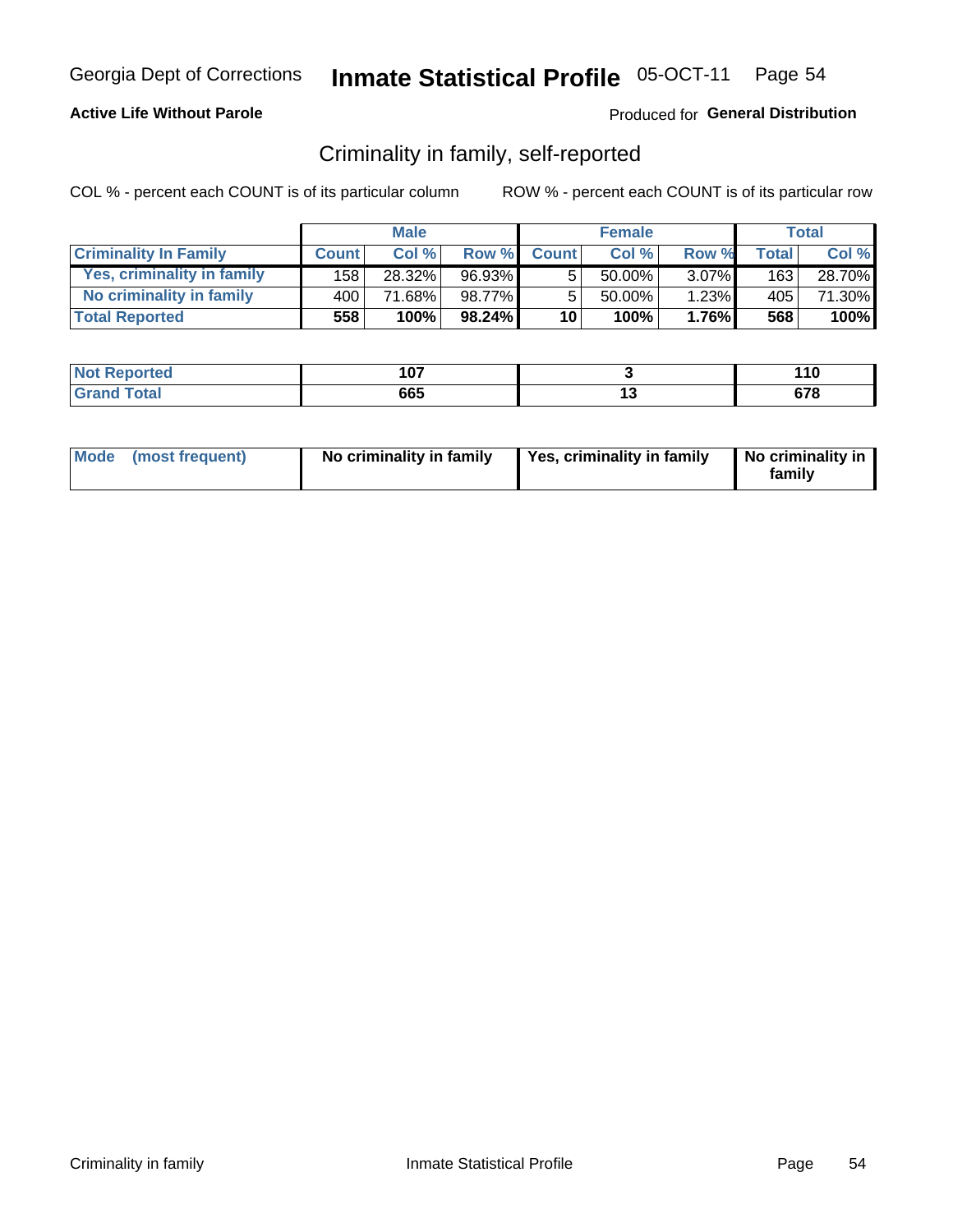# Inmate Statistical Profile

Georgia Dept of Corrections — 05-OCT-11

**Active Life Without Parole**

Produced for **General Distribution**

## Criminality in family, self-reported

COL % - percent each COUNT is of its particular column

ROW % - percent each COUNT is of its particular row

| | Male | | | Female | | | Total | |
|---|---|---|---|---|---|---|---|---|
| **Criminality In Family** | **Count** | **Col %** | **Row %** | **Count** | **Col %** | **Row %** | **Total** | **Col %** |
| Yes, criminality in family | 158 | 28.32% | 96.93% | 5 | 50.00% | 3.07% | 163 | 28.70% |
| No criminality in family | 400 | 71.68% | 98.77% | 5 | 50.00% | 1.23% | 405 | 71.30% |
| **Total Reported** | **558** | **100%** | **98.24%** | **10** | **100%** | **1.76%** | **568** | **100%** |

| | Male | Female | Total |
|---|---|---|---|
| **Not Reported** | **107** | **3** | **110** |
| **Grand Total** | **665** | **13** | **678** |

| | Male | Female | Total |
|---|---|---|---|
| **Mode (most frequent)** | **No criminality in family** | **Yes, criminality in family** | **No criminality in family** |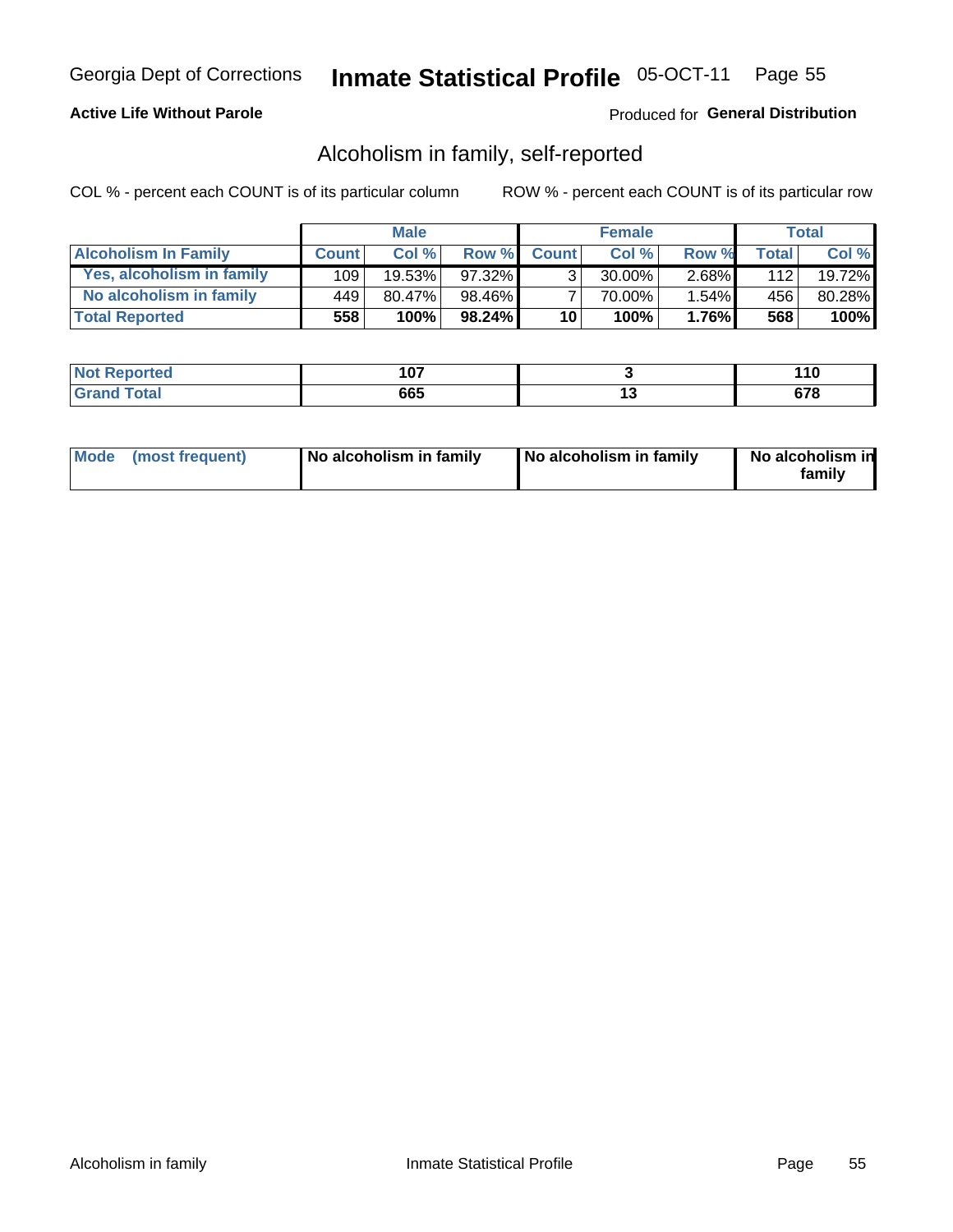Georgia Dept of Corrections **Inmate Statistical Profile** 05-OCT-11

**Active Life Without Parole**

Produced for **General Distribution**

## Alcoholism in family, self-reported

COL % - percent each COUNT is of its particular column

ROW % - percent each COUNT is of its particular row

| | Male | | | Female | | | Total | |
|---|---|---|---|---|---|---|---|---|
| **Alcoholism In Family** | **Count** | **Col %** | **Row %** | **Count** | **Col %** | **Row %** | **Total** | **Col %** |
| **Yes, alcoholism in family** | 109 | 19.53% | 97.32% | 3 | 30.00% | 2.68% | 112 | 19.72% |
| **No alcoholism in family** | 449 | 80.47% | 98.46% | 7 | 70.00% | 1.54% | 456 | 80.28% |
| **Total Reported** | **558** | **100%** | **98.24%** | **10** | **100%** | **1.76%** | **568** | **100%** |

| | Male | Female | Total |
|---|---|---|---|
| **Not Reported** | **107** | **3** | **110** |
| **Grand Total** | **665** | **13** | **678** |

| | Male | Female | Total |
|---|---|---|---|
| **Mode (most frequent)** | **No alcoholism in family** | **No alcoholism in family** | **No alcoholism in family** |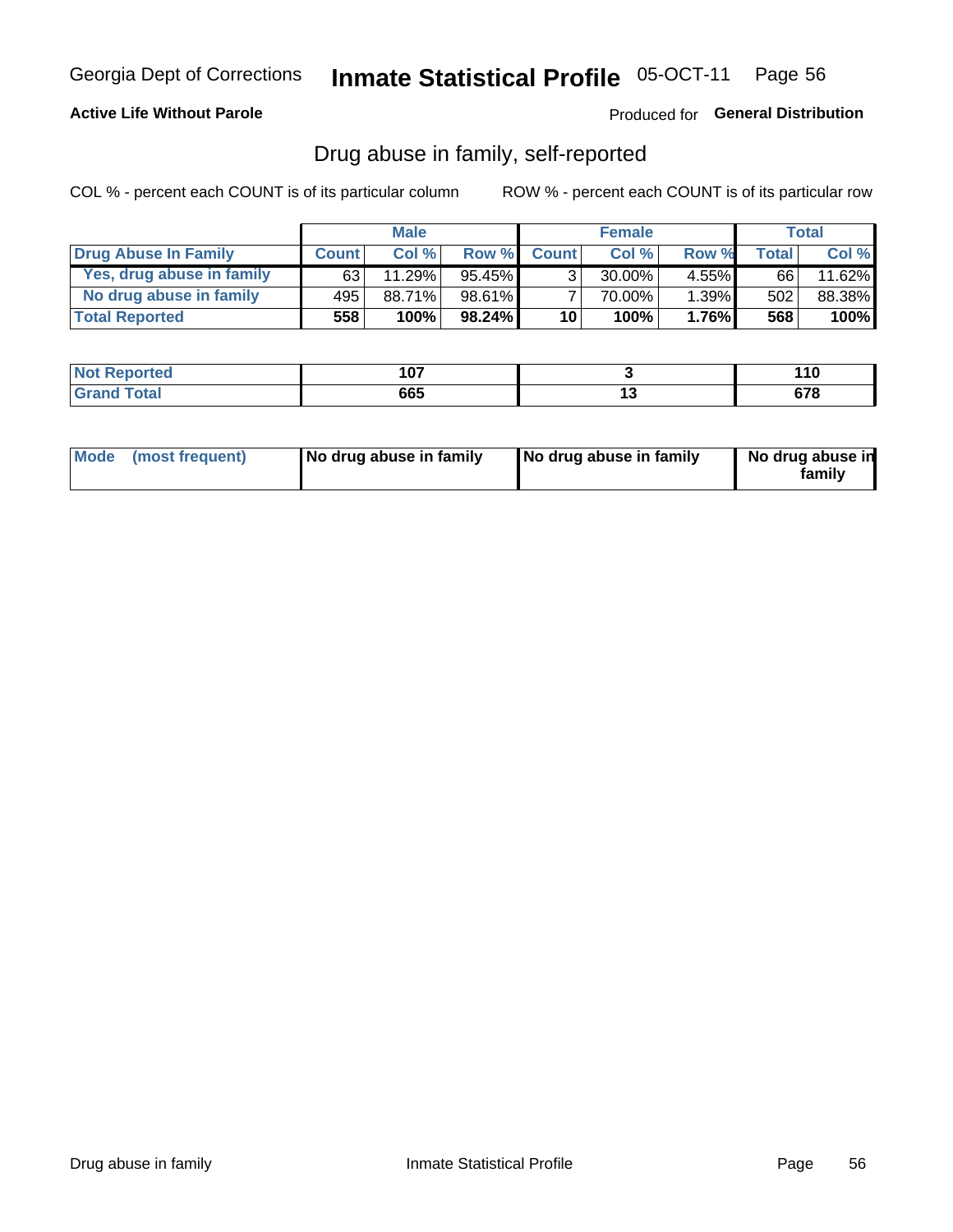Georgia Dept of Corrections **Inmate Statistical Profile** 05-OCT-11

**Active Life Without Parole**

Produced for **General Distribution**

## Drug abuse in family, self-reported

COL % - percent each COUNT is of its particular column

ROW % - percent each COUNT is of its particular row

| | Male | | | Female | | | Total | |
|---|---|---|---|---|---|---|---|---|
| **Drug Abuse In Family** | **Count** | **Col %** | **Row %** | **Count** | **Col %** | **Row %** | **Total** | **Col %** |
| Yes, drug abuse in family | 63 | 11.29% | 95.45% | 3 | 30.00% | 4.55% | 66 | 11.62% |
| No drug abuse in family | 495 | 88.71% | 98.61% | 7 | 70.00% | 1.39% | 502 | 88.38% |
| **Total Reported** | **558** | **100%** | **98.24%** | **10** | **100%** | **1.76%** | **568** | **100%** |

| | Male | Female | Total |
|---|---|---|---|
| **Not Reported** | **107** | **3** | **110** |
| **Grand Total** | **665** | **13** | **678** |

| | Male | Female | Total |
|---|---|---|---|
| **Mode (most frequent)** | **No drug abuse in family** | **No drug abuse in family** | **No drug abuse in family** |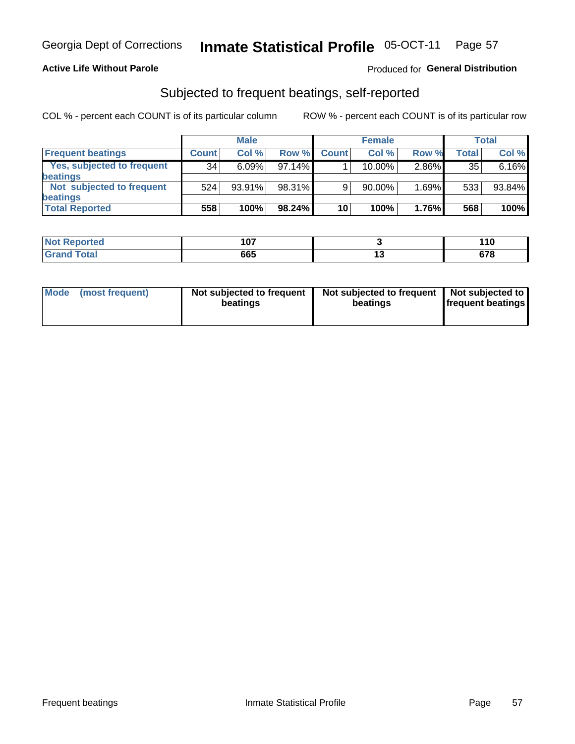Georgia Dept of Corrections **Inmate Statistical Profile** 05-OCT-11 Page 57

**Active Life Without Parole**

Produced for **General Distribution**

## Subjected to frequent beatings, self-reported

COL % - percent each COUNT is of its particular column

ROW % - percent each COUNT is of its particular row

| | Male | | | Female | | | Total | |
|---|---|---|---|---|---|---|---|---|
| **Frequent beatings** | **Count** | **Col %** | **Row %** | **Count** | **Col %** | **Row %** | **Total** | **Col %** |
| Yes, subjected to frequent beatings | 34 | 6.09% | 97.14% | 1 | 10.00% | 2.86% | 35 | 6.16% |
| Not subjected to frequent beatings | 524 | 93.91% | 98.31% | 9 | 90.00% | 1.69% | 533 | 93.84% |
| **Total Reported** | **558** | **100%** | **98.24%** | **10** | **100%** | **1.76%** | **568** | **100%** |

| | Male | Female | Total |
|---|---|---|---|
| **Not Reported** | **107** | **3** | **110** |
| **Grand Total** | **665** | **13** | **678** |

| | | | |
|---|---|---|---|
| **Mode (most frequent)** | **Not subjected to frequent beatings** | **Not subjected to frequent beatings** | **Not subjected to frequent beatings** |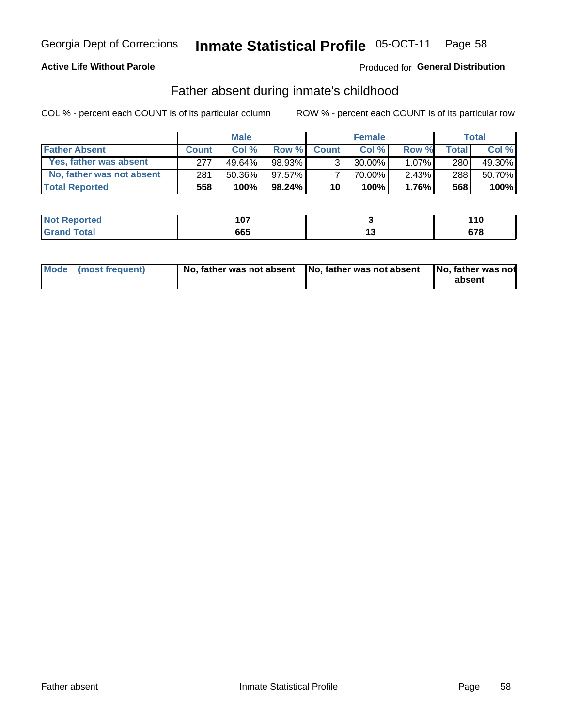Georgia Dept of Corrections **Inmate Statistical Profile** 05-OCT-11

**Active Life Without Parole**

Produced for **General Distribution**

## Father absent during inmate's childhood

COL % - percent each COUNT is of its particular column        ROW % - percent each COUNT is of its particular row

| | Male | | | Female | | | Total | |
|---|---|---|---|---|---|---|---|---|
| **Father Absent** | **Count** | **Col %** | **Row %** | **Count** | **Col %** | **Row %** | **Total** | **Col %** |
| **Yes, father was absent** | 277 | 49.64% | 98.93% | 3 | 30.00% | 1.07% | 280 | 49.30% |
| **No, father was not absent** | 281 | 50.36% | 97.57% | 7 | 70.00% | 2.43% | 288 | 50.70% |
| **Total Reported** | **558** | **100%** | **98.24%** | **10** | **100%** | **1.76%** | **568** | **100%** |

| | Male | Female | Total |
|---|---|---|---|
| **Not Reported** | **107** | **3** | **110** |
| **Grand Total** | **665** | **13** | **678** |

| | Male | Female | Total |
|---|---|---|---|
| **Mode (most frequent)** | **No, father was not absent** | **No, father was not absent** | **No, father was not absent** |

Father absent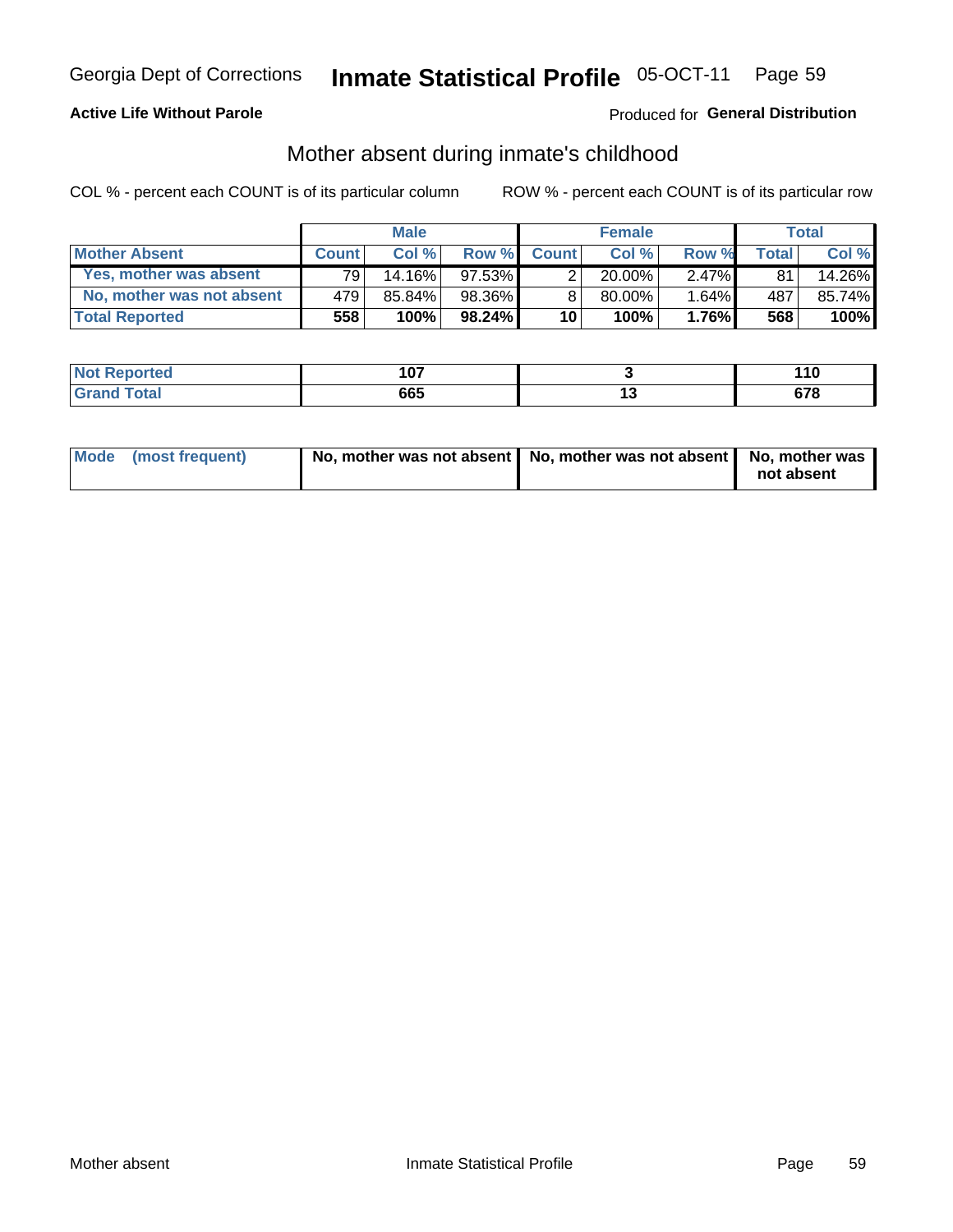Georgia Dept of Corrections **Inmate Statistical Profile** 05-OCT-11

**Active Life Without Parole**

Produced for **General Distribution**

## Mother absent during inmate's childhood

COL % - percent each COUNT is of its particular column

ROW % - percent each COUNT is of its particular row

| | Male | | | Female | | | Total | |
|---|---|---|---|---|---|---|---|---|
| **Mother Absent** | **Count** | **Col %** | **Row %** | **Count** | **Col %** | **Row %** | **Total** | **Col %** |
| **Yes, mother was absent** | 79 | 14.16% | 97.53% | 2 | 20.00% | 2.47% | 81 | 14.26% |
| **No, mother was not absent** | 479 | 85.84% | 98.36% | 8 | 80.00% | 1.64% | 487 | 85.74% |
| **Total Reported** | **558** | **100%** | **98.24%** | **10** | **100%** | **1.76%** | **568** | **100%** |

| | Male | Female | Total |
|---|---|---|---|
| **Not Reported** | **107** | **3** | **110** |
| **Grand Total** | **665** | **13** | **678** |

| | Male | Female | Total |
|---|---|---|---|
| **Mode (most frequent)** | **No, mother was not absent** | **No, mother was not absent** | **No, mother was not absent** |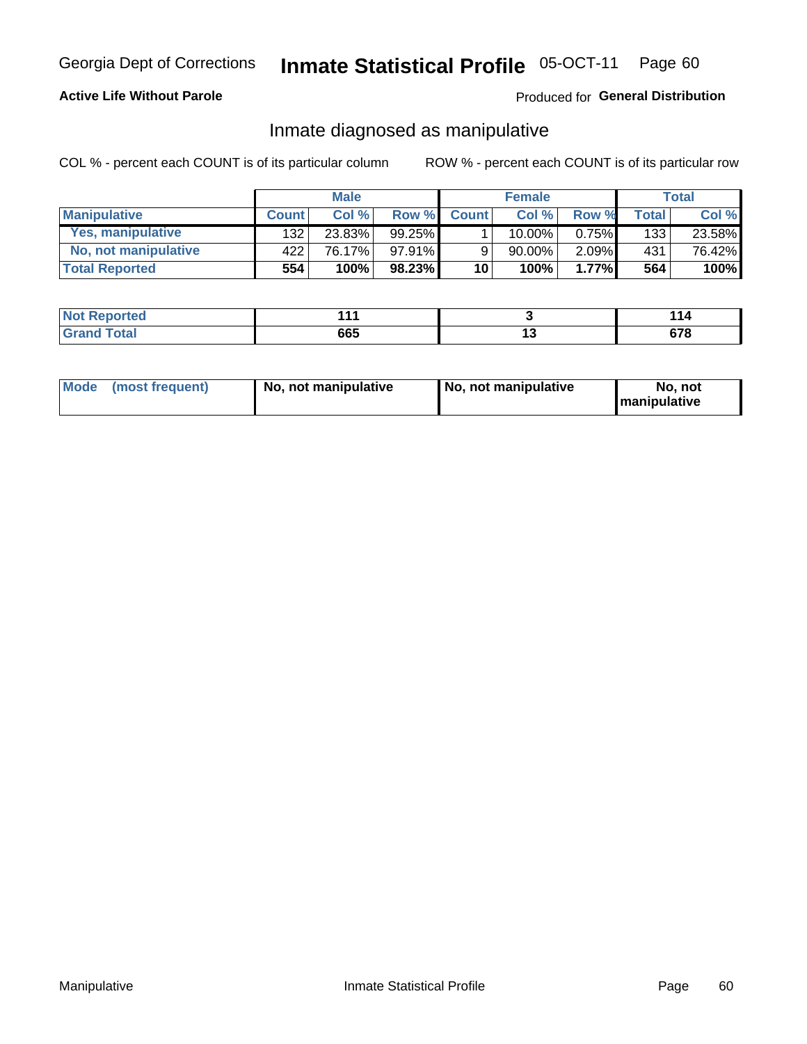Georgia Dept of Corrections **Inmate Statistical Profile** 05-OCT-11 Page 60

**Active Life Without Parole**

Produced for **General Distribution**

## Inmate diagnosed as manipulative

COL % - percent each COUNT is of its particular column

ROW % - percent each COUNT is of its particular row

| | Male | | | Female | | | Total | |
|---|---|---|---|---|---|---|---|---|
| **Manipulative** | **Count** | **Col %** | **Row %** | **Count** | **Col %** | **Row %** | **Total** | **Col %** |
| **Yes, manipulative** | 132 | 23.83% | 99.25% | 1 | 10.00% | 0.75% | 133 | 23.58% |
| **No, not manipulative** | 422 | 76.17% | 97.91% | 9 | 90.00% | 2.09% | 431 | 76.42% |
| **Total Reported** | **554** | **100%** | **98.23%** | **10** | **100%** | **1.77%** | **564** | **100%** |

| | Male | Female | Total |
|---|---|---|---|
| **Not Reported** | **111** | **3** | **114** |
| **Grand Total** | **665** | **13** | **678** |

| | Male | Female | Total |
|---|---|---|---|
| **Mode (most frequent)** | **No, not manipulative** | **No, not manipulative** | **No, not manipulative** |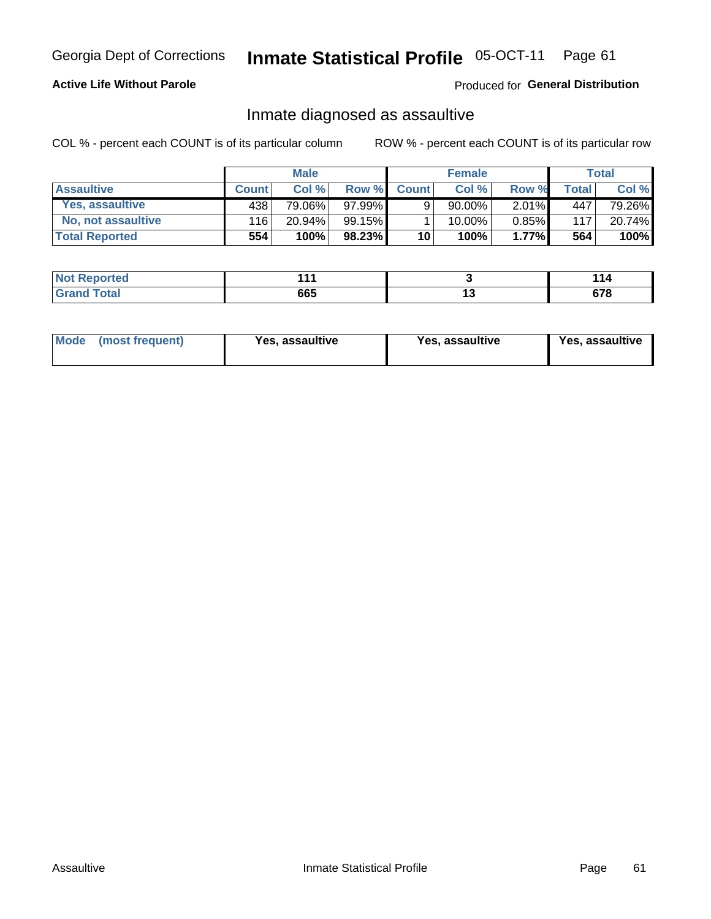Georgia Dept of Corrections **Inmate Statistical Profile** 05-OCT-11

**Active Life Without Parole**

Produced for **General Distribution**

## Inmate diagnosed as assaultive

COL % - percent each COUNT is of its particular column

ROW % - percent each COUNT is of its particular row

| | Male | | | Female | | | Total | |
|---|---|---|---|---|---|---|---|---|
| **Assaultive** | **Count** | **Col %** | **Row %** | **Count** | **Col %** | **Row %** | **Total** | **Col %** |
| **Yes, assaultive** | 438 | 79.06% | 97.99% | 9 | 90.00% | 2.01% | 447 | 79.26% |
| **No, not assaultive** | 116 | 20.94% | 99.15% | 1 | 10.00% | 0.85% | 117 | 20.74% |
| **Total Reported** | **554** | **100%** | **98.23%** | **10** | **100%** | **1.77%** | **564** | **100%** |

| | Male | Female | Total |
|---|---|---|---|
| **Not Reported** | **111** | **3** | **114** |
| **Grand Total** | **665** | **13** | **678** |

| | | | |
|---|---|---|---|
| **Mode (most frequent)** | **Yes, assaultive** | **Yes, assaultive** | **Yes, assaultive** |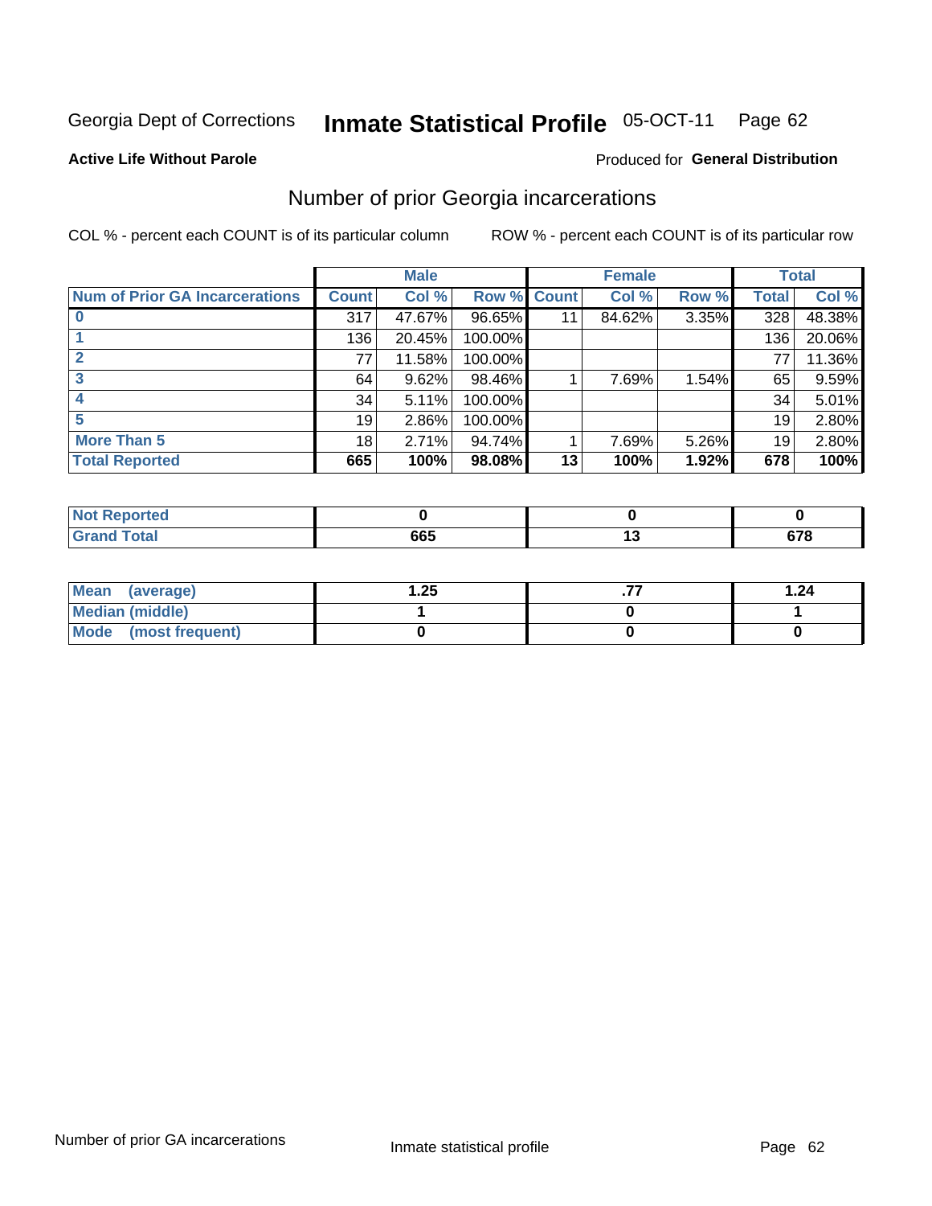Georgia Dept of Corrections **Inmate Statistical Profile** 05-OCT-11

**Active Life Without Parole**

Produced for **General Distribution**

## Number of prior Georgia incarcerations

COL % - percent each COUNT is of its particular column     ROW % - percent each COUNT is of its particular row

| | Male | | | Female | | | Total | |
|---|---|---|---|---|---|---|---|---|
| **Num of Prior GA Incarcerations** | **Count** | **Col %** | **Row %** | **Count** | **Col %** | **Row %** | **Total** | **Col %** |
| **0** | 317 | 47.67% | 96.65% | 11 | 84.62% | 3.35% | 328 | 48.38% |
| **1** | 136 | 20.45% | 100.00% | | | | 136 | 20.06% |
| **2** | 77 | 11.58% | 100.00% | | | | 77 | 11.36% |
| **3** | 64 | 9.62% | 98.46% | 1 | 7.69% | 1.54% | 65 | 9.59% |
| **4** | 34 | 5.11% | 100.00% | | | | 34 | 5.01% |
| **5** | 19 | 2.86% | 100.00% | | | | 19 | 2.80% |
| **More Than 5** | 18 | 2.71% | 94.74% | 1 | 7.69% | 5.26% | 19 | 2.80% |
| **Total Reported** | **665** | **100%** | **98.08%** | **13** | **100%** | **1.92%** | **678** | **100%** |

| | Male | Female | Total |
|---|---|---|---|
| **Not Reported** | **0** | **0** | **0** |
| **Grand Total** | **665** | **13** | **678** |

| | Male | Female | Total |
|---|---|---|---|
| **Mean (average)** | **1.25** | **.77** | **1.24** |
| **Median (middle)** | **1** | **0** | **1** |
| **Mode (most frequent)** | **0** | **0** | **0** |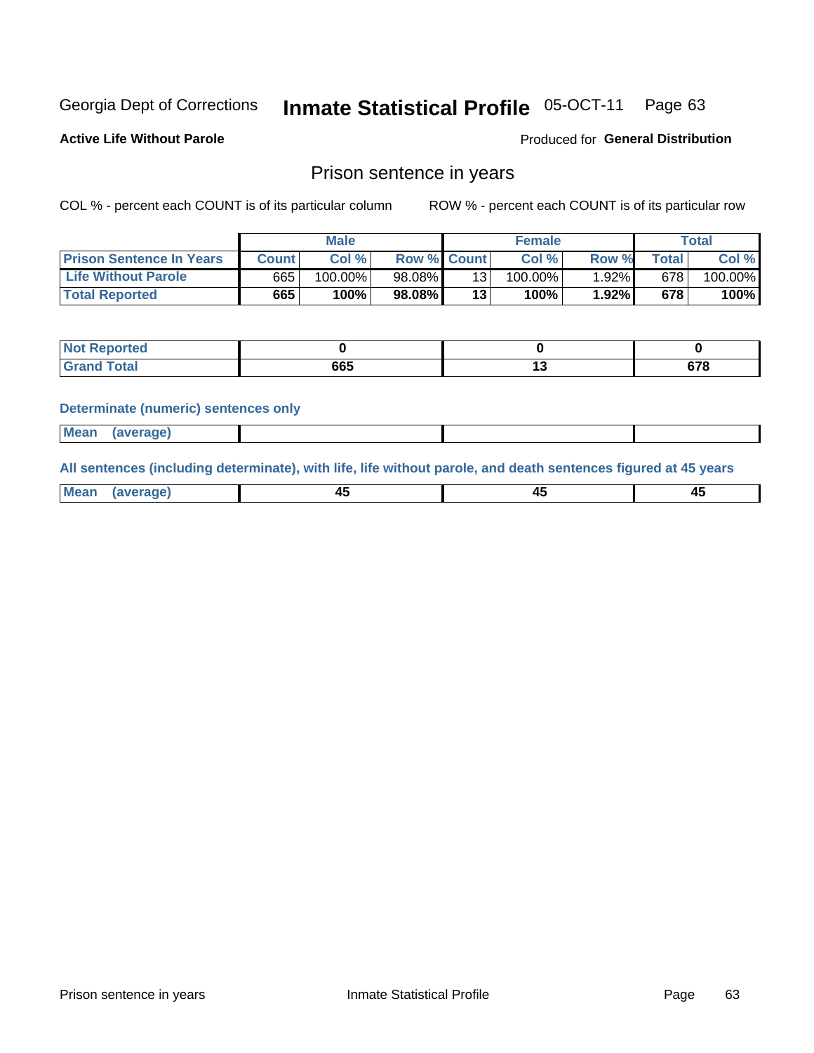Georgia Dept of Corrections **Inmate Statistical Profile** 05-OCT-11 Page 63

**Active Life Without Parole**

Produced for **General Distribution**

## Prison sentence in years

COL % - percent each COUNT is of its particular column    ROW % - percent each COUNT is of its particular row

| | Male | | | Female | | | Total | |
|---|---|---|---|---|---|---|---|---|
| **Prison Sentence In Years** | **Count** | **Col %** | **Row %** | **Count** | **Col %** | **Row %** | **Total** | **Col %** |
| **Life Without Parole** | 665 | 100.00% | 98.08% | 13 | 100.00% | 1.92% | 678 | 100.00% |
| **Total Reported** | **665** | **100%** | **98.08%** | **13** | **100%** | **1.92%** | **678** | **100%** |

| | | | |
|---|---|---|---|
| **Not Reported** | **0** | **0** | **0** |
| **Grand Total** | **665** | **13** | **678** |

**Determinate (numeric) sentences only**

| | | | |
|---|---|---|---|
| **Mean (average)** | | | |

**All sentences (including determinate), with life, life without parole, and death sentences figured at 45 years**

| | | | |
|---|---|---|---|
| **Mean (average)** | **45** | **45** | **45** |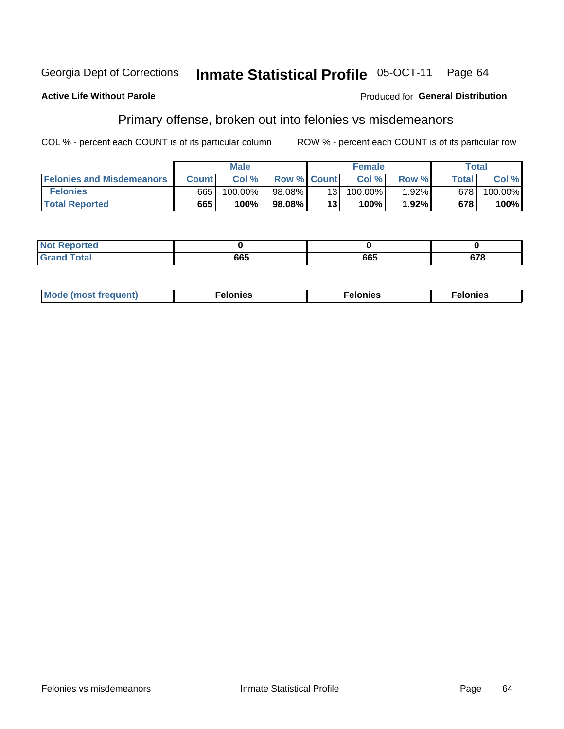Georgia Dept of Corrections **Inmate Statistical Profile** 05-OCT-11

**Active Life Without Parole**

Produced for **General Distribution**

## Primary offense, broken out into felonies vs misdemeanors

COL % - percent each COUNT is of its particular column ROW % - percent each COUNT is of its particular row

| | Male | | | Female | | | Total | |
|---|---|---|---|---|---|---|---|---|
| Felonies and Misdemeanors | Count | Col % | Row % | Count | Col % | Row % | Total | Col % |
| Felonies | 665 | 100.00% | 98.08% | 13 | 100.00% | 1.92% | 678 | 100.00% |
| **Total Reported** | **665** | **100%** | **98.08%** | **13** | **100%** | **1.92%** | **678** | **100%** |

| | Male | Female | Total |
|---|---|---|---|
| Not Reported | **0** | **0** | **0** |
| Grand Total | **665** | **665** | **678** |

| | Male | Female | Total |
|---|---|---|---|
| Mode (most frequent) | **Felonies** | **Felonies** | **Felonies** |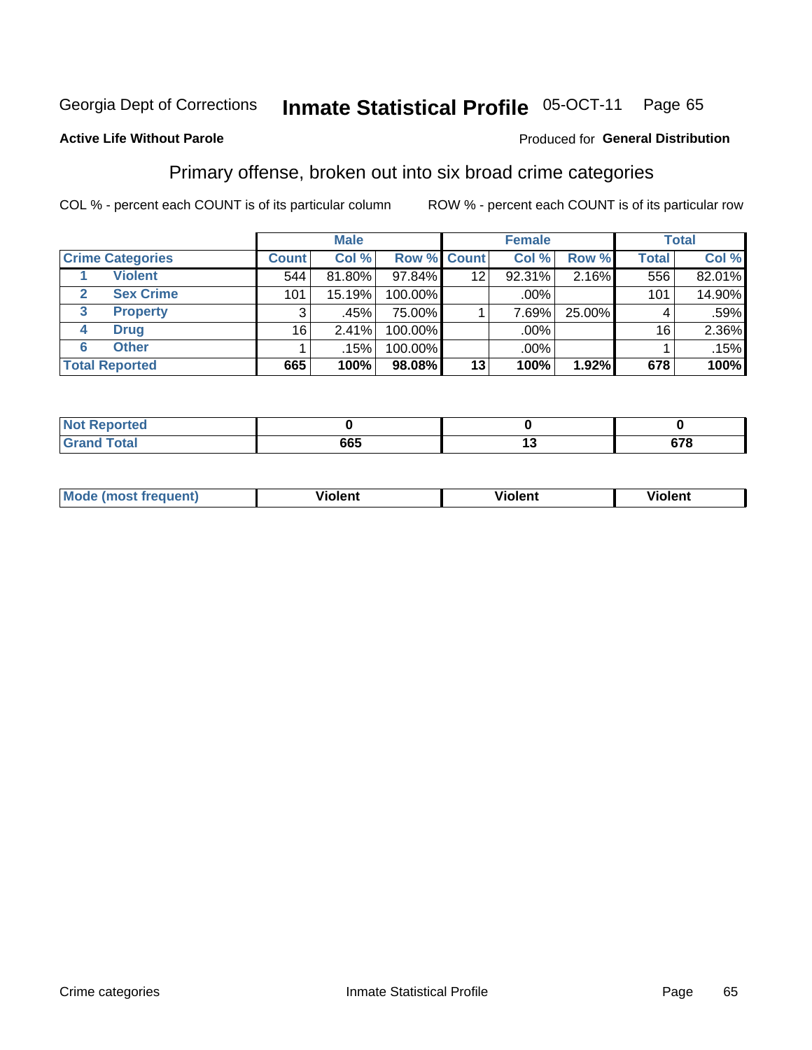Georgia Dept of Corrections **Inmate Statistical Profile** 05-OCT-11

**Active Life Without Parole**

Produced for **General Distribution**

## Primary offense, broken out into six broad crime categories

COL % - percent each COUNT is of its particular column

ROW % - percent each COUNT is of its particular row

| | | Male | | | Female | | | Total | |
|---|---|---|---|---|---|---|---|---|---|
| Crime Categories | | Count | Col % | Row % | Count | Col % | Row % | Total | Col % |
| 1 | Violent | 544 | 81.80% | 97.84% | 12 | 92.31% | 2.16% | 556 | 82.01% |
| 2 | Sex Crime | 101 | 15.19% | 100.00% | | .00% | | 101 | 14.90% |
| 3 | Property | 3 | .45% | 75.00% | 1 | 7.69% | 25.00% | 4 | .59% |
| 4 | Drug | 16 | 2.41% | 100.00% | | .00% | | 16 | 2.36% |
| 6 | Other | 1 | .15% | 100.00% | | .00% | | 1 | .15% |
| **Total Reported** | | **665** | **100%** | **98.08%** | **13** | **100%** | **1.92%** | **678** | **100%** |

| | Male | Female | Total |
|---|---|---|---|
| Not Reported | **0** | **0** | **0** |
| Grand Total | **665** | **13** | **678** |

| | Male | Female | Total |
|---|---|---|---|
| Mode (most frequent) | **Violent** | **Violent** | **Violent** |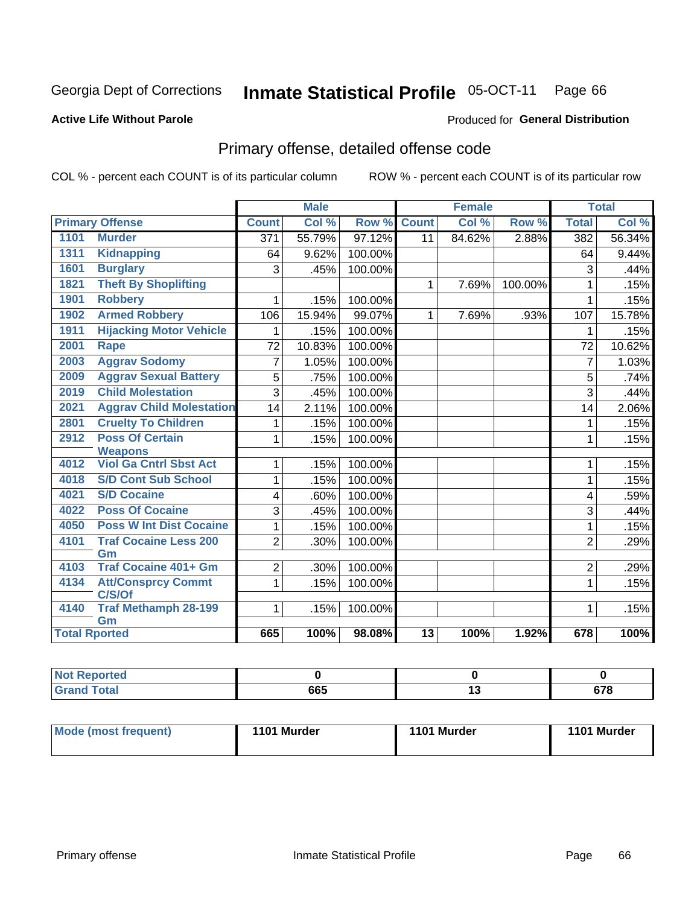Georgia Dept of Corrections **Inmate Statistical Profile** 05-OCT-11 Page 66

**Active Life Without Parole**

Produced for **General Distribution**

## Primary offense, detailed offense code

COL % - percent each COUNT is of its particular column

ROW % - percent each COUNT is of its particular row

| | | Male | | | Female | | | Total | |
|---|---|---|---|---|---|---|---|---|---|
| **Primary Offense** | | **Count** | **Col %** | **Row %** | **Count** | **Col %** | **Row %** | **Total** | **Col %** |
| 1101 | Murder | 371 | 55.79% | 97.12% | 11 | 84.62% | 2.88% | 382 | 56.34% |
| 1311 | Kidnapping | 64 | 9.62% | 100.00% | | | | 64 | 9.44% |
| 1601 | Burglary | 3 | .45% | 100.00% | | | | 3 | .44% |
| 1821 | Theft By Shoplifting | | | | 1 | 7.69% | 100.00% | 1 | .15% |
| 1901 | Robbery | 1 | .15% | 100.00% | | | | 1 | .15% |
| 1902 | Armed Robbery | 106 | 15.94% | 99.07% | 1 | 7.69% | .93% | 107 | 15.78% |
| 1911 | Hijacking Motor Vehicle | 1 | .15% | 100.00% | | | | 1 | .15% |
| 2001 | Rape | 72 | 10.83% | 100.00% | | | | 72 | 10.62% |
| 2003 | Aggrav Sodomy | 7 | 1.05% | 100.00% | | | | 7 | 1.03% |
| 2009 | Aggrav Sexual Battery | 5 | .75% | 100.00% | | | | 5 | .74% |
| 2019 | Child Molestation | 3 | .45% | 100.00% | | | | 3 | .44% |
| 2021 | Aggrav Child Molestation | 14 | 2.11% | 100.00% | | | | 14 | 2.06% |
| 2801 | Cruelty To Children | 1 | .15% | 100.00% | | | | 1 | .15% |
| 2912 | Poss Of Certain Weapons | 1 | .15% | 100.00% | | | | 1 | .15% |
| 4012 | Viol Ga Cntrl Sbst Act | 1 | .15% | 100.00% | | | | 1 | .15% |
| 4018 | S/D Cont Sub School | 1 | .15% | 100.00% | | | | 1 | .15% |
| 4021 | S/D Cocaine | 4 | .60% | 100.00% | | | | 4 | .59% |
| 4022 | Poss Of Cocaine | 3 | .45% | 100.00% | | | | 3 | .44% |
| 4050 | Poss W Int Dist Cocaine | 1 | .15% | 100.00% | | | | 1 | .15% |
| 4101 | Traf Cocaine Less 200 Gm | 2 | .30% | 100.00% | | | | 2 | .29% |
| 4103 | Traf Cocaine 401+ Gm | 2 | .30% | 100.00% | | | | 2 | .29% |
| 4134 | Att/Consprcy Commt C/S/Of | 1 | .15% | 100.00% | | | | 1 | .15% |
| 4140 | Traf Methamph 28-199 Gm | 1 | .15% | 100.00% | | | | 1 | .15% |
| **Total Rported** | | **665** | **100%** | **98.08%** | **13** | **100%** | **1.92%** | **678** | **100%** |

| | Male | Female | Total |
|---|---|---|---|
| **Not Reported** | **0** | **0** | **0** |
| **Grand Total** | **665** | **13** | **678** |

| | | | |
|---|---|---|---|
| **Mode (most frequent)** | **1101 Murder** | **1101 Murder** | **1101 Murder** |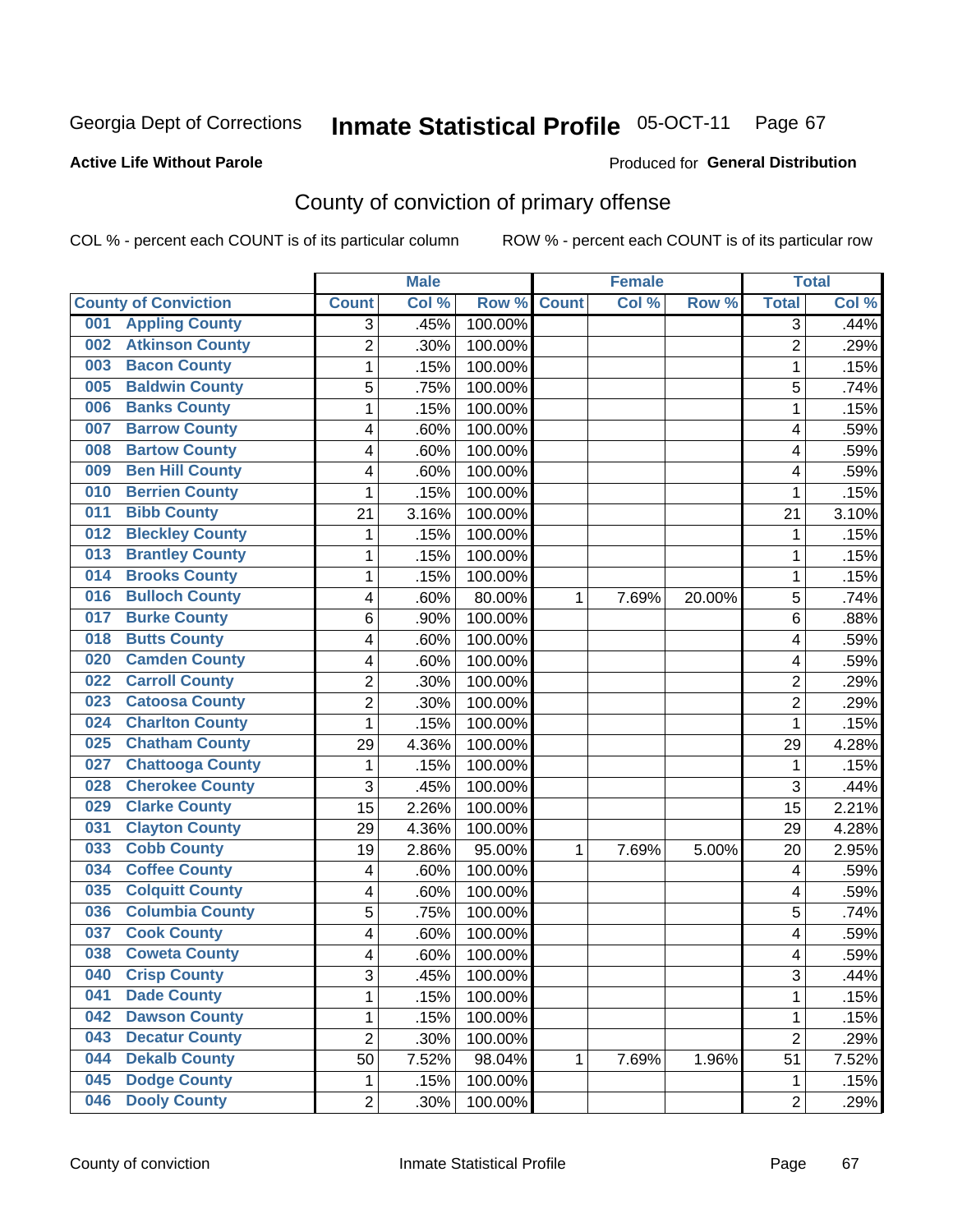Georgia Dept of Corrections **Inmate Statistical Profile** 05-OCT-11 Page 67

**Active Life Without Parole**

Produced for **General Distribution**

## County of conviction of primary offense

COL % - percent each COUNT is of its particular column ROW % - percent each COUNT is of its particular row

| | Male | | | Female | | | Total | |
|---|---|---|---|---|---|---|---|---|
| County of Conviction | Count | Col % | Row % | Count | Col % | Row % | Total | Col % |
| 001 Appling County | 3 | .45% | 100.00% | | | | 3 | .44% |
| 002 Atkinson County | 2 | .30% | 100.00% | | | | 2 | .29% |
| 003 Bacon County | 1 | .15% | 100.00% | | | | 1 | .15% |
| 005 Baldwin County | 5 | .75% | 100.00% | | | | 5 | .74% |
| 006 Banks County | 1 | .15% | 100.00% | | | | 1 | .15% |
| 007 Barrow County | 4 | .60% | 100.00% | | | | 4 | .59% |
| 008 Bartow County | 4 | .60% | 100.00% | | | | 4 | .59% |
| 009 Ben Hill County | 4 | .60% | 100.00% | | | | 4 | .59% |
| 010 Berrien County | 1 | .15% | 100.00% | | | | 1 | .15% |
| 011 Bibb County | 21 | 3.16% | 100.00% | | | | 21 | 3.10% |
| 012 Bleckley County | 1 | .15% | 100.00% | | | | 1 | .15% |
| 013 Brantley County | 1 | .15% | 100.00% | | | | 1 | .15% |
| 014 Brooks County | 1 | .15% | 100.00% | | | | 1 | .15% |
| 016 Bulloch County | 4 | .60% | 80.00% | 1 | 7.69% | 20.00% | 5 | .74% |
| 017 Burke County | 6 | .90% | 100.00% | | | | 6 | .88% |
| 018 Butts County | 4 | .60% | 100.00% | | | | 4 | .59% |
| 020 Camden County | 4 | .60% | 100.00% | | | | 4 | .59% |
| 022 Carroll County | 2 | .30% | 100.00% | | | | 2 | .29% |
| 023 Catoosa County | 2 | .30% | 100.00% | | | | 2 | .29% |
| 024 Charlton County | 1 | .15% | 100.00% | | | | 1 | .15% |
| 025 Chatham County | 29 | 4.36% | 100.00% | | | | 29 | 4.28% |
| 027 Chattooga County | 1 | .15% | 100.00% | | | | 1 | .15% |
| 028 Cherokee County | 3 | .45% | 100.00% | | | | 3 | .44% |
| 029 Clarke County | 15 | 2.26% | 100.00% | | | | 15 | 2.21% |
| 031 Clayton County | 29 | 4.36% | 100.00% | | | | 29 | 4.28% |
| 033 Cobb County | 19 | 2.86% | 95.00% | 1 | 7.69% | 5.00% | 20 | 2.95% |
| 034 Coffee County | 4 | .60% | 100.00% | | | | 4 | .59% |
| 035 Colquitt County | 4 | .60% | 100.00% | | | | 4 | .59% |
| 036 Columbia County | 5 | .75% | 100.00% | | | | 5 | .74% |
| 037 Cook County | 4 | .60% | 100.00% | | | | 4 | .59% |
| 038 Coweta County | 4 | .60% | 100.00% | | | | 4 | .59% |
| 040 Crisp County | 3 | .45% | 100.00% | | | | 3 | .44% |
| 041 Dade County | 1 | .15% | 100.00% | | | | 1 | .15% |
| 042 Dawson County | 1 | .15% | 100.00% | | | | 1 | .15% |
| 043 Decatur County | 2 | .30% | 100.00% | | | | 2 | .29% |
| 044 Dekalb County | 50 | 7.52% | 98.04% | 1 | 7.69% | 1.96% | 51 | 7.52% |
| 045 Dodge County | 1 | .15% | 100.00% | | | | 1 | .15% |
| 046 Dooly County | 2 | .30% | 100.00% | | | | 2 | .29% |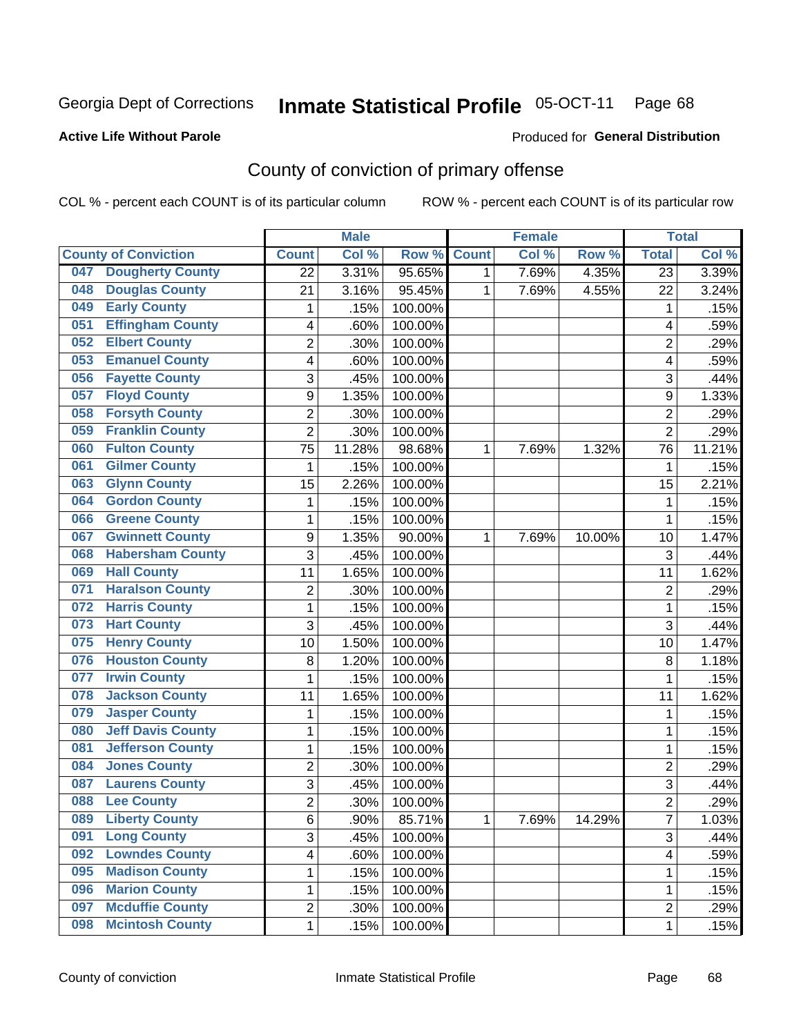Georgia Dept of Corrections **Inmate Statistical Profile** 05-OCT-11 Page 68

**Active Life Without Parole**

Produced for **General Distribution**

## County of conviction of primary offense

COL % - percent each COUNT is of its particular column ROW % - percent each COUNT is of its particular row

| County of Conviction | Male | | | Female | | | Total | |
|---|---|---|---|---|---|---|---|---|
| | Count | Col % | Row % | Count | Col % | Row % | Total | Col % |
| 047 Dougherty County | 22 | 3.31% | 95.65% | 1 | 7.69% | 4.35% | 23 | 3.39% |
| 048 Douglas County | 21 | 3.16% | 95.45% | 1 | 7.69% | 4.55% | 22 | 3.24% |
| 049 Early County | 1 | .15% | 100.00% | | | | 1 | .15% |
| 051 Effingham County | 4 | .60% | 100.00% | | | | 4 | .59% |
| 052 Elbert County | 2 | .30% | 100.00% | | | | 2 | .29% |
| 053 Emanuel County | 4 | .60% | 100.00% | | | | 4 | .59% |
| 056 Fayette County | 3 | .45% | 100.00% | | | | 3 | .44% |
| 057 Floyd County | 9 | 1.35% | 100.00% | | | | 9 | 1.33% |
| 058 Forsyth County | 2 | .30% | 100.00% | | | | 2 | .29% |
| 059 Franklin County | 2 | .30% | 100.00% | | | | 2 | .29% |
| 060 Fulton County | 75 | 11.28% | 98.68% | 1 | 7.69% | 1.32% | 76 | 11.21% |
| 061 Gilmer County | 1 | .15% | 100.00% | | | | 1 | .15% |
| 063 Glynn County | 15 | 2.26% | 100.00% | | | | 15 | 2.21% |
| 064 Gordon County | 1 | .15% | 100.00% | | | | 1 | .15% |
| 066 Greene County | 1 | .15% | 100.00% | | | | 1 | .15% |
| 067 Gwinnett County | 9 | 1.35% | 90.00% | 1 | 7.69% | 10.00% | 10 | 1.47% |
| 068 Habersham County | 3 | .45% | 100.00% | | | | 3 | .44% |
| 069 Hall County | 11 | 1.65% | 100.00% | | | | 11 | 1.62% |
| 071 Haralson County | 2 | .30% | 100.00% | | | | 2 | .29% |
| 072 Harris County | 1 | .15% | 100.00% | | | | 1 | .15% |
| 073 Hart County | 3 | .45% | 100.00% | | | | 3 | .44% |
| 075 Henry County | 10 | 1.50% | 100.00% | | | | 10 | 1.47% |
| 076 Houston County | 8 | 1.20% | 100.00% | | | | 8 | 1.18% |
| 077 Irwin County | 1 | .15% | 100.00% | | | | 1 | .15% |
| 078 Jackson County | 11 | 1.65% | 100.00% | | | | 11 | 1.62% |
| 079 Jasper County | 1 | .15% | 100.00% | | | | 1 | .15% |
| 080 Jeff Davis County | 1 | .15% | 100.00% | | | | 1 | .15% |
| 081 Jefferson County | 1 | .15% | 100.00% | | | | 1 | .15% |
| 084 Jones County | 2 | .30% | 100.00% | | | | 2 | .29% |
| 087 Laurens County | 3 | .45% | 100.00% | | | | 3 | .44% |
| 088 Lee County | 2 | .30% | 100.00% | | | | 2 | .29% |
| 089 Liberty County | 6 | .90% | 85.71% | 1 | 7.69% | 14.29% | 7 | 1.03% |
| 091 Long County | 3 | .45% | 100.00% | | | | 3 | .44% |
| 092 Lowndes County | 4 | .60% | 100.00% | | | | 4 | .59% |
| 095 Madison County | 1 | .15% | 100.00% | | | | 1 | .15% |
| 096 Marion County | 1 | .15% | 100.00% | | | | 1 | .15% |
| 097 Mcduffie County | 2 | .30% | 100.00% | | | | 2 | .29% |
| 098 Mcintosh County | 1 | .15% | 100.00% | | | | 1 | .15% |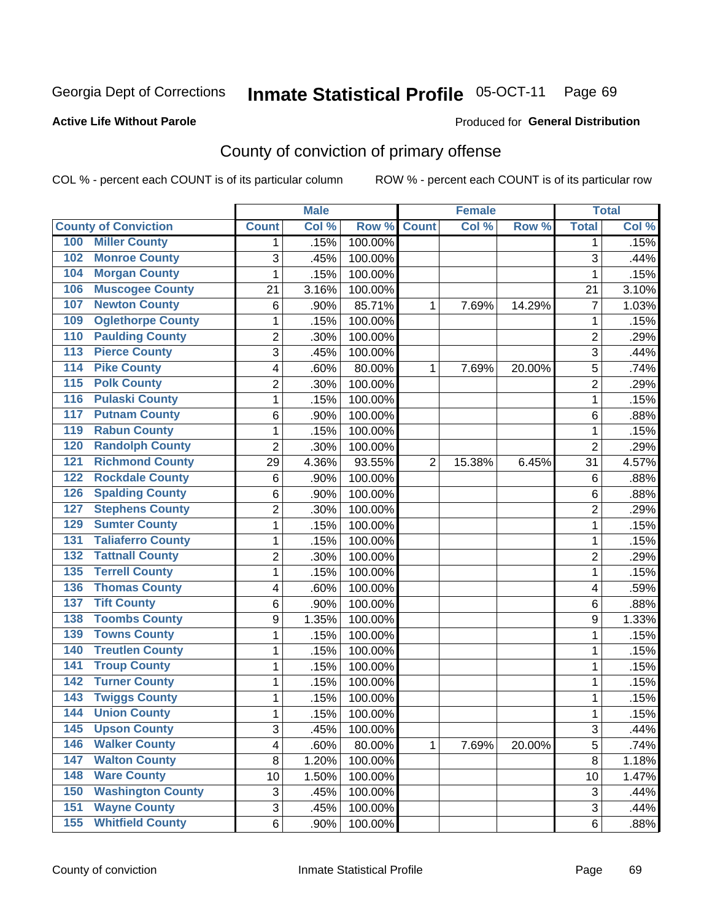Georgia Dept of Corrections **Inmate Statistical Profile** 05-OCT-11 Page 69

**Active Life Without Parole**

Produced for **General Distribution**

## County of conviction of primary offense

COL % - percent each COUNT is of its particular column      ROW % - percent each COUNT is of its particular row

| | Male | | | Female | | | Total | |
|---|---|---|---|---|---|---|---|---|
| County of Conviction | Count | Col % | Row % | Count | Col % | Row % | Total | Col % |
| 100 Miller County | 1 | .15% | 100.00% | | | | 1 | .15% |
| 102 Monroe County | 3 | .45% | 100.00% | | | | 3 | .44% |
| 104 Morgan County | 1 | .15% | 100.00% | | | | 1 | .15% |
| 106 Muscogee County | 21 | 3.16% | 100.00% | | | | 21 | 3.10% |
| 107 Newton County | 6 | .90% | 85.71% | 1 | 7.69% | 14.29% | 7 | 1.03% |
| 109 Oglethorpe County | 1 | .15% | 100.00% | | | | 1 | .15% |
| 110 Paulding County | 2 | .30% | 100.00% | | | | 2 | .29% |
| 113 Pierce County | 3 | .45% | 100.00% | | | | 3 | .44% |
| 114 Pike County | 4 | .60% | 80.00% | 1 | 7.69% | 20.00% | 5 | .74% |
| 115 Polk County | 2 | .30% | 100.00% | | | | 2 | .29% |
| 116 Pulaski County | 1 | .15% | 100.00% | | | | 1 | .15% |
| 117 Putnam County | 6 | .90% | 100.00% | | | | 6 | .88% |
| 119 Rabun County | 1 | .15% | 100.00% | | | | 1 | .15% |
| 120 Randolph County | 2 | .30% | 100.00% | | | | 2 | .29% |
| 121 Richmond County | 29 | 4.36% | 93.55% | 2 | 15.38% | 6.45% | 31 | 4.57% |
| 122 Rockdale County | 6 | .90% | 100.00% | | | | 6 | .88% |
| 126 Spalding County | 6 | .90% | 100.00% | | | | 6 | .88% |
| 127 Stephens County | 2 | .30% | 100.00% | | | | 2 | .29% |
| 129 Sumter County | 1 | .15% | 100.00% | | | | 1 | .15% |
| 131 Taliaferro County | 1 | .15% | 100.00% | | | | 1 | .15% |
| 132 Tattnall County | 2 | .30% | 100.00% | | | | 2 | .29% |
| 135 Terrell County | 1 | .15% | 100.00% | | | | 1 | .15% |
| 136 Thomas County | 4 | .60% | 100.00% | | | | 4 | .59% |
| 137 Tift County | 6 | .90% | 100.00% | | | | 6 | .88% |
| 138 Toombs County | 9 | 1.35% | 100.00% | | | | 9 | 1.33% |
| 139 Towns County | 1 | .15% | 100.00% | | | | 1 | .15% |
| 140 Treutlen County | 1 | .15% | 100.00% | | | | 1 | .15% |
| 141 Troup County | 1 | .15% | 100.00% | | | | 1 | .15% |
| 142 Turner County | 1 | .15% | 100.00% | | | | 1 | .15% |
| 143 Twiggs County | 1 | .15% | 100.00% | | | | 1 | .15% |
| 144 Union County | 1 | .15% | 100.00% | | | | 1 | .15% |
| 145 Upson County | 3 | .45% | 100.00% | | | | 3 | .44% |
| 146 Walker County | 4 | .60% | 80.00% | 1 | 7.69% | 20.00% | 5 | .74% |
| 147 Walton County | 8 | 1.20% | 100.00% | | | | 8 | 1.18% |
| 148 Ware County | 10 | 1.50% | 100.00% | | | | 10 | 1.47% |
| 150 Washington County | 3 | .45% | 100.00% | | | | 3 | .44% |
| 151 Wayne County | 3 | .45% | 100.00% | | | | 3 | .44% |
| 155 Whitfield County | 6 | .90% | 100.00% | | | | 6 | .88% |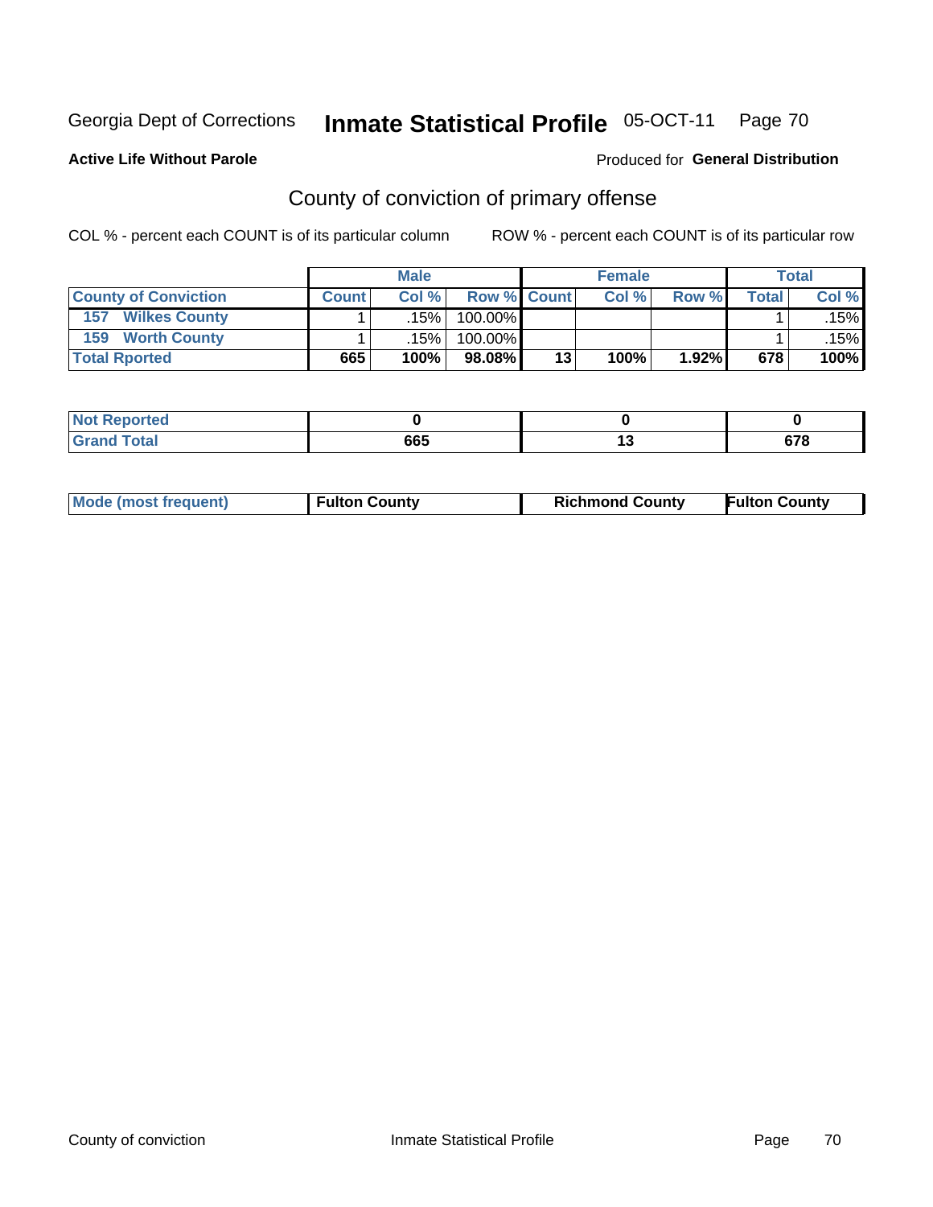Georgia Dept of Corrections **Inmate Statistical Profile** 05-OCT-11 Page 70

**Active Life Without Parole**

Produced for **General Distribution**

## County of conviction of primary offense

COL % - percent each COUNT is of its particular column ROW % - percent each COUNT is of its particular row

| | Male | | | Female | | | Total | |
|---|---|---|---|---|---|---|---|---|
| **County of Conviction** | **Count** | **Col %** | **Row %** | **Count** | **Col %** | **Row %** | **Total** | **Col %** |
| **157 Wilkes County** | 1 | .15% | 100.00% | | | | 1 | .15% |
| **159 Worth County** | 1 | .15% | 100.00% | | | | 1 | .15% |
| **Total Rported** | **665** | **100%** | **98.08%** | **13** | **100%** | **1.92%** | **678** | **100%** |

| | | | |
|---|---|---|---|
| **Not Reported** | **0** | **0** | **0** |
| **Grand Total** | **665** | **13** | **678** |

| | | | |
|---|---|---|---|
| **Mode (most frequent)** | **Fulton County** | **Richmond County** | **Fulton County** |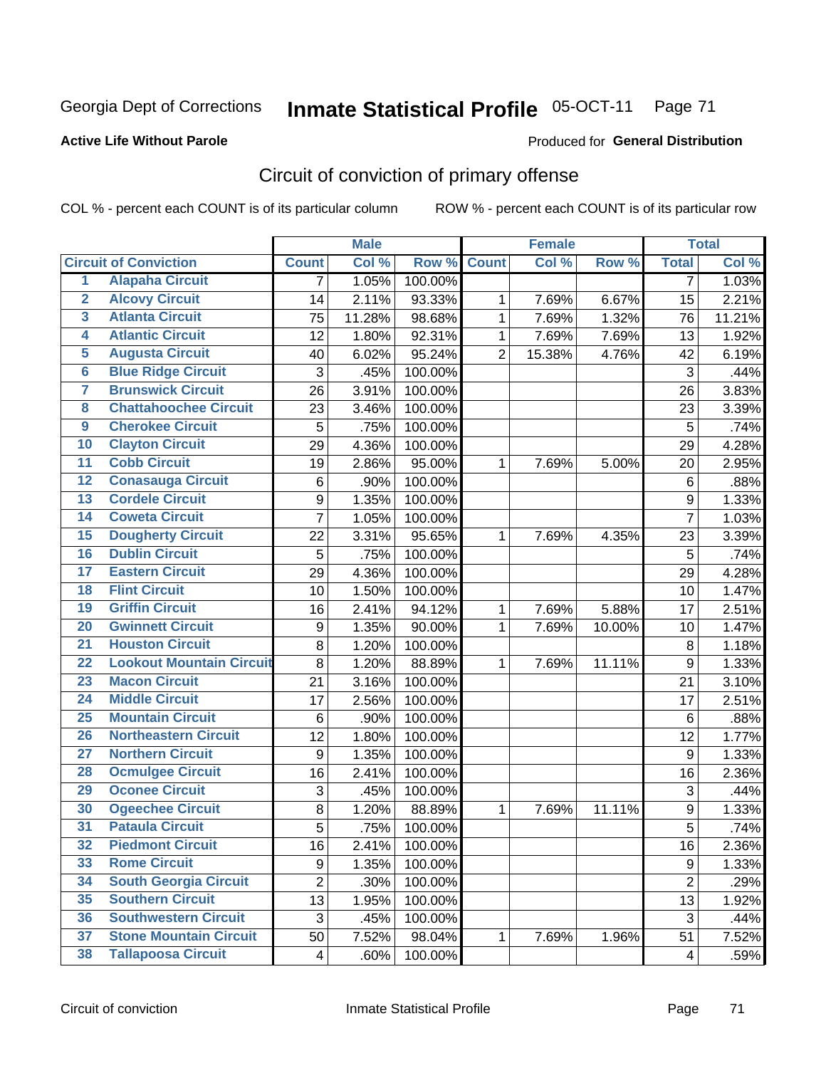Georgia Dept of Corrections **Inmate Statistical Profile** 05-OCT-11

**Active Life Without Parole**

Produced for **General Distribution**

## Circuit of conviction of primary offense

COL % - percent each COUNT is of its particular column ROW % - percent each COUNT is of its particular row

| | | Male | | | Female | | | Total | |
|---|---|---|---|---|---|---|---|---|---|
| **Circuit of Conviction** | | **Count** | **Col %** | **Row %** | **Count** | **Col %** | **Row %** | **Total** | **Col %** |
| 1 | Alapaha Circuit | 7 | 1.05% | 100.00% | | | | 7 | 1.03% |
| 2 | Alcovy Circuit | 14 | 2.11% | 93.33% | 1 | 7.69% | 6.67% | 15 | 2.21% |
| 3 | Atlanta Circuit | 75 | 11.28% | 98.68% | 1 | 7.69% | 1.32% | 76 | 11.21% |
| 4 | Atlantic Circuit | 12 | 1.80% | 92.31% | 1 | 7.69% | 7.69% | 13 | 1.92% |
| 5 | Augusta Circuit | 40 | 6.02% | 95.24% | 2 | 15.38% | 4.76% | 42 | 6.19% |
| 6 | Blue Ridge Circuit | 3 | .45% | 100.00% | | | | 3 | .44% |
| 7 | Brunswick Circuit | 26 | 3.91% | 100.00% | | | | 26 | 3.83% |
| 8 | Chattahoochee Circuit | 23 | 3.46% | 100.00% | | | | 23 | 3.39% |
| 9 | Cherokee Circuit | 5 | .75% | 100.00% | | | | 5 | .74% |
| 10 | Clayton Circuit | 29 | 4.36% | 100.00% | | | | 29 | 4.28% |
| 11 | Cobb Circuit | 19 | 2.86% | 95.00% | 1 | 7.69% | 5.00% | 20 | 2.95% |
| 12 | Conasauga Circuit | 6 | .90% | 100.00% | | | | 6 | .88% |
| 13 | Cordele Circuit | 9 | 1.35% | 100.00% | | | | 9 | 1.33% |
| 14 | Coweta Circuit | 7 | 1.05% | 100.00% | | | | 7 | 1.03% |
| 15 | Dougherty Circuit | 22 | 3.31% | 95.65% | 1 | 7.69% | 4.35% | 23 | 3.39% |
| 16 | Dublin Circuit | 5 | .75% | 100.00% | | | | 5 | .74% |
| 17 | Eastern Circuit | 29 | 4.36% | 100.00% | | | | 29 | 4.28% |
| 18 | Flint Circuit | 10 | 1.50% | 100.00% | | | | 10 | 1.47% |
| 19 | Griffin Circuit | 16 | 2.41% | 94.12% | 1 | 7.69% | 5.88% | 17 | 2.51% |
| 20 | Gwinnett Circuit | 9 | 1.35% | 90.00% | 1 | 7.69% | 10.00% | 10 | 1.47% |
| 21 | Houston Circuit | 8 | 1.20% | 100.00% | | | | 8 | 1.18% |
| 22 | Lookout Mountain Circuit | 8 | 1.20% | 88.89% | 1 | 7.69% | 11.11% | 9 | 1.33% |
| 23 | Macon Circuit | 21 | 3.16% | 100.00% | | | | 21 | 3.10% |
| 24 | Middle Circuit | 17 | 2.56% | 100.00% | | | | 17 | 2.51% |
| 25 | Mountain Circuit | 6 | .90% | 100.00% | | | | 6 | .88% |
| 26 | Northeastern Circuit | 12 | 1.80% | 100.00% | | | | 12 | 1.77% |
| 27 | Northern Circuit | 9 | 1.35% | 100.00% | | | | 9 | 1.33% |
| 28 | Ocmulgee Circuit | 16 | 2.41% | 100.00% | | | | 16 | 2.36% |
| 29 | Oconee Circuit | 3 | .45% | 100.00% | | | | 3 | .44% |
| 30 | Ogeechee Circuit | 8 | 1.20% | 88.89% | 1 | 7.69% | 11.11% | 9 | 1.33% |
| 31 | Pataula Circuit | 5 | .75% | 100.00% | | | | 5 | .74% |
| 32 | Piedmont Circuit | 16 | 2.41% | 100.00% | | | | 16 | 2.36% |
| 33 | Rome Circuit | 9 | 1.35% | 100.00% | | | | 9 | 1.33% |
| 34 | South Georgia Circuit | 2 | .30% | 100.00% | | | | 2 | .29% |
| 35 | Southern Circuit | 13 | 1.95% | 100.00% | | | | 13 | 1.92% |
| 36 | Southwestern Circuit | 3 | .45% | 100.00% | | | | 3 | .44% |
| 37 | Stone Mountain Circuit | 50 | 7.52% | 98.04% | 1 | 7.69% | 1.96% | 51 | 7.52% |
| 38 | Tallapoosa Circuit | 4 | .60% | 100.00% | | | | 4 | .59% |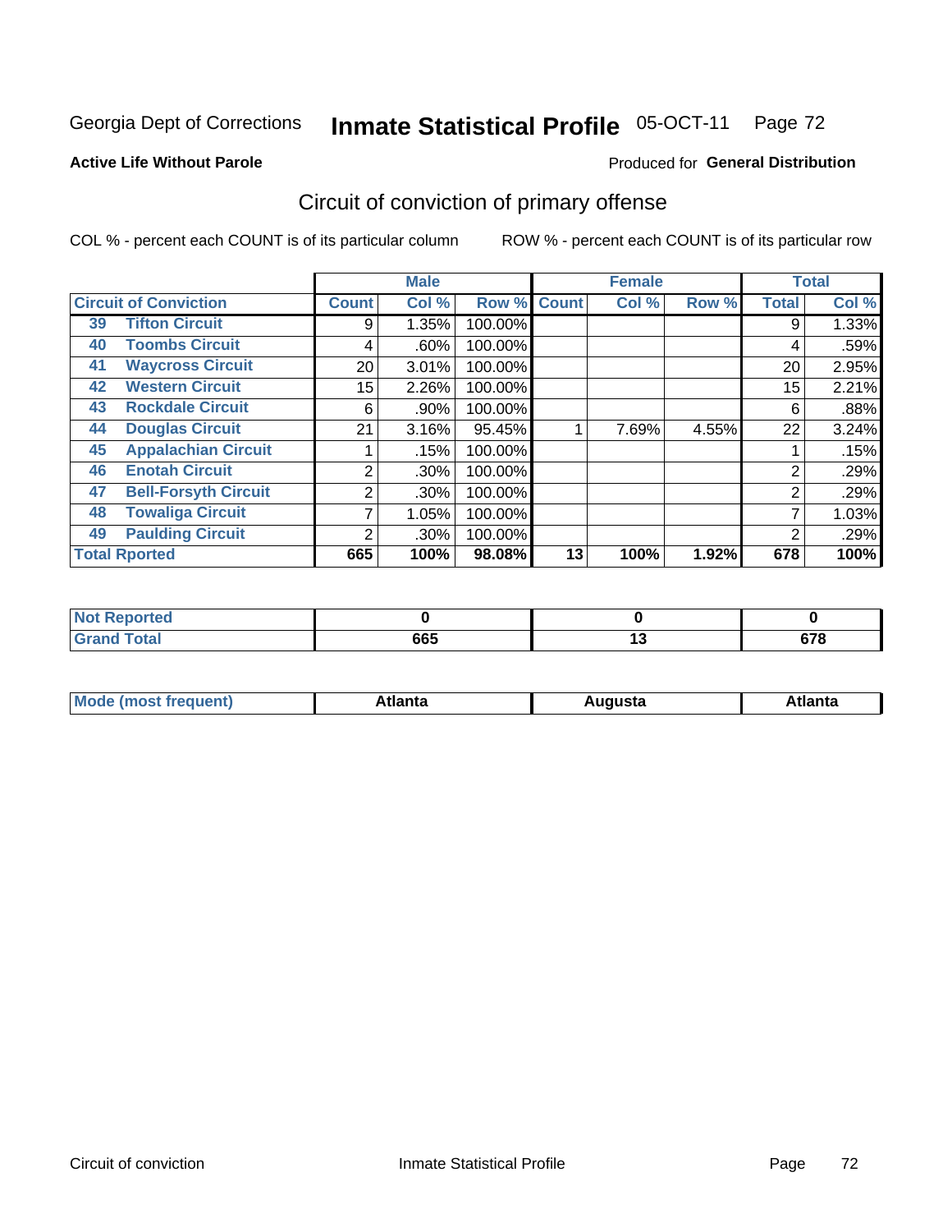Georgia Dept of Corrections **Inmate Statistical Profile** 05-OCT-11

**Active Life Without Parole**

Produced for **General Distribution**

## Circuit of conviction of primary offense

COL % - percent each COUNT is of its particular column

ROW % - percent each COUNT is of its particular row

| Circuit of Conviction | | Male | | | Female | | | Total | |
|---|---|---|---|---|---|---|---|---|---|
| | | Count | Col % | Row % | Count | Col % | Row % | Total | Col % |
| 39 | Tifton Circuit | 9 | 1.35% | 100.00% | | | | 9 | 1.33% |
| 40 | Toombs Circuit | 4 | .60% | 100.00% | | | | 4 | .59% |
| 41 | Waycross Circuit | 20 | 3.01% | 100.00% | | | | 20 | 2.95% |
| 42 | Western Circuit | 15 | 2.26% | 100.00% | | | | 15 | 2.21% |
| 43 | Rockdale Circuit | 6 | .90% | 100.00% | | | | 6 | .88% |
| 44 | Douglas Circuit | 21 | 3.16% | 95.45% | 1 | 7.69% | 4.55% | 22 | 3.24% |
| 45 | Appalachian Circuit | 1 | .15% | 100.00% | | | | 1 | .15% |
| 46 | Enotah Circuit | 2 | .30% | 100.00% | | | | 2 | .29% |
| 47 | Bell-Forsyth Circuit | 2 | .30% | 100.00% | | | | 2 | .29% |
| 48 | Towaliga Circuit | 7 | 1.05% | 100.00% | | | | 7 | 1.03% |
| 49 | Paulding Circuit | 2 | .30% | 100.00% | | | | 2 | .29% |
| **Total Rported** | | **665** | **100%** | **98.08%** | **13** | **100%** | **1.92%** | **678** | **100%** |

| | Male | Female | Total |
|---|---|---|---|
| Not Reported | 0 | 0 | 0 |
| Grand Total | 665 | 13 | 678 |

| | Male | Female | Total |
|---|---|---|---|
| Mode (most frequent) | Atlanta | Augusta | Atlanta |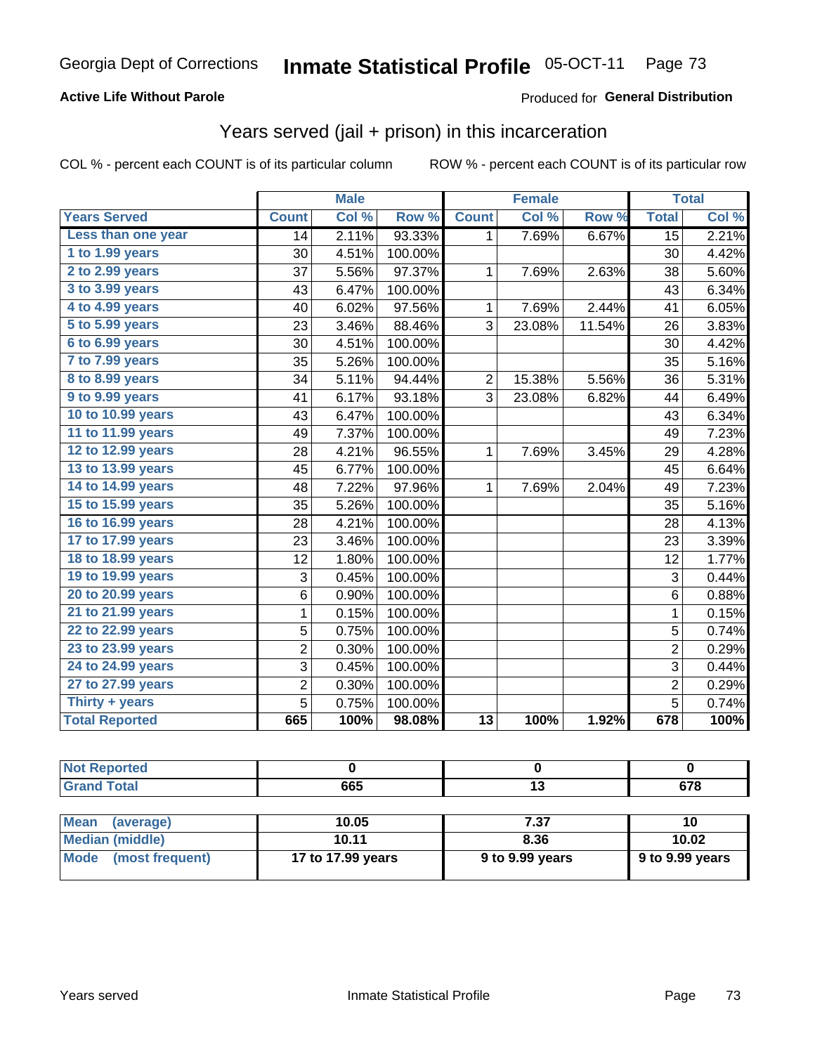Georgia Dept of Corrections **Inmate Statistical Profile** 05-OCT-11

**Active Life Without Parole**

Produced for **General Distribution**

## Years served (jail + prison) in this incarceration

COL % - percent each COUNT is of its particular column

ROW % - percent each COUNT is of its particular row

| | Male | | | Female | | | Total | |
|---|---|---|---|---|---|---|---|---|
| **Years Served** | **Count** | **Col %** | **Row %** | **Count** | **Col %** | **Row %** | **Total** | **Col %** |
| **Less than one year** | 14 | 2.11% | 93.33% | 1 | 7.69% | 6.67% | 15 | 2.21% |
| **1 to 1.99 years** | 30 | 4.51% | 100.00% | | | | 30 | 4.42% |
| **2 to 2.99 years** | 37 | 5.56% | 97.37% | 1 | 7.69% | 2.63% | 38 | 5.60% |
| **3 to 3.99 years** | 43 | 6.47% | 100.00% | | | | 43 | 6.34% |
| **4 to 4.99 years** | 40 | 6.02% | 97.56% | 1 | 7.69% | 2.44% | 41 | 6.05% |
| **5 to 5.99 years** | 23 | 3.46% | 88.46% | 3 | 23.08% | 11.54% | 26 | 3.83% |
| **6 to 6.99 years** | 30 | 4.51% | 100.00% | | | | 30 | 4.42% |
| **7 to 7.99 years** | 35 | 5.26% | 100.00% | | | | 35 | 5.16% |
| **8 to 8.99 years** | 34 | 5.11% | 94.44% | 2 | 15.38% | 5.56% | 36 | 5.31% |
| **9 to 9.99 years** | 41 | 6.17% | 93.18% | 3 | 23.08% | 6.82% | 44 | 6.49% |
| **10 to 10.99 years** | 43 | 6.47% | 100.00% | | | | 43 | 6.34% |
| **11 to 11.99 years** | 49 | 7.37% | 100.00% | | | | 49 | 7.23% |
| **12 to 12.99 years** | 28 | 4.21% | 96.55% | 1 | 7.69% | 3.45% | 29 | 4.28% |
| **13 to 13.99 years** | 45 | 6.77% | 100.00% | | | | 45 | 6.64% |
| **14 to 14.99 years** | 48 | 7.22% | 97.96% | 1 | 7.69% | 2.04% | 49 | 7.23% |
| **15 to 15.99 years** | 35 | 5.26% | 100.00% | | | | 35 | 5.16% |
| **16 to 16.99 years** | 28 | 4.21% | 100.00% | | | | 28 | 4.13% |
| **17 to 17.99 years** | 23 | 3.46% | 100.00% | | | | 23 | 3.39% |
| **18 to 18.99 years** | 12 | 1.80% | 100.00% | | | | 12 | 1.77% |
| **19 to 19.99 years** | 3 | 0.45% | 100.00% | | | | 3 | 0.44% |
| **20 to 20.99 years** | 6 | 0.90% | 100.00% | | | | 6 | 0.88% |
| **21 to 21.99 years** | 1 | 0.15% | 100.00% | | | | 1 | 0.15% |
| **22 to 22.99 years** | 5 | 0.75% | 100.00% | | | | 5 | 0.74% |
| **23 to 23.99 years** | 2 | 0.30% | 100.00% | | | | 2 | 0.29% |
| **24 to 24.99 years** | 3 | 0.45% | 100.00% | | | | 3 | 0.44% |
| **27 to 27.99 years** | 2 | 0.30% | 100.00% | | | | 2 | 0.29% |
| **Thirty + years** | 5 | 0.75% | 100.00% | | | | 5 | 0.74% |
| **Total Reported** | **665** | **100%** | **98.08%** | **13** | **100%** | **1.92%** | **678** | **100%** |

| | Male | Female | Total |
|---|---|---|---|
| **Not Reported** | **0** | **0** | **0** |
| **Grand Total** | **665** | **13** | **678** |

| | Male | Female | Total |
|---|---|---|---|
| **Mean (average)** | **10.05** | **7.37** | **10** |
| **Median (middle)** | **10.11** | **8.36** | **10.02** |
| **Mode (most frequent)** | **17 to 17.99 years** | **9 to 9.99 years** | **9 to 9.99 years** |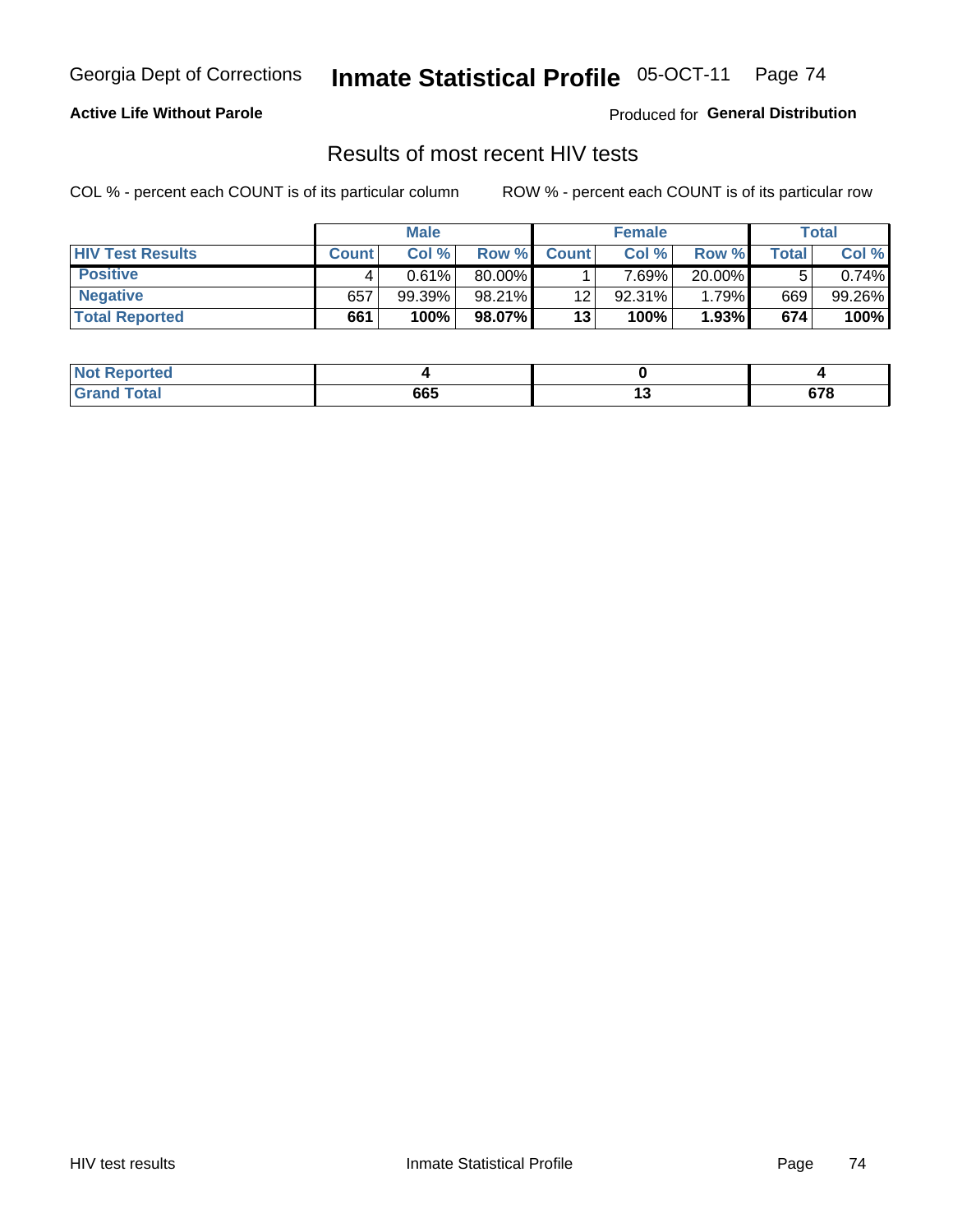Georgia Dept of Corrections **Inmate Statistical Profile** 05-OCT-11

**Active Life Without Parole** Produced for **General Distribution**

## Results of most recent HIV tests

COL % - percent each COUNT is of its particular column ROW % - percent each COUNT is of its particular row

| | Male | | | Female | | | Total | |
|---|---|---|---|---|---|---|---|---|
| **HIV Test Results** | **Count** | **Col %** | **Row %** | **Count** | **Col %** | **Row %** | **Total** | **Col %** |
| **Positive** | 4 | 0.61% | 80.00% | 1 | 7.69% | 20.00% | 5 | 0.74% |
| **Negative** | 657 | 99.39% | 98.21% | 12 | 92.31% | 1.79% | 669 | 99.26% |
| **Total Reported** | **661** | **100%** | **98.07%** | **13** | **100%** | **1.93%** | **674** | **100%** |

| | Male | Female | Total |
|---|---|---|---|
| **Not Reported** | **4** | **0** | **4** |
| **Grand Total** | **665** | **13** | **678** |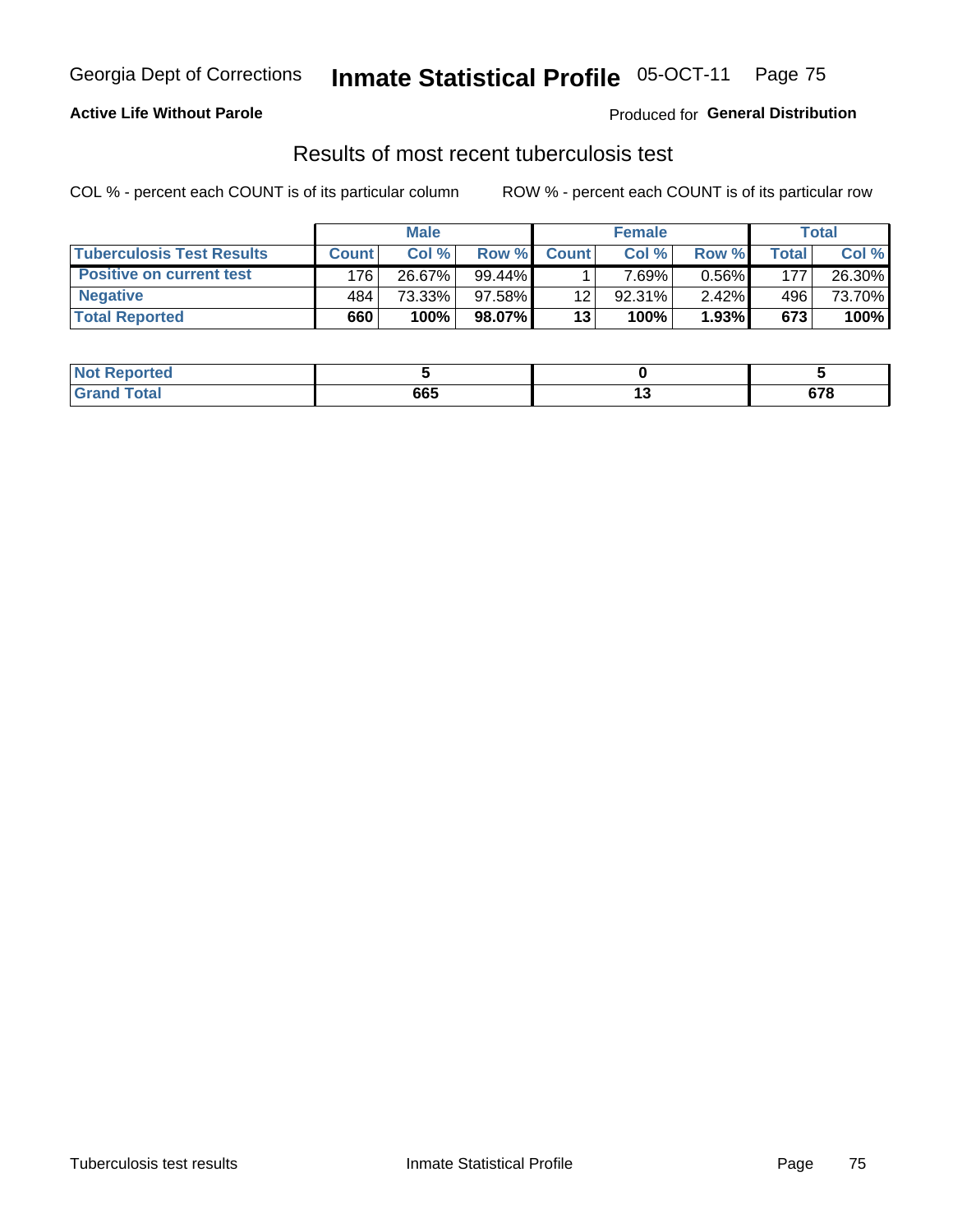Georgia Dept of Corrections **Inmate Statistical Profile** 05-OCT-11

**Active Life Without Parole**

Produced for **General Distribution**

## Results of most recent tuberculosis test

COL % - percent each COUNT is of its particular column

ROW % - percent each COUNT is of its particular row

| | Male | | | Female | | | Total | |
|---|---|---|---|---|---|---|---|---|
| **Tuberculosis Test Results** | **Count** | **Col %** | **Row %** | **Count** | **Col %** | **Row %** | **Total** | **Col %** |
| **Positive on current test** | 176 | 26.67% | 99.44% | 1 | 7.69% | 0.56% | 177 | 26.30% |
| **Negative** | 484 | 73.33% | 97.58% | 12 | 92.31% | 2.42% | 496 | 73.70% |
| **Total Reported** | **660** | **100%** | **98.07%** | **13** | **100%** | **1.93%** | **673** | **100%** |

| | Male | Female | Total |
|---|---|---|---|
| **Not Reported** | **5** | **0** | **5** |
| **Grand Total** | **665** | **13** | **678** |

Tuberculosis test results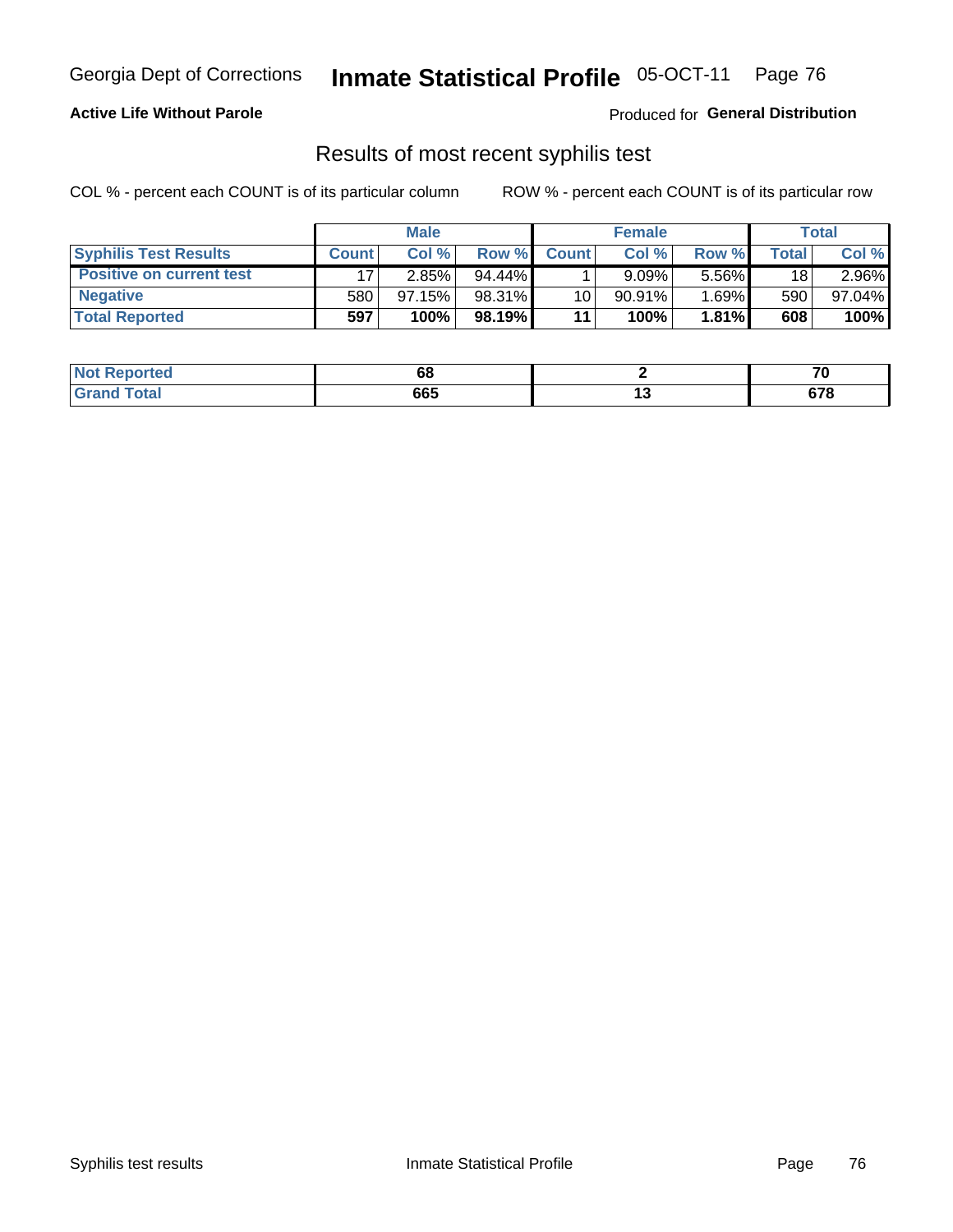Georgia Dept of Corrections **Inmate Statistical Profile** 05-OCT-11

**Active Life Without Parole**

Produced for **General Distribution**

## Results of most recent syphilis test

COL % - percent each COUNT is of its particular column

ROW % - percent each COUNT is of its particular row

| | Male | | | Female | | | Total | |
|---|---|---|---|---|---|---|---|---|
| **Syphilis Test Results** | **Count** | **Col %** | **Row %** | **Count** | **Col %** | **Row %** | **Total** | **Col %** |
| **Positive on current test** | 17 | 2.85% | 94.44% | 1 | 9.09% | 5.56% | 18 | 2.96% |
| **Negative** | 580 | 97.15% | 98.31% | 10 | 90.91% | 1.69% | 590 | 97.04% |
| **Total Reported** | **597** | **100%** | **98.19%** | **11** | **100%** | **1.81%** | **608** | **100%** |

| | Male | Female | Total |
|---|---|---|---|
| **Not Reported** | **68** | **2** | **70** |
| **Grand Total** | **665** | **13** | **678** |

Syphilis test results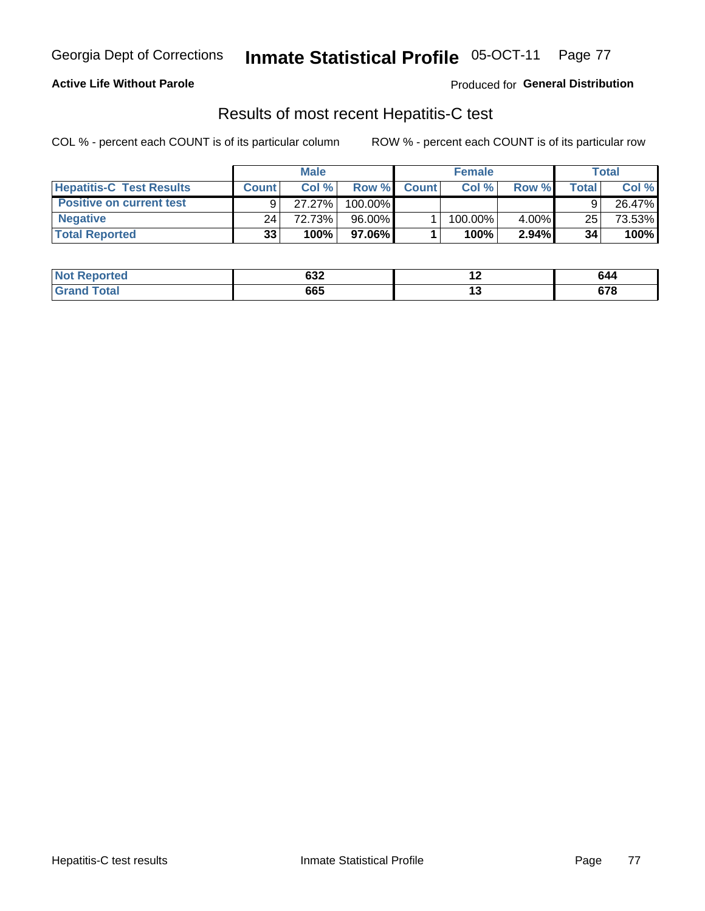Georgia Dept of Corrections **Inmate Statistical Profile** 05-OCT-11

**Active Life Without Parole**

Produced for **General Distribution**

## Results of most recent Hepatitis-C test

COL % - percent each COUNT is of its particular column

ROW % - percent each COUNT is of its particular row

| | Male | | | Female | | | Total | |
|---|---|---|---|---|---|---|---|---|
| **Hepatitis-C Test Results** | **Count** | **Col %** | **Row %** | **Count** | **Col %** | **Row %** | **Total** | **Col %** |
| **Positive on current test** | 9 | 27.27% | 100.00% | | | | 9 | 26.47% |
| **Negative** | 24 | 72.73% | 96.00% | 1 | 100.00% | 4.00% | 25 | 73.53% |
| **Total Reported** | **33** | **100%** | **97.06%** | **1** | **100%** | **2.94%** | **34** | **100%** |

| | | | |
|---|---|---|---|
| **Not Reported** | **632** | **12** | **644** |
| **Grand Total** | **665** | **13** | **678** |

Hepatitis-C test results